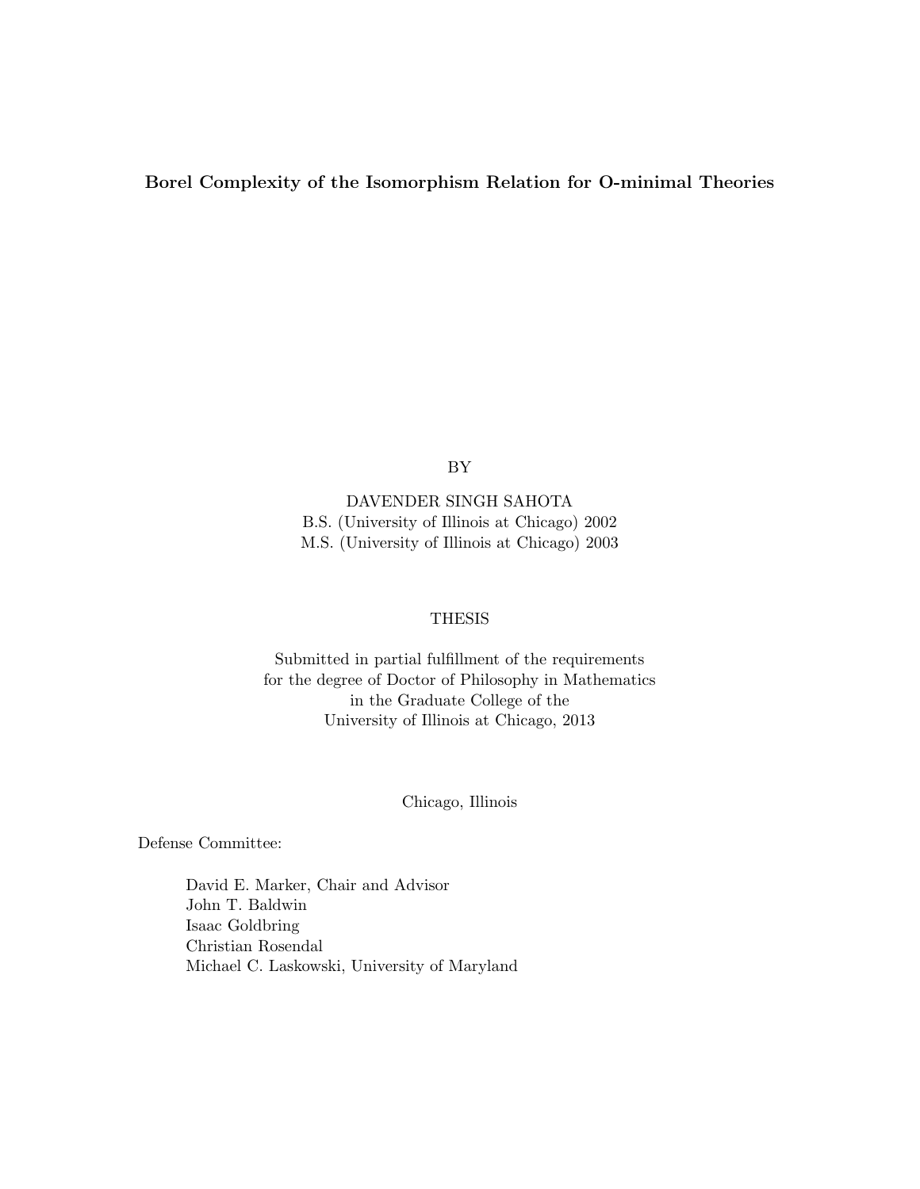# Borel Complexity of the Isomorphism Relation for O-minimal Theories

BY

DAVENDER SINGH SAHOTA
B.S. (University of Illinois at Chicago) 2002
M.S. (University of Illinois at Chicago) 2003

THESIS

Submitted in partial fulfillment of the requirements
for the degree of Doctor of Philosophy in Mathematics
in the Graduate College of the
University of Illinois at Chicago, 2013

Chicago, Illinois

Defense Committee:

David E. Marker, Chair and Advisor
John T. Baldwin
Isaac Goldbring
Christian Rosendal
Michael C. Laskowski, University of Maryland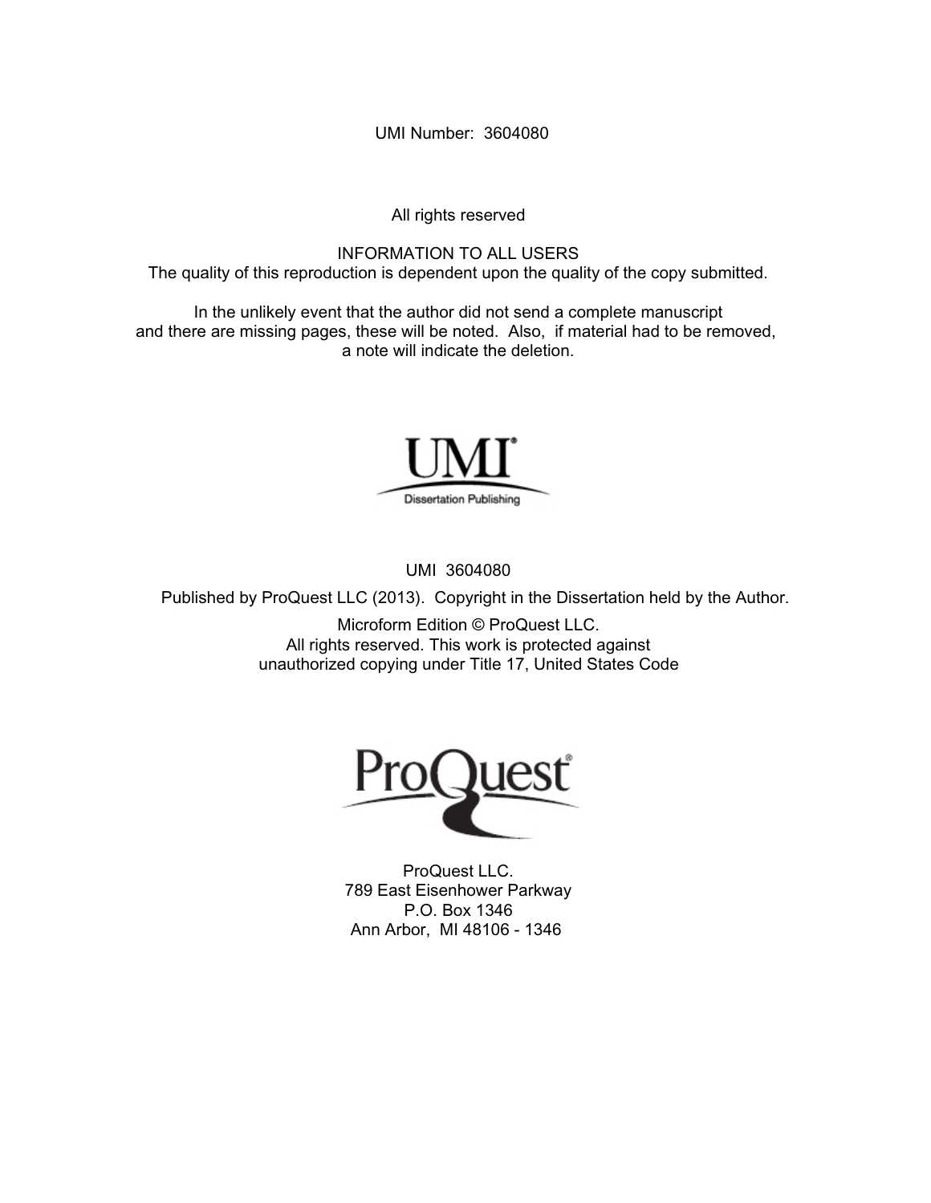UMI Number: 3604080

All rights reserved

INFORMATION TO ALL USERS
The quality of this reproduction is dependent upon the quality of the copy submitted.

In the unlikely event that the author did not send a complete manuscript and there are missing pages, these will be noted. Also, if material had to be removed, a note will indicate the deletion.

UMI
Dissertation Publishing

UMI 3604080

Published by ProQuest LLC (2013). Copyright in the Dissertation held by the Author.

Microform Edition © ProQuest LLC.
All rights reserved. This work is protected against unauthorized copying under Title 17, United States Code

ProQuest

ProQuest LLC.
789 East Eisenhower Parkway
P.O. Box 1346
Ann Arbor, MI 48106 - 1346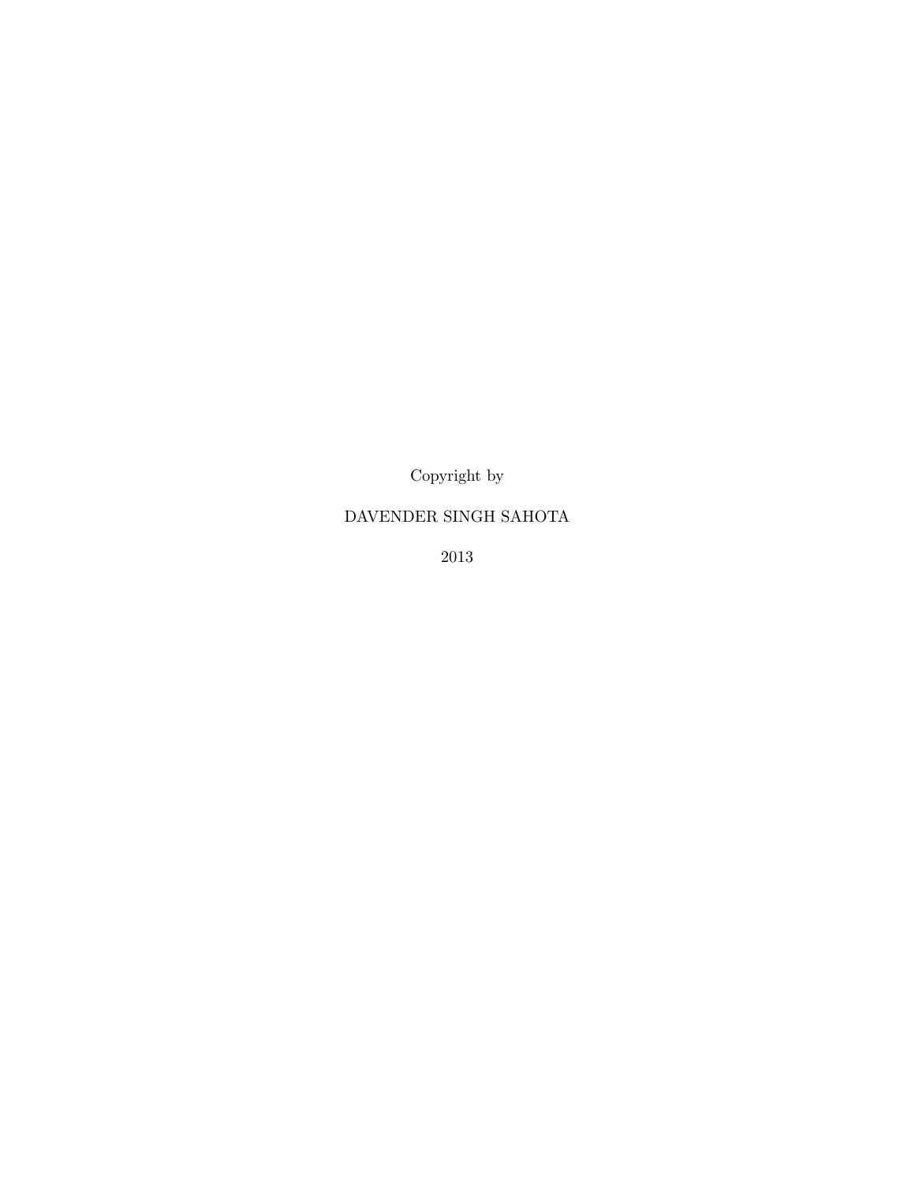Copyright by

DAVENDER SINGH SAHOTA

2013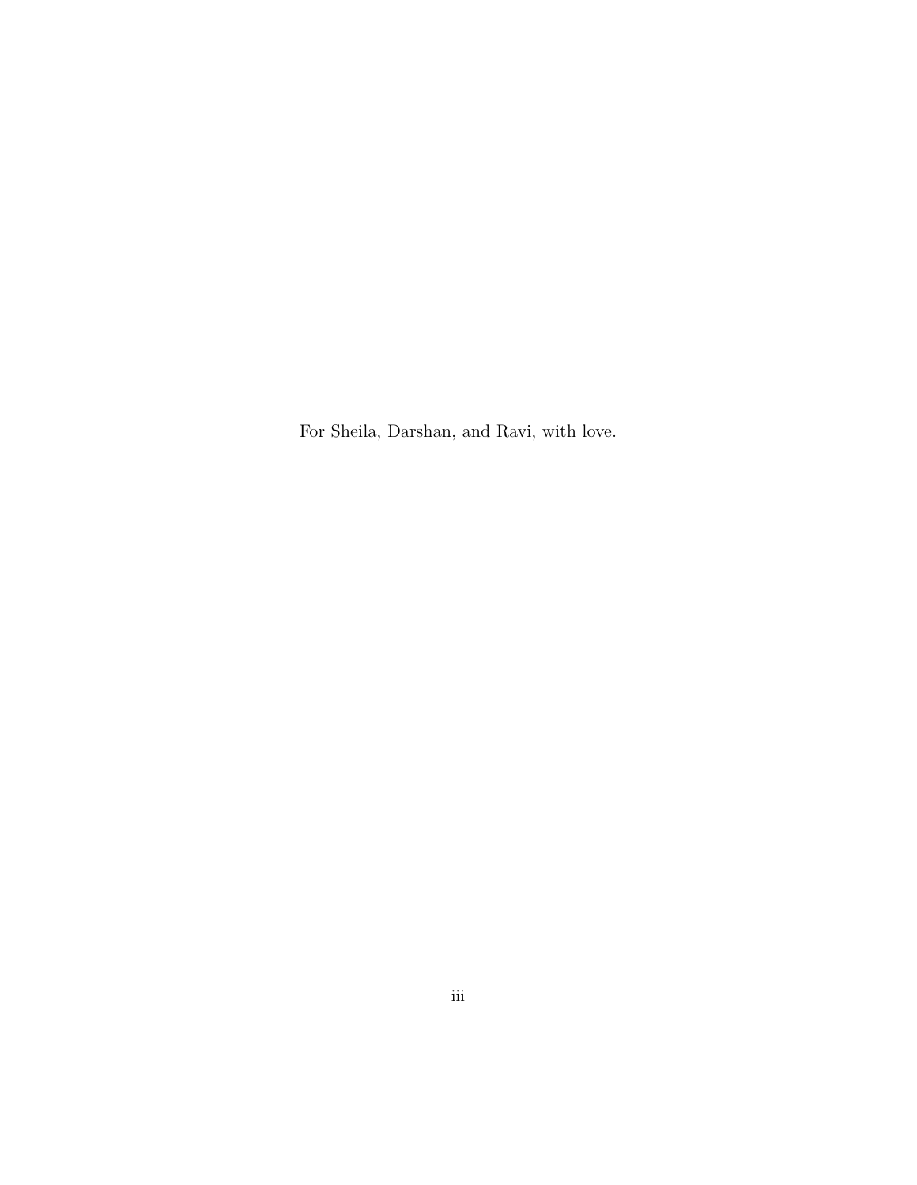For Sheila, Darshan, and Ravi, with love.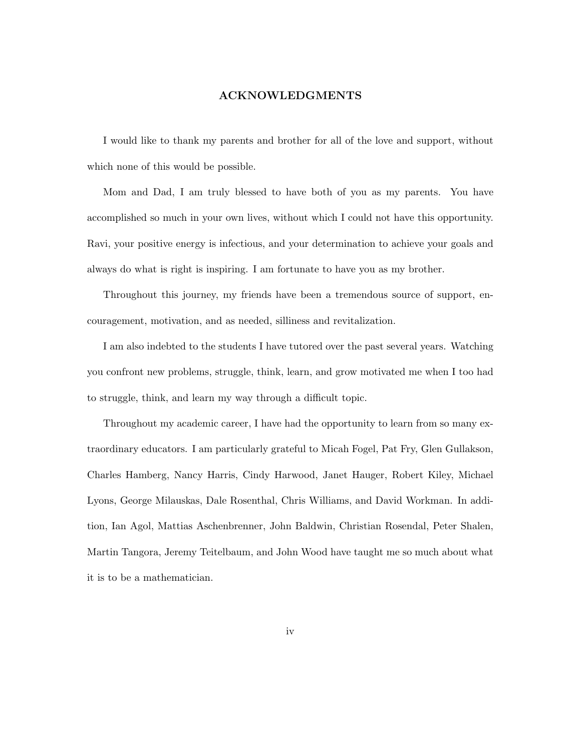# ACKNOWLEDGMENTS

I would like to thank my parents and brother for all of the love and support, without which none of this would be possible.

Mom and Dad, I am truly blessed to have both of you as my parents. You have accomplished so much in your own lives, without which I could not have this opportunity. Ravi, your positive energy is infectious, and your determination to achieve your goals and always do what is right is inspiring. I am fortunate to have you as my brother.

Throughout this journey, my friends have been a tremendous source of support, encouragement, motivation, and as needed, silliness and revitalization.

I am also indebted to the students I have tutored over the past several years. Watching you confront new problems, struggle, think, learn, and grow motivated me when I too had to struggle, think, and learn my way through a difficult topic.

Throughout my academic career, I have had the opportunity to learn from so many extraordinary educators. I am particularly grateful to Micah Fogel, Pat Fry, Glen Gullakson, Charles Hamberg, Nancy Harris, Cindy Harwood, Janet Hauger, Robert Kiley, Michael Lyons, George Milauskas, Dale Rosenthal, Chris Williams, and David Workman. In addition, Ian Agol, Mattias Aschenbrenner, John Baldwin, Christian Rosendal, Peter Shalen, Martin Tangora, Jeremy Teitelbaum, and John Wood have taught me so much about what it is to be a mathematician.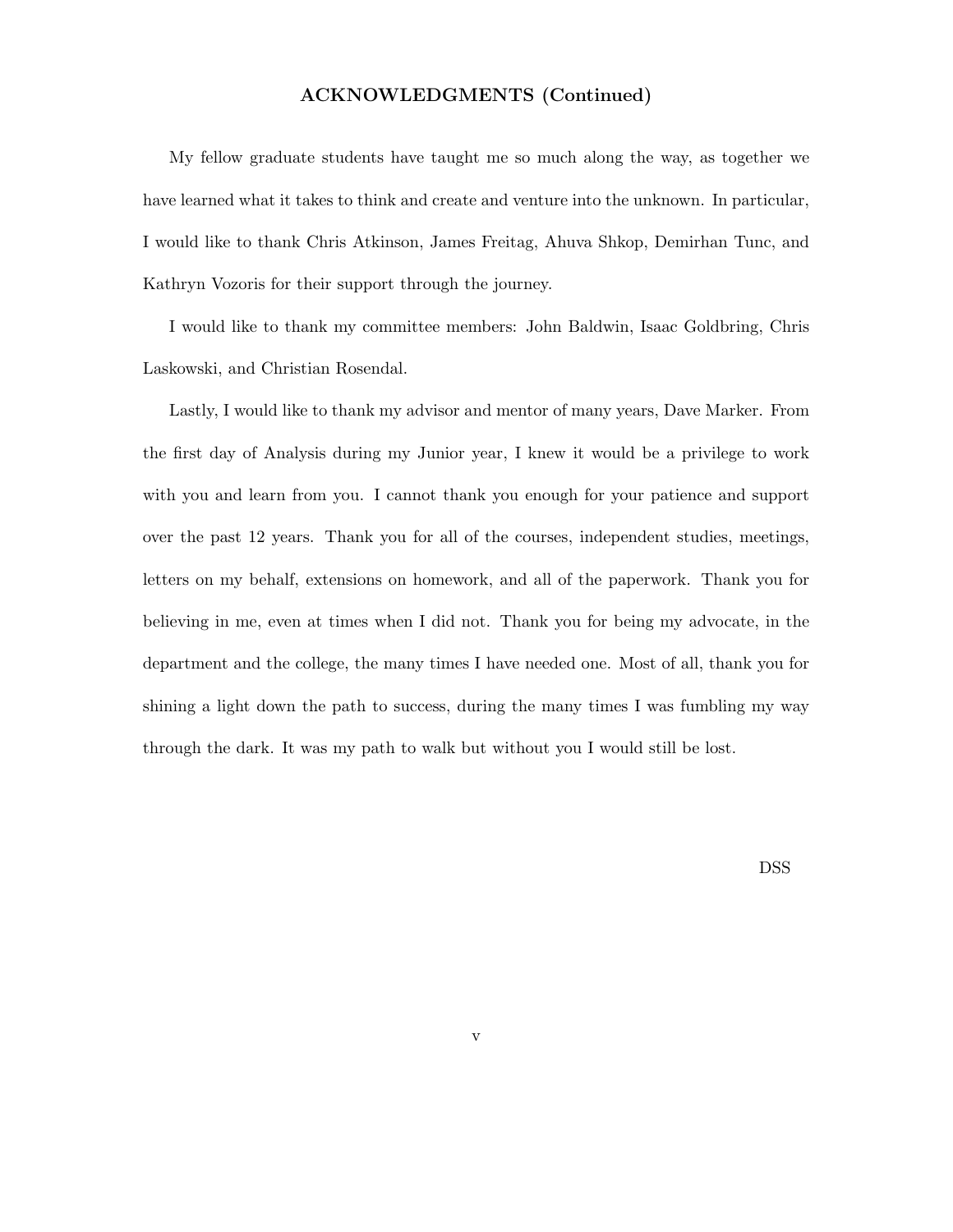## ACKNOWLEDGMENTS (Continued)

My fellow graduate students have taught me so much along the way, as together we have learned what it takes to think and create and venture into the unknown. In particular, I would like to thank Chris Atkinson, James Freitag, Ahuva Shkop, Demirhan Tunc, and Kathryn Vozoris for their support through the journey.

I would like to thank my committee members: John Baldwin, Isaac Goldbring, Chris Laskowski, and Christian Rosendal.

Lastly, I would like to thank my advisor and mentor of many years, Dave Marker. From the first day of Analysis during my Junior year, I knew it would be a privilege to work with you and learn from you. I cannot thank you enough for your patience and support over the past 12 years. Thank you for all of the courses, independent studies, meetings, letters on my behalf, extensions on homework, and all of the paperwork. Thank you for believing in me, even at times when I did not. Thank you for being my advocate, in the department and the college, the many times I have needed one. Most of all, thank you for shining a light down the path to success, during the many times I was fumbling my way through the dark. It was my path to walk but without you I would still be lost.

DSS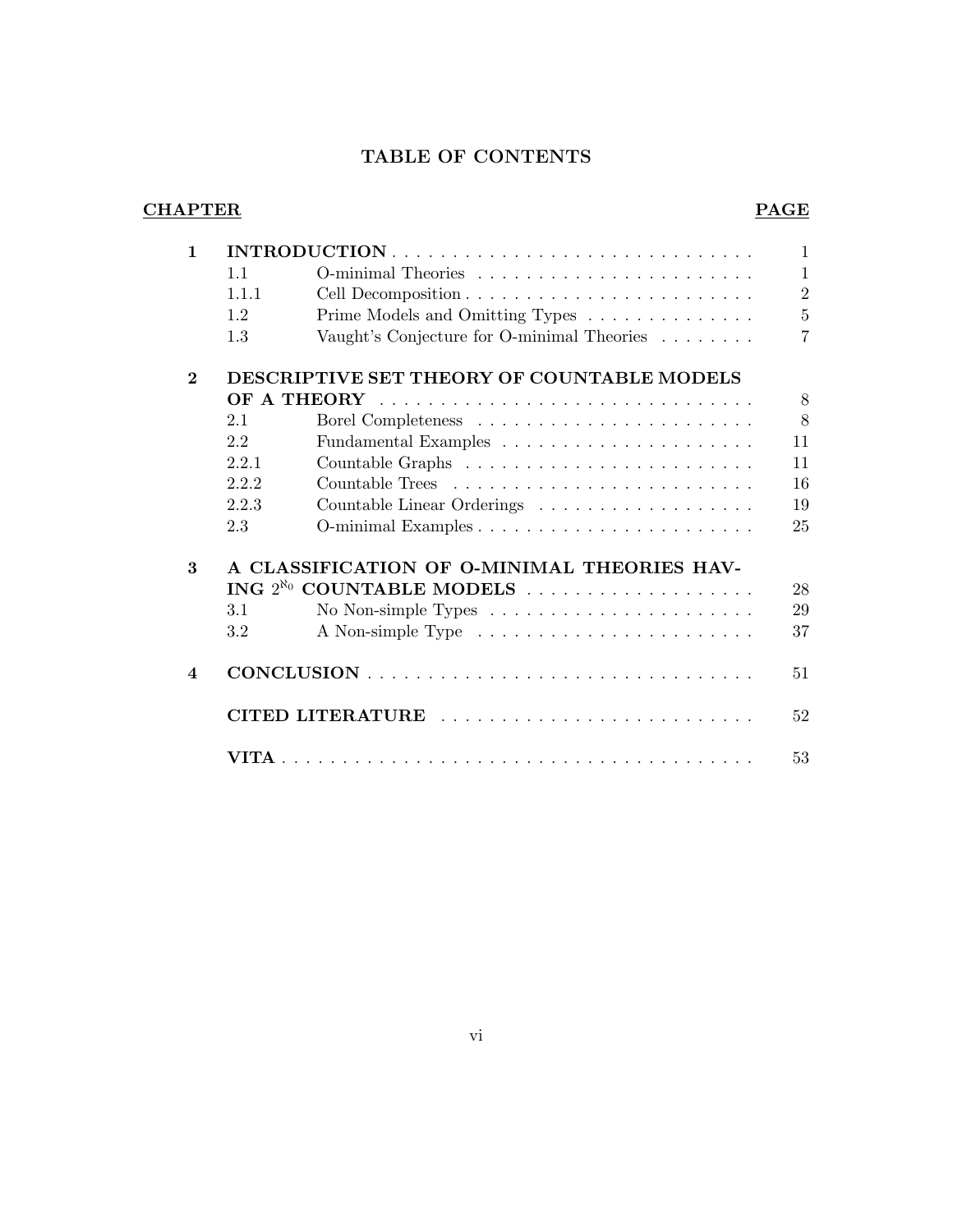# TABLE OF CONTENTS

| CHAPTER | | | PAGE |
|---|---|---|---|
| **1** | **INTRODUCTION** | | 1 |
| | 1.1 | O-minimal Theories | 1 |
| | 1.1.1 | Cell Decomposition | 2 |
| | 1.2 | Prime Models and Omitting Types | 5 |
| | 1.3 | Vaught's Conjecture for O-minimal Theories | 7 |
| **2** | **DESCRIPTIVE SET THEORY OF COUNTABLE MODELS OF A THEORY** | | 8 |
| | 2.1 | Borel Completeness | 8 |
| | 2.2 | Fundamental Examples | 11 |
| | 2.2.1 | Countable Graphs | 11 |
| | 2.2.2 | Countable Trees | 16 |
| | 2.2.3 | Countable Linear Orderings | 19 |
| | 2.3 | O-minimal Examples | 25 |
| **3** | **A CLASSIFICATION OF O-MINIMAL THEORIES HAVING $2^{\aleph_0}$ COUNTABLE MODELS** | | 28 |
| | 3.1 | No Non-simple Types | 29 |
| | 3.2 | A Non-simple Type | 37 |
| **4** | **CONCLUSION** | | 51 |
| | **CITED LITERATURE** | | 52 |
| | **VITA** | | 53 |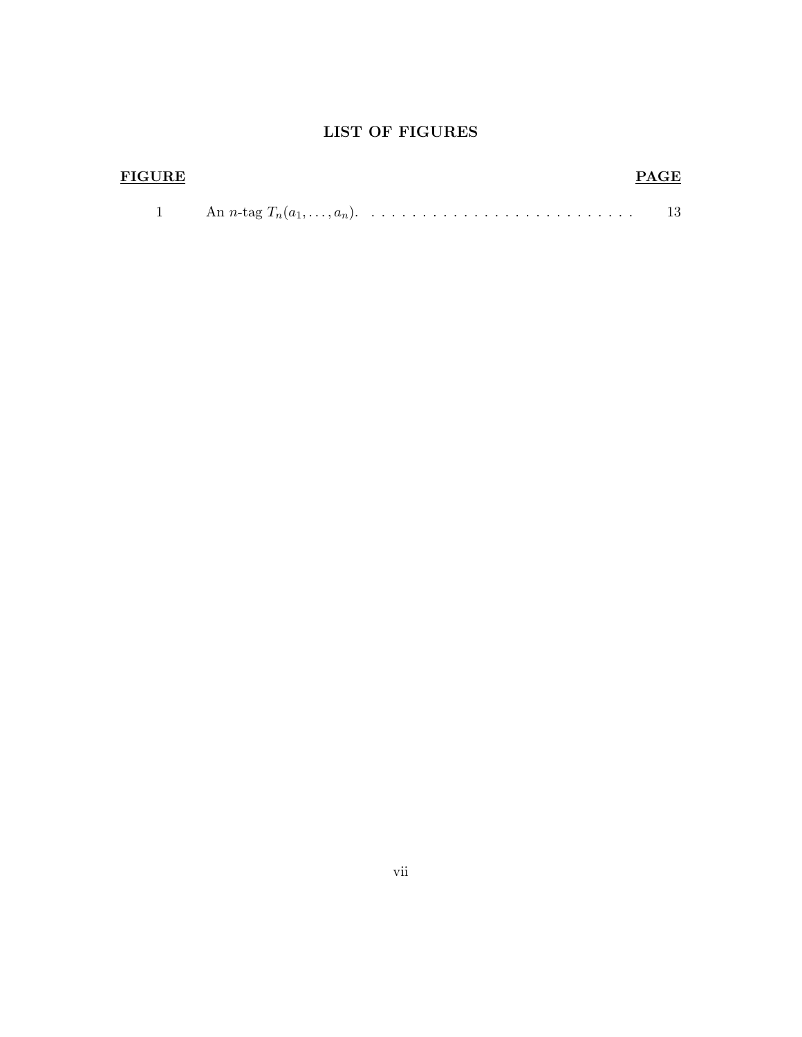## LIST OF FIGURES

| **FIGURE** | | **PAGE** |
|---|---|---|
| 1 | An $n$-tag $T_n(a_1, \ldots, a_n)$. | 13 |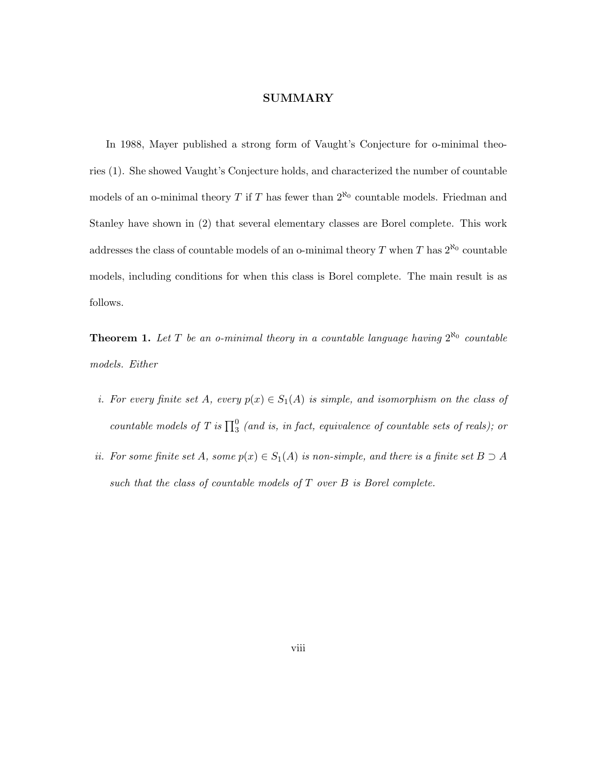## SUMMARY

In 1988, Mayer published a strong form of Vaught's Conjecture for o-minimal theories (1). She showed Vaught's Conjecture holds, and characterized the number of countable models of an o-minimal theory $T$ if $T$ has fewer than $2^{\aleph_0}$ countable models. Friedman and Stanley have shown in (2) that several elementary classes are Borel complete. This work addresses the class of countable models of an o-minimal theory $T$ when $T$ has $2^{\aleph_0}$ countable models, including conditions for when this class is Borel complete. The main result is as follows.

**Theorem 1.** *Let $T$ be an o-minimal theory in a countable language having $2^{\aleph_0}$ countable models. Either*

*i. For every finite set $A$, every $p(x) \in S_1(A)$ is simple, and isomorphism on the class of countable models of $T$ is $\prod_3^0$ (and is, in fact, equivalence of countable sets of reals); or*

*ii. For some finite set $A$, some $p(x) \in S_1(A)$ is non-simple, and there is a finite set $B \supset A$ such that the class of countable models of $T$ over $B$ is Borel complete.*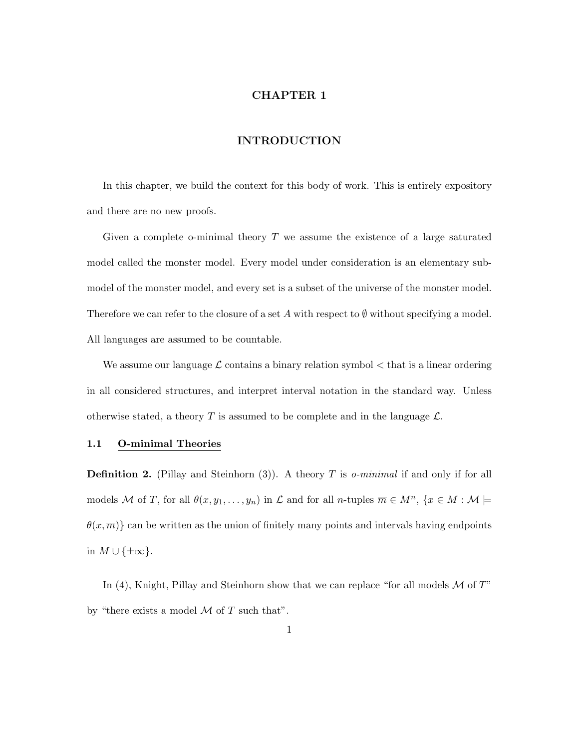# CHAPTER 1

# INTRODUCTION

In this chapter, we build the context for this body of work. This is entirely expository and there are no new proofs.

Given a complete o-minimal theory $T$ we assume the existence of a large saturated model called the monster model. Every model under consideration is an elementary submodel of the monster model, and every set is a subset of the universe of the monster model. Therefore we can refer to the closure of a set $A$ with respect to $\emptyset$ without specifying a model. All languages are assumed to be countable.

We assume our language $\mathcal{L}$ contains a binary relation symbol $<$ that is a linear ordering in all considered structures, and interpret interval notation in the standard way. Unless otherwise stated, a theory $T$ is assumed to be complete and in the language $\mathcal{L}$.

## 1.1 O-minimal Theories

**Definition 2.** (Pillay and Steinhorn (3)). A theory $T$ is *o-minimal* if and only if for all models $\mathcal{M}$ of $T$, for all $\theta(x, y_1, \ldots, y_n)$ in $\mathcal{L}$ and for all $n$-tuples $\overline{m} \in M^n$, $\{x \in M : \mathcal{M} \models \theta(x, \overline{m})\}$ can be written as the union of finitely many points and intervals having endpoints in $M \cup \{\pm\infty\}$.

In (4), Knight, Pillay and Steinhorn show that we can replace "for all models $\mathcal{M}$ of $T$" by "there exists a model $\mathcal{M}$ of $T$ such that".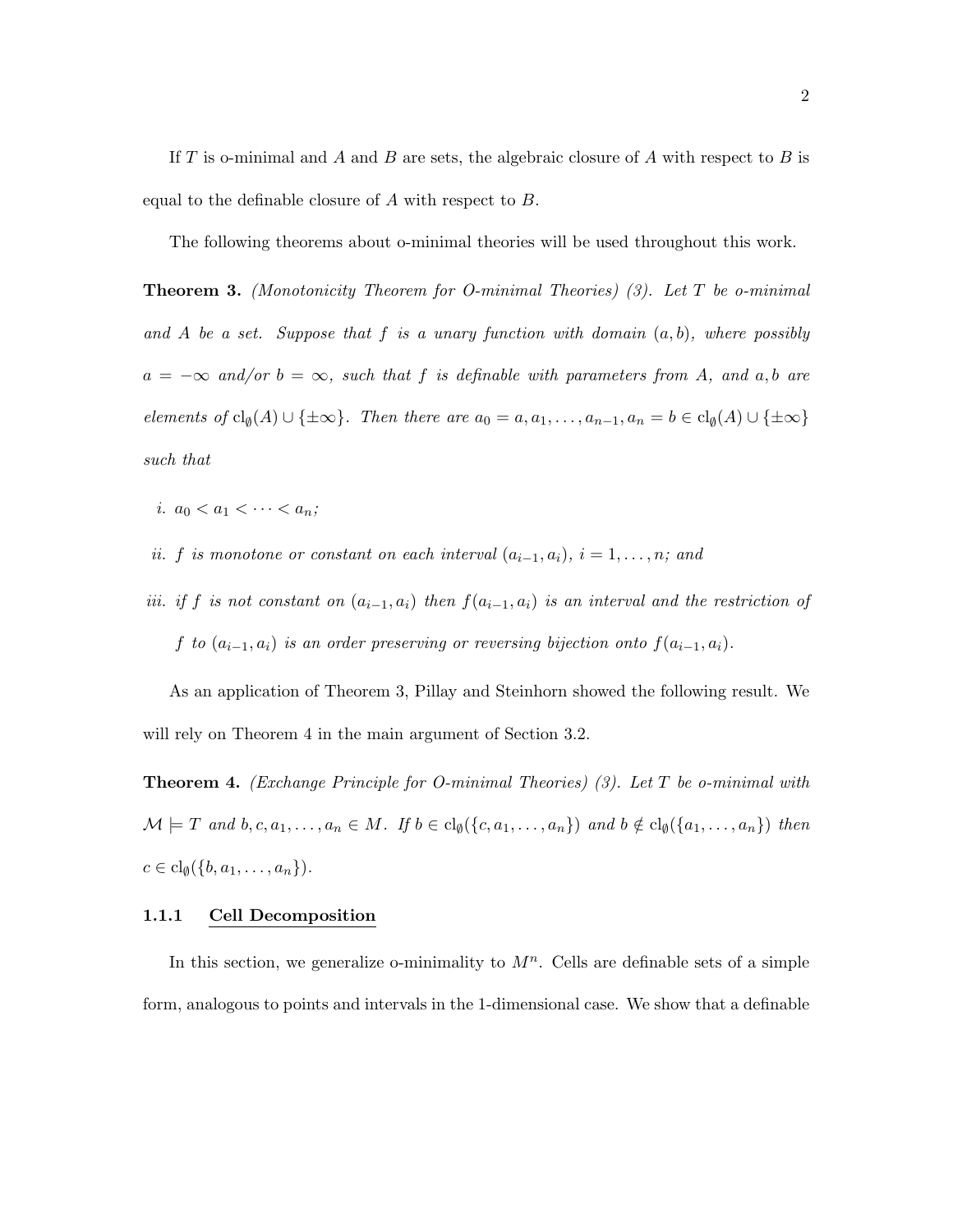If $T$ is o-minimal and $A$ and $B$ are sets, the algebraic closure of $A$ with respect to $B$ is equal to the definable closure of $A$ with respect to $B$.

The following theorems about o-minimal theories will be used throughout this work.

**Theorem 3.** *(Monotonicity Theorem for O-minimal Theories) (3). Let $T$ be o-minimal and $A$ be a set. Suppose that $f$ is a unary function with domain $(a, b)$, where possibly $a = -\infty$ and/or $b = \infty$, such that $f$ is definable with parameters from $A$, and $a, b$ are elements of $\mathrm{cl}_\emptyset(A) \cup \{\pm\infty\}$. Then there are $a_0 = a, a_1, \ldots, a_{n-1}, a_n = b \in \mathrm{cl}_\emptyset(A) \cup \{\pm\infty\}$ such that*

*i. $a_0 < a_1 < \cdots < a_n$;*

*ii. $f$ is monotone or constant on each interval $(a_{i-1}, a_i)$, $i = 1, \ldots, n$; and*

*iii. if $f$ is not constant on $(a_{i-1}, a_i)$ then $f(a_{i-1}, a_i)$ is an interval and the restriction of $f$ to $(a_{i-1}, a_i)$ is an order preserving or reversing bijection onto $f(a_{i-1}, a_i)$.*

As an application of Theorem 3, Pillay and Steinhorn showed the following result. We will rely on Theorem 4 in the main argument of Section 3.2.

**Theorem 4.** *(Exchange Principle for O-minimal Theories) (3). Let $T$ be o-minimal with $\mathcal{M} \models T$ and $b, c, a_1, \ldots, a_n \in M$. If $b \in \mathrm{cl}_\emptyset(\{c, a_1, \ldots, a_n\})$ and $b \notin \mathrm{cl}_\emptyset(\{a_1, \ldots, a_n\})$ then $c \in \mathrm{cl}_\emptyset(\{b, a_1, \ldots, a_n\})$.*

### 1.1.1 Cell Decomposition

In this section, we generalize o-minimality to $M^n$. Cells are definable sets of a simple form, analogous to points and intervals in the 1-dimensional case. We show that a definable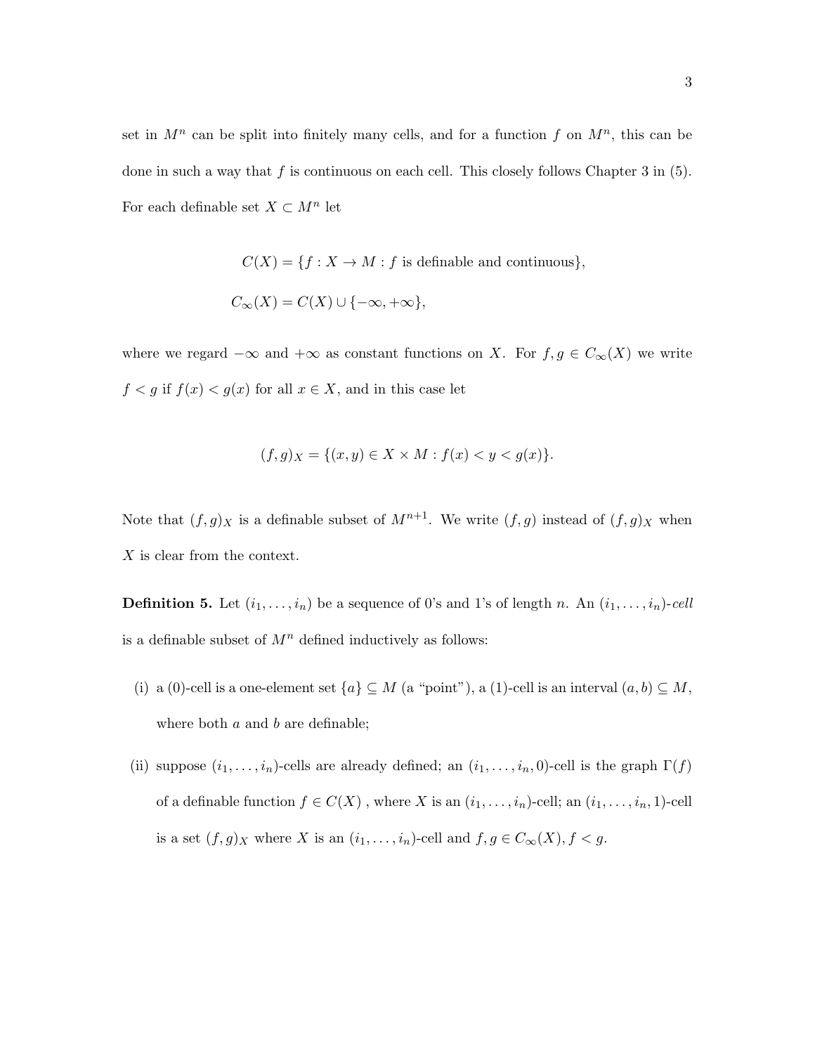set in $M^n$ can be split into finitely many cells, and for a function $f$ on $M^n$, this can be done in such a way that $f$ is continuous on each cell. This closely follows Chapter 3 in (5). For each definable set $X \subset M^n$ let

$$C(X) = \{f : X \to M : f \text{ is definable and continuous}\},$$

$$C_\infty(X) = C(X) \cup \{-\infty, +\infty\},$$

where we regard $-\infty$ and $+\infty$ as constant functions on $X$. For $f, g \in C_\infty(X)$ we write $f < g$ if $f(x) < g(x)$ for all $x \in X$, and in this case let

$$(f, g)_X = \{(x, y) \in X \times M : f(x) < y < g(x)\}.$$

Note that $(f, g)_X$ is a definable subset of $M^{n+1}$. We write $(f, g)$ instead of $(f, g)_X$ when $X$ is clear from the context.

**Definition 5.** Let $(i_1, \ldots, i_n)$ be a sequence of 0's and 1's of length $n$. An $(i_1, \ldots, i_n)$-*cell* is a definable subset of $M^n$ defined inductively as follows:

(i) a (0)-cell is a one-element set $\{a\} \subseteq M$ (a "point"), a (1)-cell is an interval $(a, b) \subseteq M$, where both $a$ and $b$ are definable;

(ii) suppose $(i_1, \ldots, i_n)$-cells are already defined; an $(i_1, \ldots, i_n, 0)$-cell is the graph $\Gamma(f)$ of a definable function $f \in C(X)$ , where $X$ is an $(i_1, \ldots, i_n)$-cell; an $(i_1, \ldots, i_n, 1)$-cell is a set $(f, g)_X$ where $X$ is an $(i_1, \ldots, i_n)$-cell and $f, g \in C_\infty(X)$, $f < g$.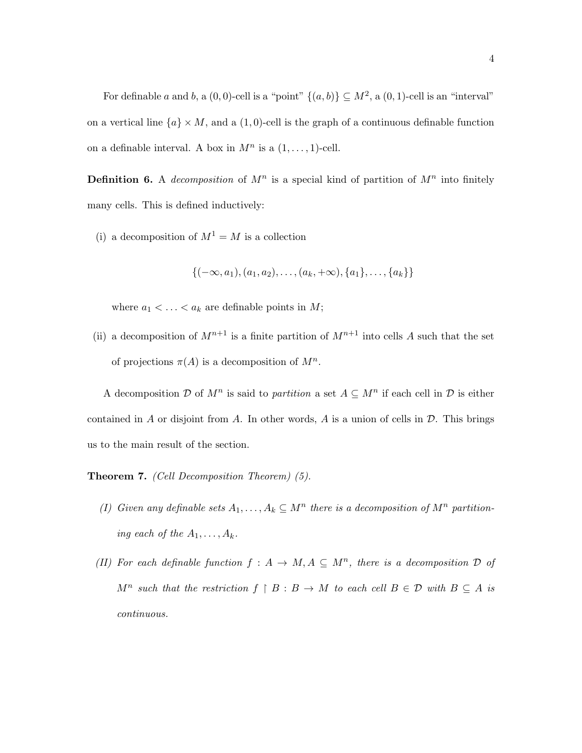For definable $a$ and $b$, a $(0,0)$-cell is a "point" $\{(a,b)\} \subseteq M^2$, a $(0,1)$-cell is an "interval" on a vertical line $\{a\} \times M$, and a $(1,0)$-cell is the graph of a continuous definable function on a definable interval. A box in $M^n$ is a $(1,\ldots,1)$-cell.

**Definition 6.** A *decomposition* of $M^n$ is a special kind of partition of $M^n$ into finitely many cells. This is defined inductively:

(i) a decomposition of $M^1 = M$ is a collection

$$\{(-\infty, a_1), (a_1, a_2), \ldots, (a_k, +\infty), \{a_1\}, \ldots, \{a_k\}\}$$

where $a_1 < \ldots < a_k$ are definable points in $M$;

(ii) a decomposition of $M^{n+1}$ is a finite partition of $M^{n+1}$ into cells $A$ such that the set of projections $\pi(A)$ is a decomposition of $M^n$.

A decomposition $\mathcal{D}$ of $M^n$ is said to *partition* a set $A \subseteq M^n$ if each cell in $\mathcal{D}$ is either contained in $A$ or disjoint from $A$. In other words, $A$ is a union of cells in $\mathcal{D}$. This brings us to the main result of the section.

**Theorem 7.** *(Cell Decomposition Theorem) (5).*

*(I) Given any definable sets $A_1, \ldots, A_k \subseteq M^n$ there is a decomposition of $M^n$ partitioning each of the $A_1, \ldots, A_k$.*

*(II) For each definable function $f : A \to M, A \subseteq M^n$, there is a decomposition $\mathcal{D}$ of $M^n$ such that the restriction $f \restriction B : B \to M$ to each cell $B \in \mathcal{D}$ with $B \subseteq A$ is continuous.*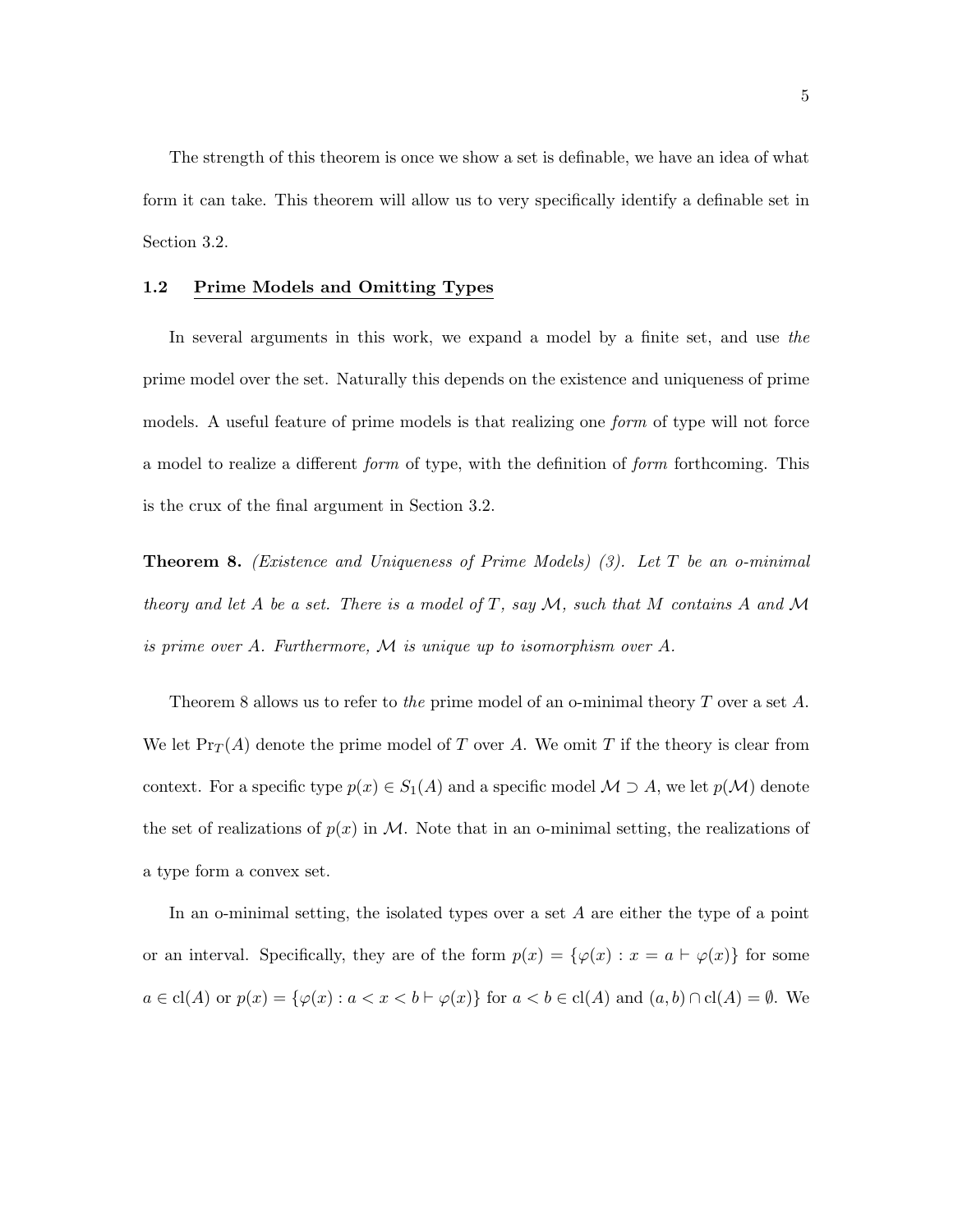The strength of this theorem is once we show a set is definable, we have an idea of what form it can take. This theorem will allow us to very specifically identify a definable set in Section 3.2.

### 1.2 Prime Models and Omitting Types

In several arguments in this work, we expand a model by a finite set, and use *the* prime model over the set. Naturally this depends on the existence and uniqueness of prime models. A useful feature of prime models is that realizing one *form* of type will not force a model to realize a different *form* of type, with the definition of *form* forthcoming. This is the crux of the final argument in Section 3.2.

**Theorem 8.** *(Existence and Uniqueness of Prime Models) (3). Let $T$ be an o-minimal theory and let $A$ be a set. There is a model of $T$, say $\mathcal{M}$, such that $M$ contains $A$ and $\mathcal{M}$ is prime over $A$. Furthermore, $\mathcal{M}$ is unique up to isomorphism over $A$.*

Theorem 8 allows us to refer to *the* prime model of an o-minimal theory $T$ over a set $A$. We let $\mathrm{Pr}_T(A)$ denote the prime model of $T$ over $A$. We omit $T$ if the theory is clear from context. For a specific type $p(x) \in S_1(A)$ and a specific model $\mathcal{M} \supset A$, we let $p(\mathcal{M})$ denote the set of realizations of $p(x)$ in $\mathcal{M}$. Note that in an o-minimal setting, the realizations of a type form a convex set.

In an o-minimal setting, the isolated types over a set $A$ are either the type of a point or an interval. Specifically, they are of the form $p(x) = \{\varphi(x) : x = a \vdash \varphi(x)\}$ for some $a \in \mathrm{cl}(A)$ or $p(x) = \{\varphi(x) : a < x < b \vdash \varphi(x)\}$ for $a < b \in \mathrm{cl}(A)$ and $(a, b) \cap \mathrm{cl}(A) = \emptyset$. We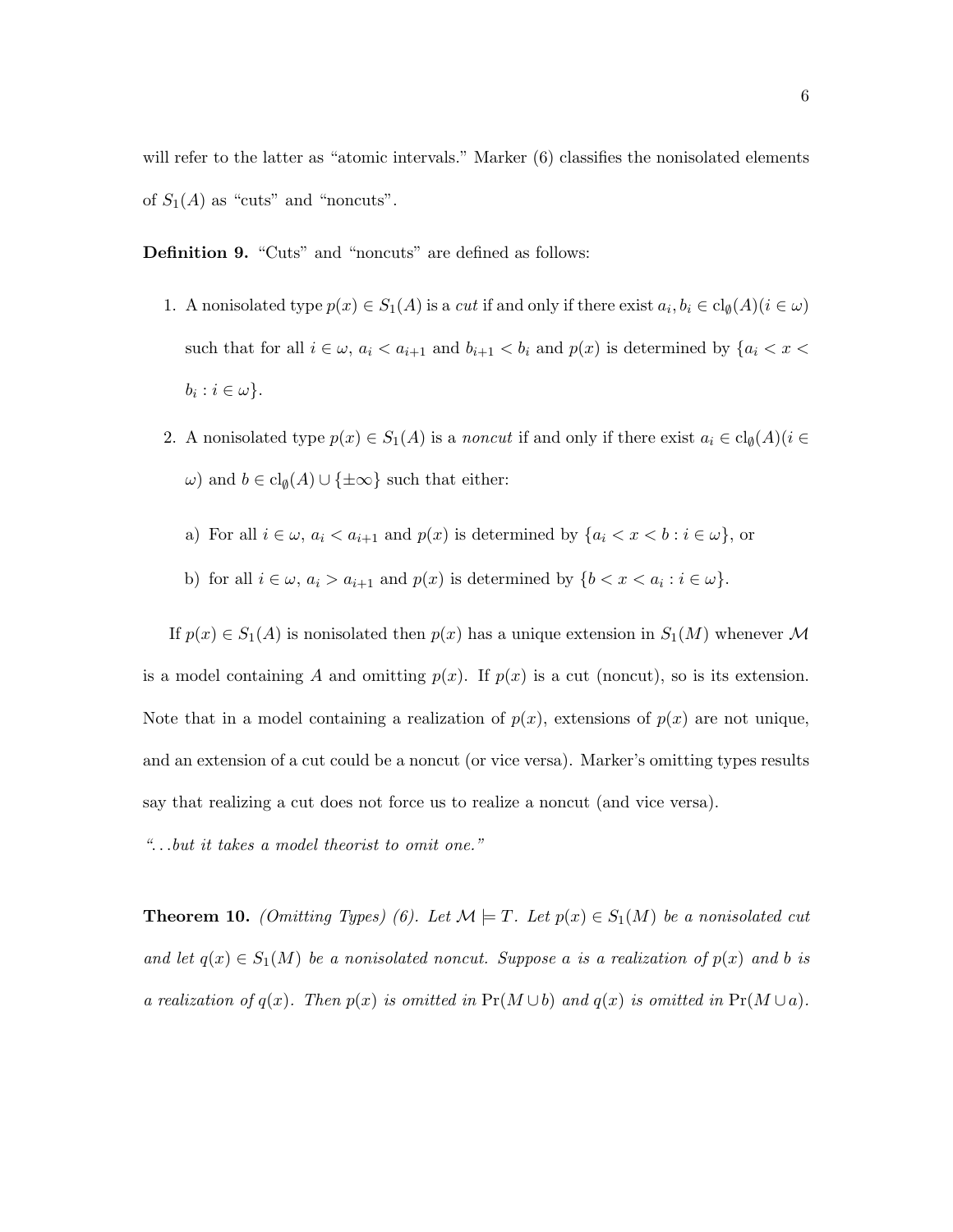will refer to the latter as "atomic intervals." Marker (6) classifies the nonisolated elements of $S_1(A)$ as "cuts" and "noncuts".

**Definition 9.** "Cuts" and "noncuts" are defined as follows:

1. A nonisolated type $p(x) \in S_1(A)$ is a *cut* if and only if there exist $a_i, b_i \in \mathrm{cl}_\emptyset(A) (i \in \omega)$ such that for all $i \in \omega$, $a_i < a_{i+1}$ and $b_{i+1} < b_i$ and $p(x)$ is determined by $\{a_i < x < b_i : i \in \omega\}$.

2. A nonisolated type $p(x) \in S_1(A)$ is a *noncut* if and only if there exist $a_i \in \mathrm{cl}_\emptyset(A) (i \in \omega)$ and $b \in \mathrm{cl}_\emptyset(A) \cup \{\pm\infty\}$ such that either:

   a) For all $i \in \omega$, $a_i < a_{i+1}$ and $p(x)$ is determined by $\{a_i < x < b : i \in \omega\}$, or

   b) for all $i \in \omega$, $a_i > a_{i+1}$ and $p(x)$ is determined by $\{b < x < a_i : i \in \omega\}$.

If $p(x) \in S_1(A)$ is nonisolated then $p(x)$ has a unique extension in $S_1(M)$ whenever $\mathcal{M}$ is a model containing $A$ and omitting $p(x)$. If $p(x)$ is a cut (noncut), so is its extension. Note that in a model containing a realization of $p(x)$, extensions of $p(x)$ are not unique, and an extension of a cut could be a noncut (or vice versa). Marker's omitting types results say that realizing a cut does not force us to realize a noncut (and vice versa).

*"...but it takes a model theorist to omit one."*

**Theorem 10.** *(Omitting Types) (6). Let $\mathcal{M} \models T$. Let $p(x) \in S_1(M)$ be a nonisolated cut and let $q(x) \in S_1(M)$ be a nonisolated noncut. Suppose $a$ is a realization of $p(x)$ and $b$ is a realization of $q(x)$. Then $p(x)$ is omitted in $\mathrm{Pr}(M \cup b)$ and $q(x)$ is omitted in $\mathrm{Pr}(M \cup a)$.*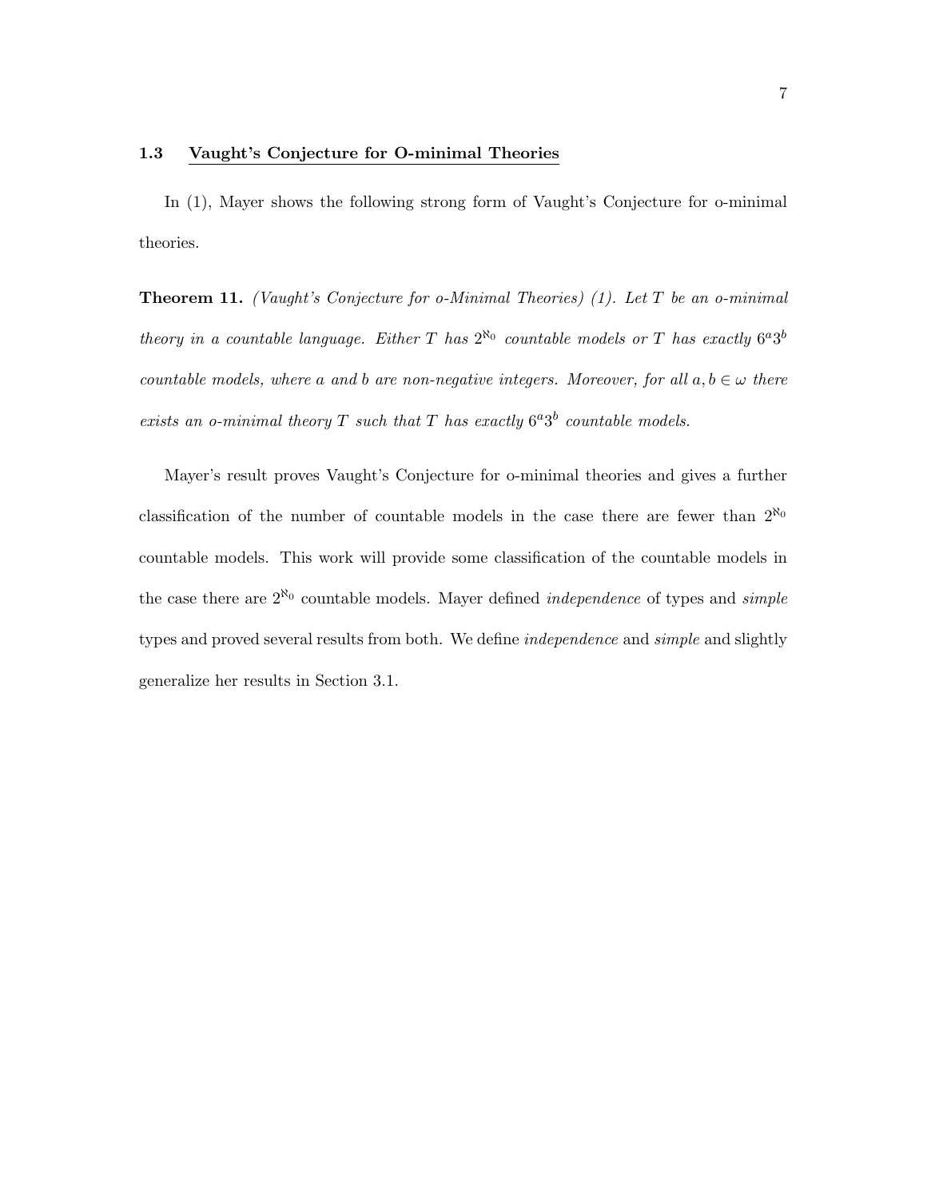### 1.3 Vaught's Conjecture for O-minimal Theories

In (1), Mayer shows the following strong form of Vaught's Conjecture for o-minimal theories.

**Theorem 11.** *(Vaught's Conjecture for o-Minimal Theories) (1). Let $T$ be an o-minimal theory in a countable language. Either $T$ has $2^{\aleph_0}$ countable models or $T$ has exactly $6^a 3^b$ countable models, where $a$ and $b$ are non-negative integers. Moreover, for all $a, b \in \omega$ there exists an o-minimal theory $T$ such that $T$ has exactly $6^a 3^b$ countable models.*

Mayer's result proves Vaught's Conjecture for o-minimal theories and gives a further classification of the number of countable models in the case there are fewer than $2^{\aleph_0}$ countable models. This work will provide some classification of the countable models in the case there are $2^{\aleph_0}$ countable models. Mayer defined *independence* of types and *simple* types and proved several results from both. We define *independence* and *simple* and slightly generalize her results in Section 3.1.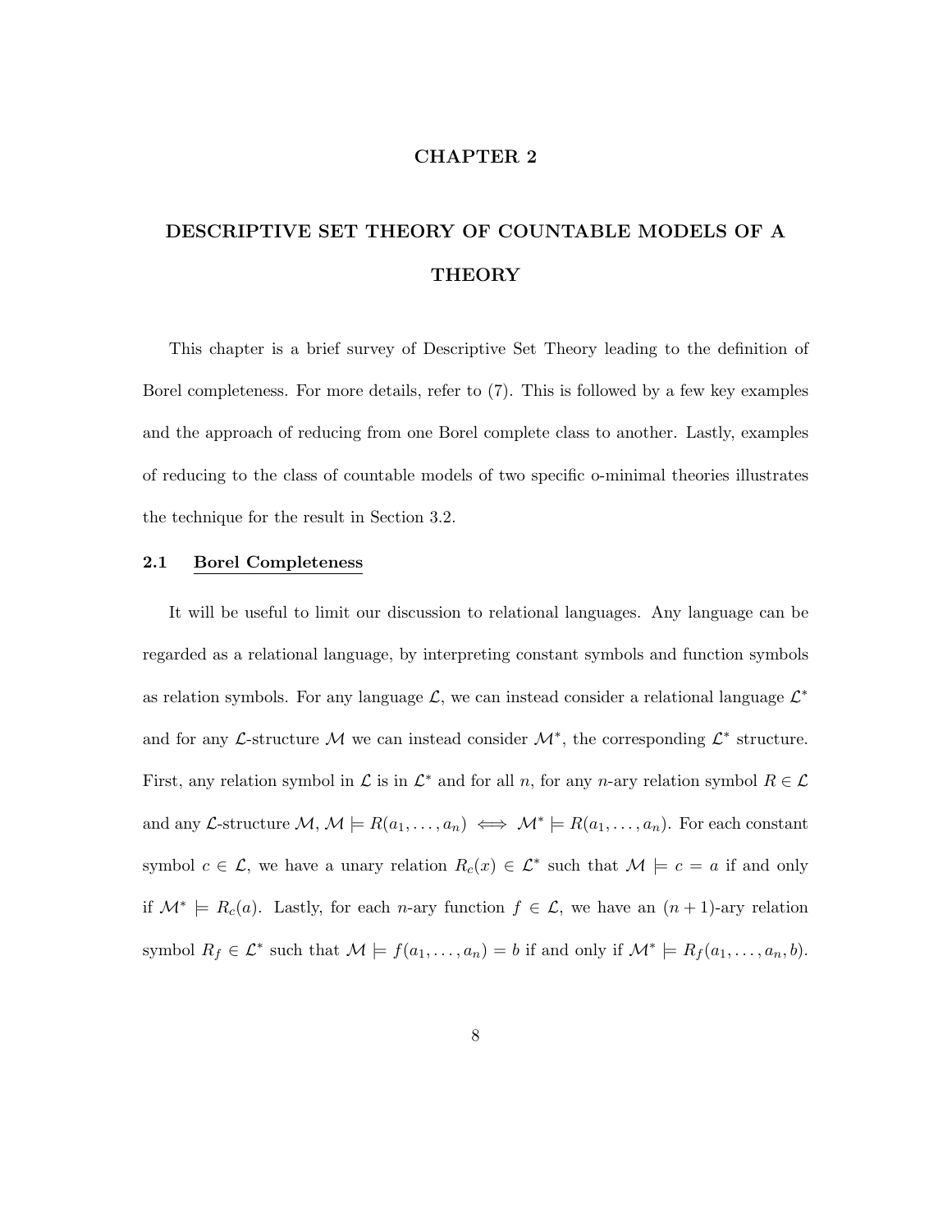# CHAPTER 2

# DESCRIPTIVE SET THEORY OF COUNTABLE MODELS OF A THEORY

This chapter is a brief survey of Descriptive Set Theory leading to the definition of Borel completeness. For more details, refer to (7). This is followed by a few key examples and the approach of reducing from one Borel complete class to another. Lastly, examples of reducing to the class of countable models of two specific o-minimal theories illustrates the technique for the result in Section 3.2.

## 2.1 Borel Completeness

It will be useful to limit our discussion to relational languages. Any language can be regarded as a relational language, by interpreting constant symbols and function symbols as relation symbols. For any language $\mathcal{L}$, we can instead consider a relational language $\mathcal{L}^*$ and for any $\mathcal{L}$-structure $\mathcal{M}$ we can instead consider $\mathcal{M}^*$, the corresponding $\mathcal{L}^*$ structure. First, any relation symbol in $\mathcal{L}$ is in $\mathcal{L}^*$ and for all $n$, for any $n$-ary relation symbol $R \in \mathcal{L}$ and any $\mathcal{L}$-structure $\mathcal{M}$, $\mathcal{M} \models R(a_1, \ldots, a_n) \iff \mathcal{M}^* \models R(a_1, \ldots, a_n)$. For each constant symbol $c \in \mathcal{L}$, we have a unary relation $R_c(x) \in \mathcal{L}^*$ such that $\mathcal{M} \models c = a$ if and only if $\mathcal{M}^* \models R_c(a)$. Lastly, for each $n$-ary function $f \in \mathcal{L}$, we have an $(n+1)$-ary relation symbol $R_f \in \mathcal{L}^*$ such that $\mathcal{M} \models f(a_1, \ldots, a_n) = b$ if and only if $\mathcal{M}^* \models R_f(a_1, \ldots, a_n, b)$.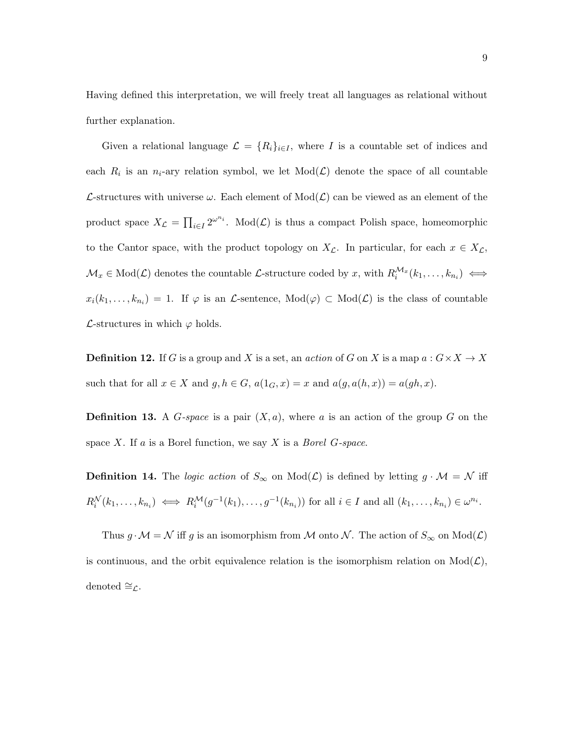Having defined this interpretation, we will freely treat all languages as relational without further explanation.

Given a relational language $\mathcal{L} = \{R_i\}_{i \in I}$, where $I$ is a countable set of indices and each $R_i$ is an $n_i$-ary relation symbol, we let $\mathrm{Mod}(\mathcal{L})$ denote the space of all countable $\mathcal{L}$-structures with universe $\omega$. Each element of $\mathrm{Mod}(\mathcal{L})$ can be viewed as an element of the product space $X_{\mathcal{L}} = \prod_{i \in I} 2^{\omega^{n_i}}$. $\mathrm{Mod}(\mathcal{L})$ is thus a compact Polish space, homeomorphic to the Cantor space, with the product topology on $X_{\mathcal{L}}$. In particular, for each $x \in X_{\mathcal{L}}$, $\mathcal{M}_x \in \mathrm{Mod}(\mathcal{L})$ denotes the countable $\mathcal{L}$-structure coded by $x$, with $R_i^{\mathcal{M}_x}(k_1, \ldots, k_{n_i}) \iff x_i(k_1, \ldots, k_{n_i}) = 1$. If $\varphi$ is an $\mathcal{L}$-sentence, $\mathrm{Mod}(\varphi) \subset \mathrm{Mod}(\mathcal{L})$ is the class of countable $\mathcal{L}$-structures in which $\varphi$ holds.

**Definition 12.** If $G$ is a group and $X$ is a set, an *action* of $G$ on $X$ is a map $a : G \times X \to X$ such that for all $x \in X$ and $g, h \in G$, $a(1_G, x) = x$ and $a(g, a(h, x)) = a(gh, x)$.

**Definition 13.** A *$G$-space* is a pair $(X, a)$, where $a$ is an action of the group $G$ on the space $X$. If $a$ is a Borel function, we say $X$ is a *Borel $G$-space*.

**Definition 14.** The *logic action* of $S_\infty$ on $\mathrm{Mod}(\mathcal{L})$ is defined by letting $g \cdot \mathcal{M} = \mathcal{N}$ iff $R_i^{\mathcal{N}}(k_1, \ldots, k_{n_i}) \iff R_i^{\mathcal{M}}(g^{-1}(k_1), \ldots, g^{-1}(k_{n_i}))$ for all $i \in I$ and all $(k_1, \ldots, k_{n_i}) \in \omega^{n_i}$.

Thus $g \cdot \mathcal{M} = \mathcal{N}$ iff $g$ is an isomorphism from $\mathcal{M}$ onto $\mathcal{N}$. The action of $S_\infty$ on $\mathrm{Mod}(\mathcal{L})$ is continuous, and the orbit equivalence relation is the isomorphism relation on $\mathrm{Mod}(\mathcal{L})$, denoted $\cong_{\mathcal{L}}$.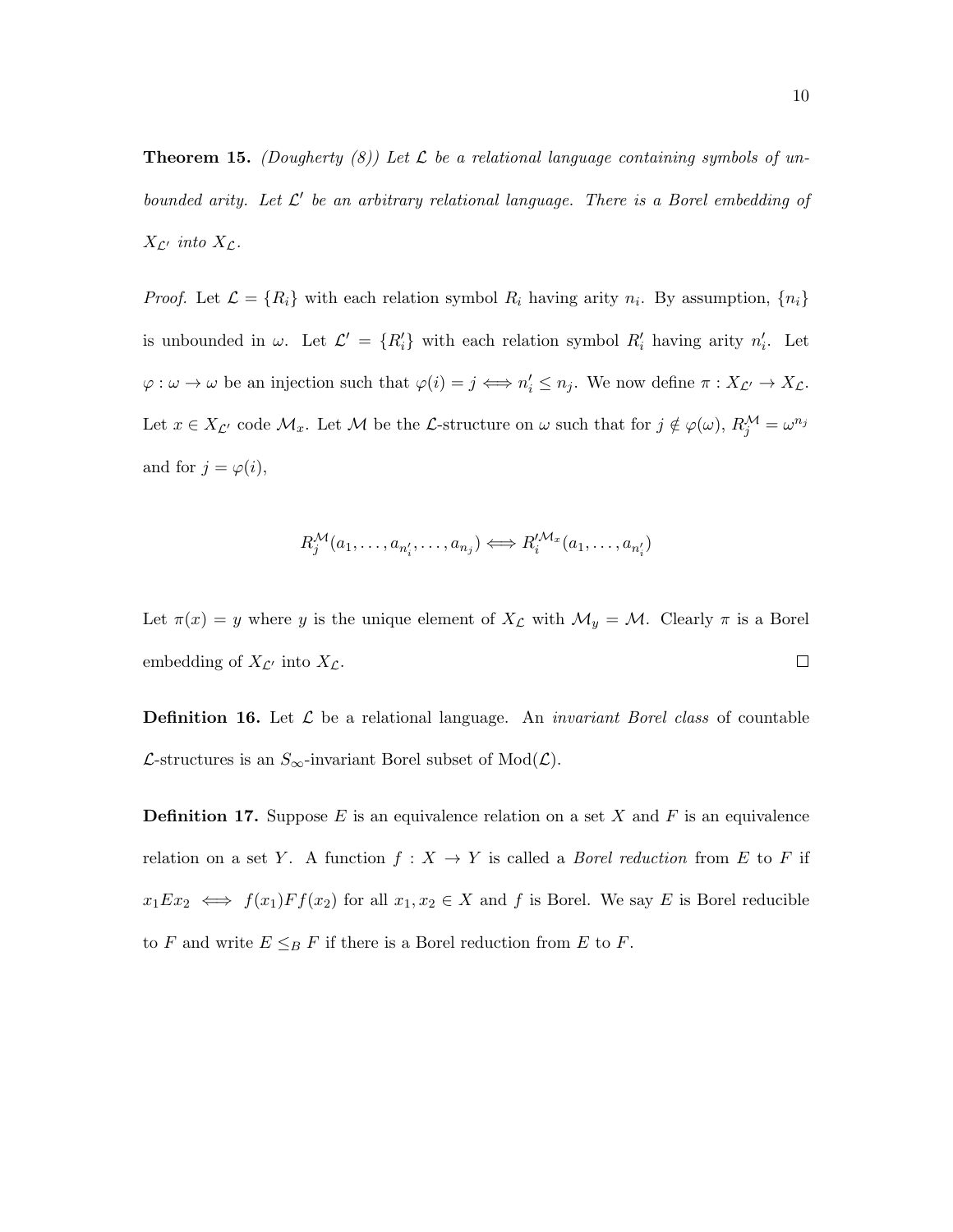**Theorem 15.** *(Dougherty (8)) Let $\mathcal{L}$ be a relational language containing symbols of unbounded arity. Let $\mathcal{L}'$ be an arbitrary relational language. There is a Borel embedding of $X_{\mathcal{L}'}$ into $X_{\mathcal{L}}$.*

*Proof.* Let $\mathcal{L} = \{R_i\}$ with each relation symbol $R_i$ having arity $n_i$. By assumption, $\{n_i\}$ is unbounded in $\omega$. Let $\mathcal{L}' = \{R'_i\}$ with each relation symbol $R'_i$ having arity $n'_i$. Let $\varphi : \omega \to \omega$ be an injection such that $\varphi(i) = j \Longleftrightarrow n'_i \leq n_j$. We now define $\pi : X_{\mathcal{L}'} \to X_{\mathcal{L}}$. Let $x \in X_{\mathcal{L}'}$ code $\mathcal{M}_x$. Let $\mathcal{M}$ be the $\mathcal{L}$-structure on $\omega$ such that for $j \notin \varphi(\omega)$, $R_j^{\mathcal{M}} = \omega^{n_j}$ and for $j = \varphi(i)$,

$$R_j^{\mathcal{M}}(a_1, \ldots, a_{n'_i}, \ldots, a_{n_j}) \Longleftrightarrow R_i'^{\mathcal{M}_x}(a_1, \ldots, a_{n'_i})$$

Let $\pi(x) = y$ where $y$ is the unique element of $X_{\mathcal{L}}$ with $\mathcal{M}_y = \mathcal{M}$. Clearly $\pi$ is a Borel embedding of $X_{\mathcal{L}'}$ into $X_{\mathcal{L}}$. □

**Definition 16.** Let $\mathcal{L}$ be a relational language. An *invariant Borel class* of countable $\mathcal{L}$-structures is an $S_\infty$-invariant Borel subset of $\text{Mod}(\mathcal{L})$.

**Definition 17.** Suppose $E$ is an equivalence relation on a set $X$ and $F$ is an equivalence relation on a set $Y$. A function $f : X \to Y$ is called a *Borel reduction* from $E$ to $F$ if $x_1 E x_2 \iff f(x_1) F f(x_2)$ for all $x_1, x_2 \in X$ and $f$ is Borel. We say $E$ is Borel reducible to $F$ and write $E \leq_B F$ if there is a Borel reduction from $E$ to $F$.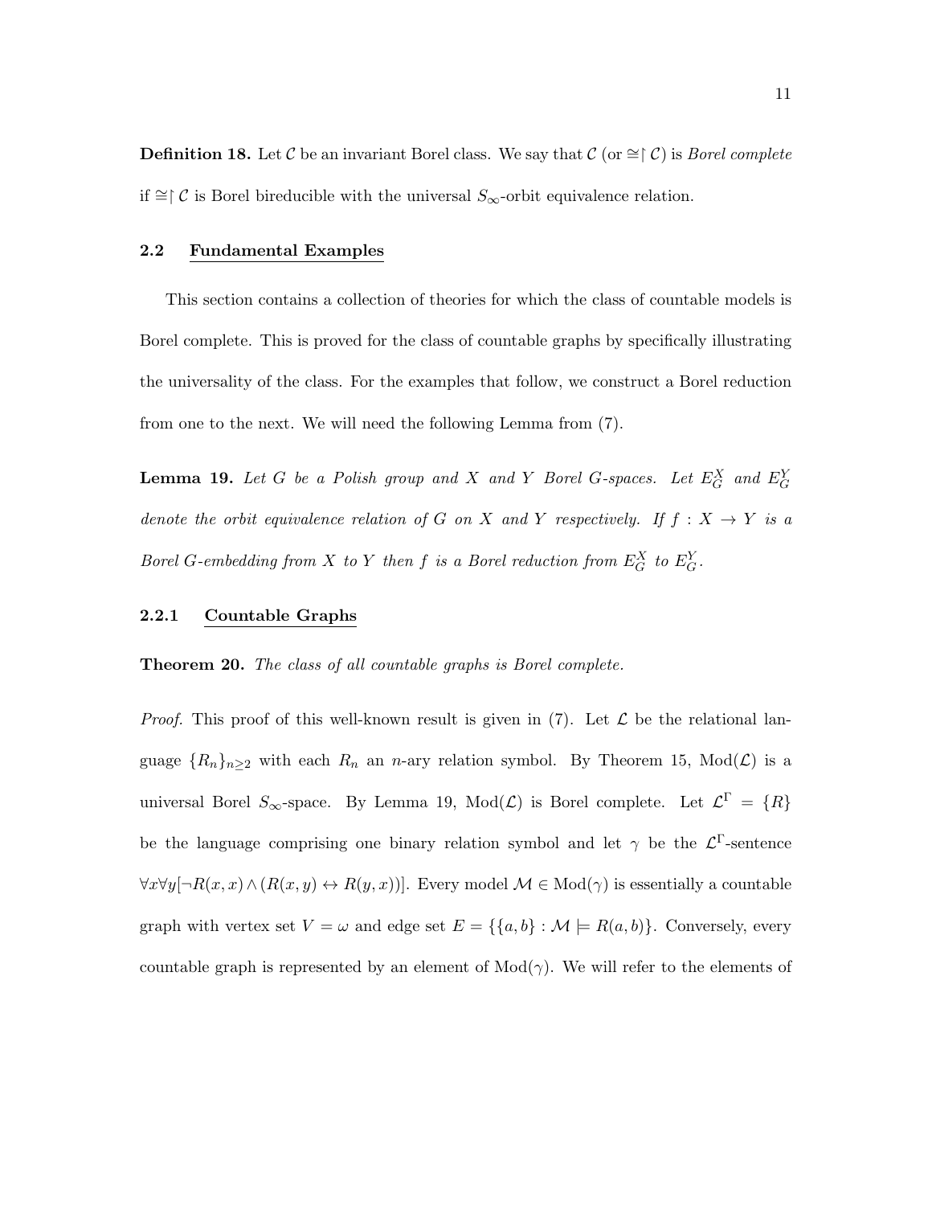**Definition 18.** Let $\mathcal{C}$ be an invariant Borel class. We say that $\mathcal{C}$ (or $\cong\restriction\mathcal{C}$) is *Borel complete* if $\cong\restriction\mathcal{C}$ is Borel bireducible with the universal $S_\infty$-orbit equivalence relation.

### 2.2 Fundamental Examples

This section contains a collection of theories for which the class of countable models is Borel complete. This is proved for the class of countable graphs by specifically illustrating the universality of the class. For the examples that follow, we construct a Borel reduction from one to the next. We will need the following Lemma from (7).

**Lemma 19.** *Let $G$ be a Polish group and $X$ and $Y$ Borel $G$-spaces. Let $E_G^X$ and $E_G^Y$ denote the orbit equivalence relation of $G$ on $X$ and $Y$ respectively. If $f : X \to Y$ is a Borel $G$-embedding from $X$ to $Y$ then $f$ is a Borel reduction from $E_G^X$ to $E_G^Y$.*

#### 2.2.1 Countable Graphs

**Theorem 20.** *The class of all countable graphs is Borel complete.*

*Proof.* This proof of this well-known result is given in (7). Let $\mathcal{L}$ be the relational language $\{R_n\}_{n\geq 2}$ with each $R_n$ an $n$-ary relation symbol. By Theorem 15, $\text{Mod}(\mathcal{L})$ is a universal Borel $S_\infty$-space. By Lemma 19, $\text{Mod}(\mathcal{L})$ is Borel complete. Let $\mathcal{L}^\Gamma = \{R\}$ be the language comprising one binary relation symbol and let $\gamma$ be the $\mathcal{L}^\Gamma$-sentence $\forall x \forall y[\neg R(x,x) \wedge (R(x,y) \leftrightarrow R(y,x))]$. Every model $\mathcal{M} \in \text{Mod}(\gamma)$ is essentially a countable graph with vertex set $V = \omega$ and edge set $E = \{\{a,b\} : \mathcal{M} \models R(a,b)\}$. Conversely, every countable graph is represented by an element of $\text{Mod}(\gamma)$. We will refer to the elements of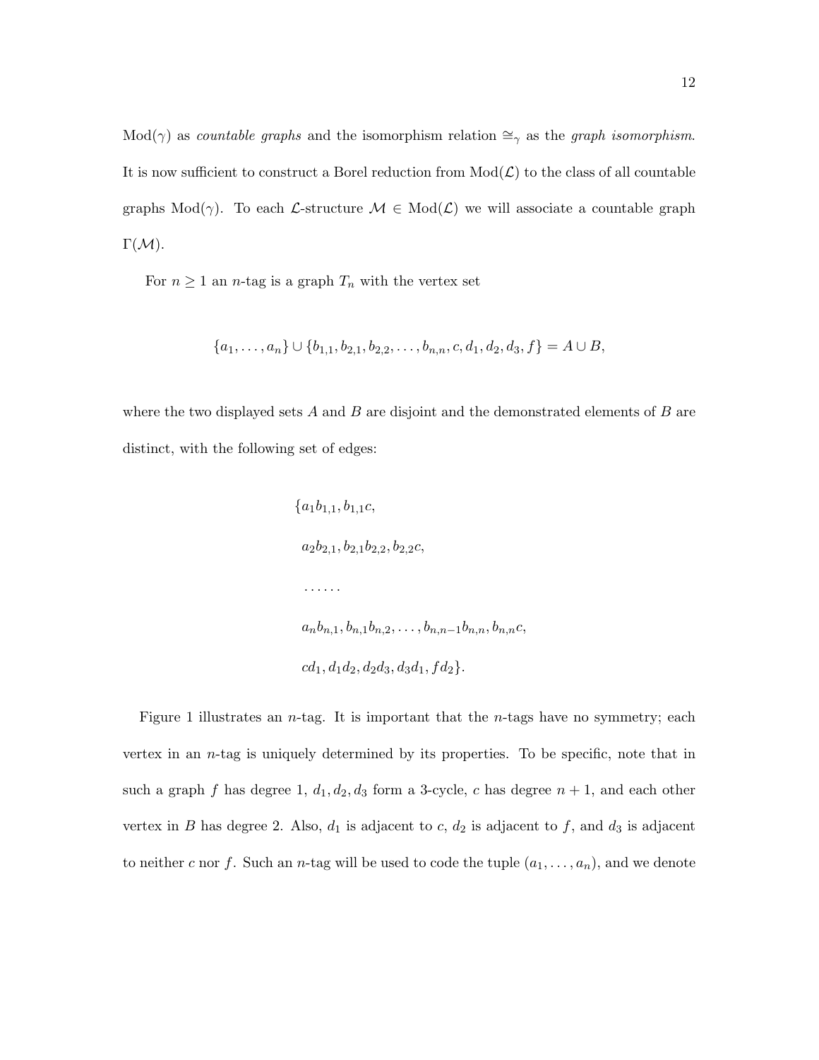$\text{Mod}(\gamma)$ as *countable graphs* and the isomorphism relation $\cong_\gamma$ as the *graph isomorphism*. It is now sufficient to construct a Borel reduction from $\text{Mod}(\mathcal{L})$ to the class of all countable graphs $\text{Mod}(\gamma)$. To each $\mathcal{L}$-structure $\mathcal{M} \in \text{Mod}(\mathcal{L})$ we will associate a countable graph $\Gamma(\mathcal{M})$.

For $n \geq 1$ an $n$-tag is a graph $T_n$ with the vertex set

$$\{a_1, \ldots, a_n\} \cup \{b_{1,1}, b_{2,1}, b_{2,2}, \ldots, b_{n,n}, c, d_1, d_2, d_3, f\} = A \cup B,$$

where the two displayed sets $A$ and $B$ are disjoint and the demonstrated elements of $B$ are distinct, with the following set of edges:

$$\begin{aligned}
&\{a_1 b_{1,1}, b_{1,1} c, \\
&\ a_2 b_{2,1}, b_{2,1} b_{2,2}, b_{2,2} c, \\
&\ \ldots\ldots \\
&\ a_n b_{n,1}, b_{n,1} b_{n,2}, \ldots, b_{n,n-1} b_{n,n}, b_{n,n} c, \\
&\ c d_1, d_1 d_2, d_2 d_3, d_3 d_1, f d_2\}.
\end{aligned}$$

Figure 1 illustrates an $n$-tag. It is important that the $n$-tags have no symmetry; each vertex in an $n$-tag is uniquely determined by its properties. To be specific, note that in such a graph $f$ has degree 1, $d_1, d_2, d_3$ form a 3-cycle, $c$ has degree $n+1$, and each other vertex in $B$ has degree 2. Also, $d_1$ is adjacent to $c$, $d_2$ is adjacent to $f$, and $d_3$ is adjacent to neither $c$ nor $f$. Such an $n$-tag will be used to code the tuple $(a_1, \ldots, a_n)$, and we denote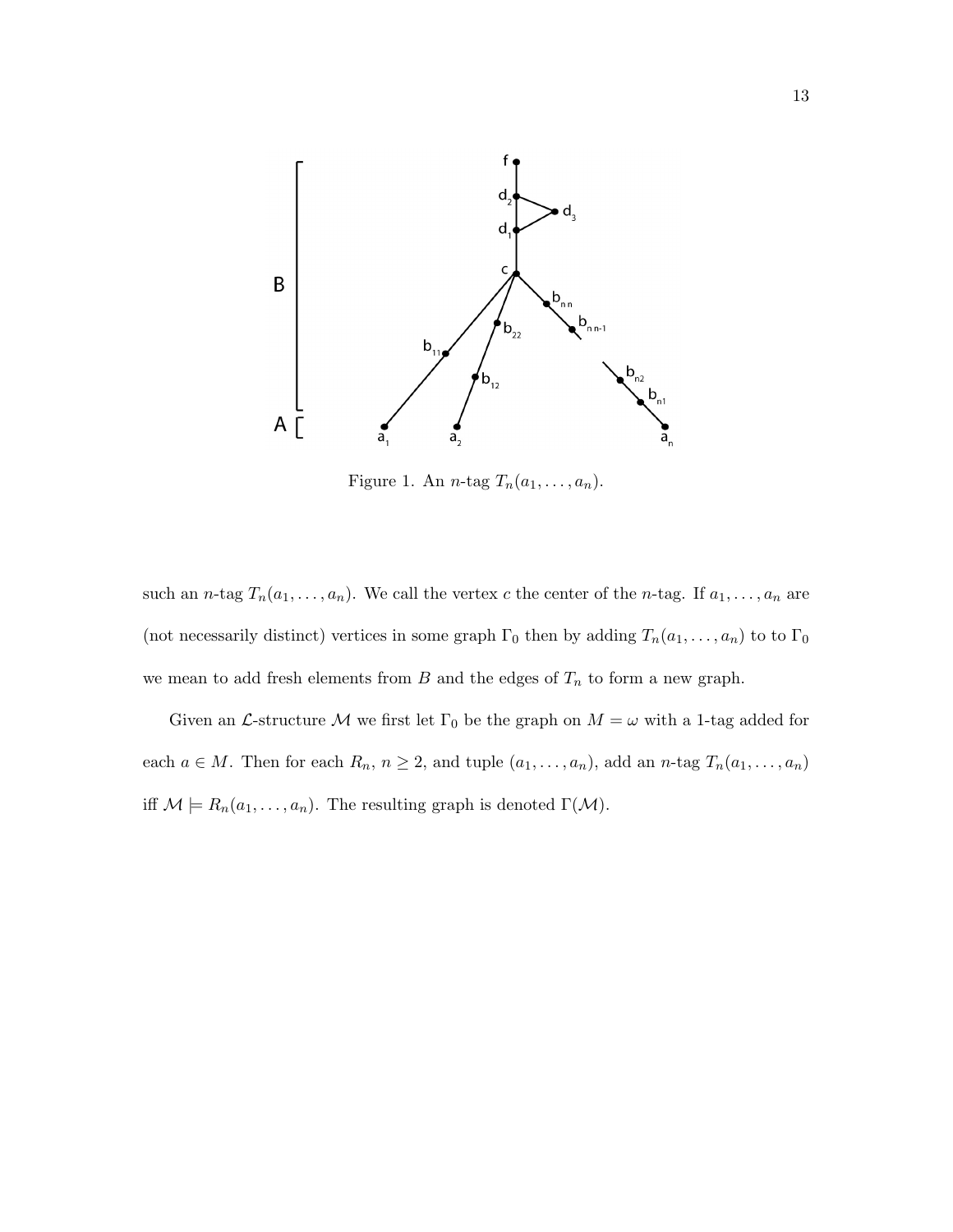Figure 1. An $n$-tag $T_n(a_1, \ldots, a_n)$.

such an $n$-tag $T_n(a_1, \ldots, a_n)$. We call the vertex $c$ the center of the $n$-tag. If $a_1, \ldots, a_n$ are (not necessarily distinct) vertices in some graph $\Gamma_0$ then by adding $T_n(a_1, \ldots, a_n)$ to to $\Gamma_0$ we mean to add fresh elements from $B$ and the edges of $T_n$ to form a new graph.

Given an $\mathcal{L}$-structure $\mathcal{M}$ we first let $\Gamma_0$ be the graph on $M = \omega$ with a 1-tag added for each $a \in M$. Then for each $R_n$, $n \geq 2$, and tuple $(a_1, \ldots, a_n)$, add an $n$-tag $T_n(a_1, \ldots, a_n)$ iff $\mathcal{M} \models R_n(a_1, \ldots, a_n)$. The resulting graph is denoted $\Gamma(\mathcal{M})$.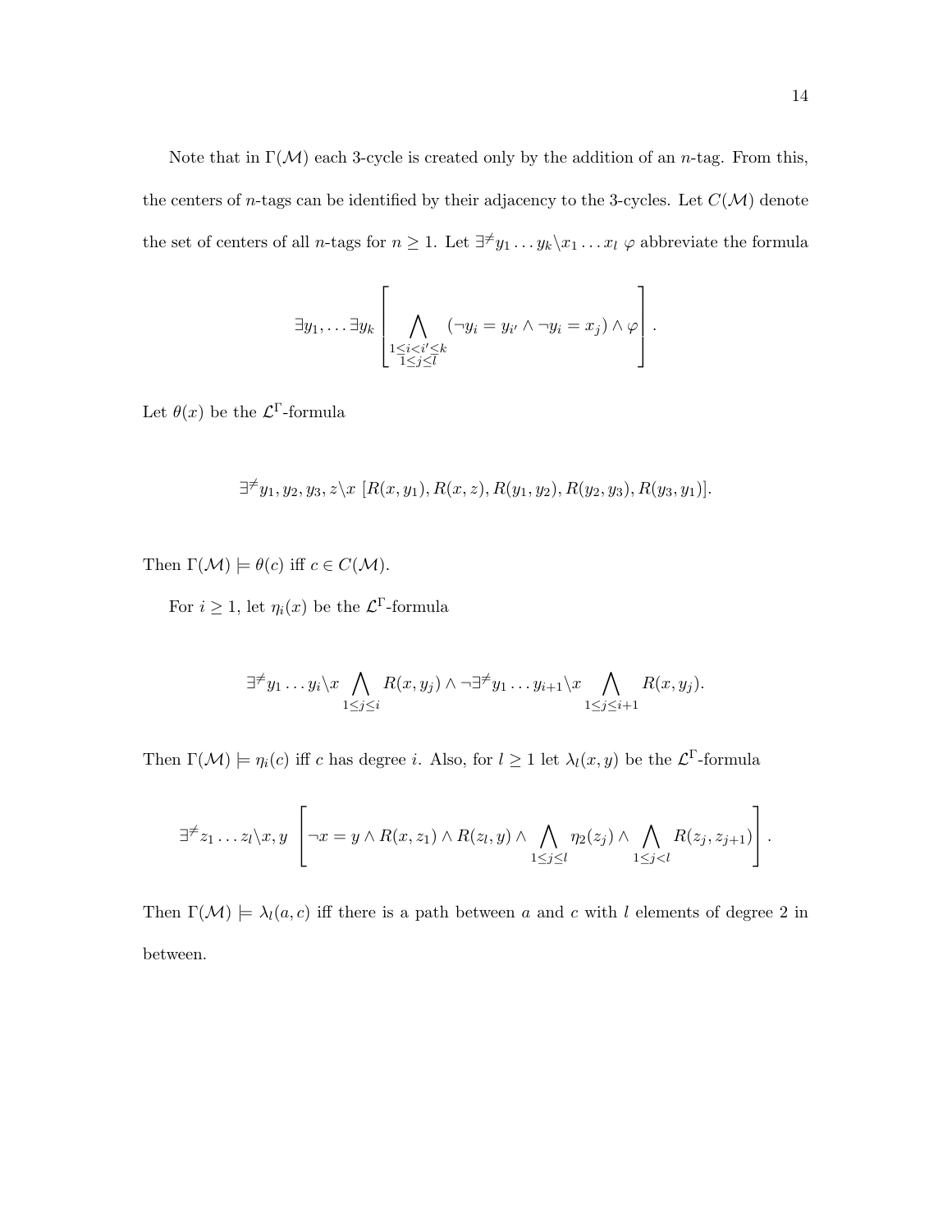Note that in $\Gamma(\mathcal{M})$ each 3-cycle is created only by the addition of an $n$-tag. From this, the centers of $n$-tags can be identified by their adjacency to the 3-cycles. Let $C(\mathcal{M})$ denote the set of centers of all $n$-tags for $n \geq 1$. Let $\exists^{\neq} y_1 \ldots y_k \backslash x_1 \ldots x_l \; \varphi$ abbreviate the formula

$$\exists y_1, \ldots \exists y_k \left[ \bigwedge_{\substack{1 \leq i < i' \leq k \\ 1 \leq j \leq l}} (\neg y_i = y_{i'} \wedge \neg y_i = x_j) \wedge \varphi \right].$$

Let $\theta(x)$ be the $\mathcal{L}^{\Gamma}$-formula

$$\exists^{\neq} y_1, y_2, y_3, z \backslash x \; [R(x, y_1), R(x, z), R(y_1, y_2), R(y_2, y_3), R(y_3, y_1)].$$

Then $\Gamma(\mathcal{M}) \models \theta(c)$ iff $c \in C(\mathcal{M})$.

For $i \geq 1$, let $\eta_i(x)$ be the $\mathcal{L}^{\Gamma}$-formula

$$\exists^{\neq} y_1 \ldots y_i \backslash x \bigwedge_{1 \leq j \leq i} R(x, y_j) \wedge \neg \exists^{\neq} y_1 \ldots y_{i+1} \backslash x \bigwedge_{1 \leq j \leq i+1} R(x, y_j).$$

Then $\Gamma(\mathcal{M}) \models \eta_i(c)$ iff $c$ has degree $i$. Also, for $l \geq 1$ let $\lambda_l(x, y)$ be the $\mathcal{L}^{\Gamma}$-formula

$$\exists^{\neq} z_1 \ldots z_l \backslash x, y \; \left[ \neg x = y \wedge R(x, z_1) \wedge R(z_l, y) \wedge \bigwedge_{1 \leq j \leq l} \eta_2(z_j) \wedge \bigwedge_{1 \leq j < l} R(z_j, z_{j+1}) \right].$$

Then $\Gamma(\mathcal{M}) \models \lambda_l(a, c)$ iff there is a path between $a$ and $c$ with $l$ elements of degree 2 in between.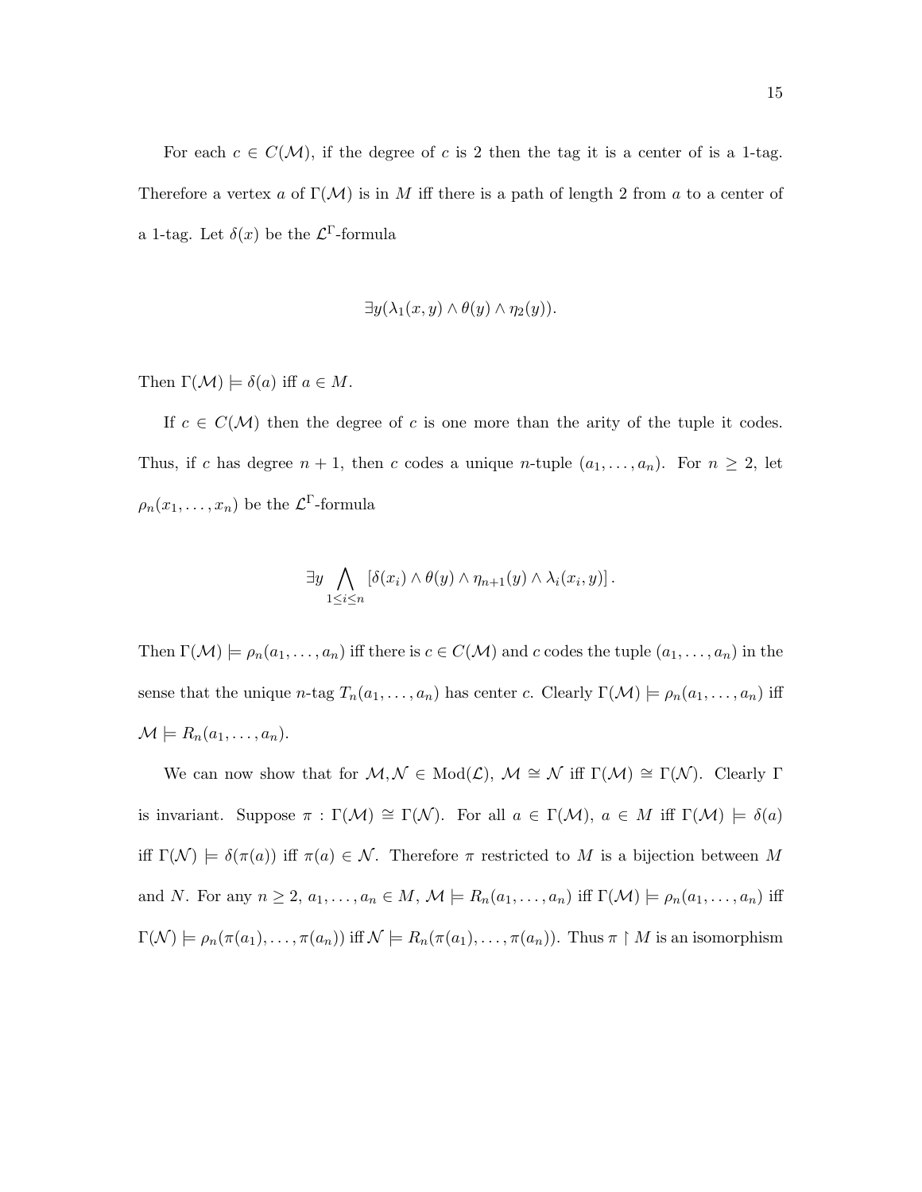For each $c \in C(\mathcal{M})$, if the degree of $c$ is 2 then the tag it is a center of is a 1-tag. Therefore a vertex $a$ of $\Gamma(\mathcal{M})$ is in $M$ iff there is a path of length 2 from $a$ to a center of a 1-tag. Let $\delta(x)$ be the $\mathcal{L}^{\Gamma}$-formula

$$\exists y(\lambda_1(x, y) \wedge \theta(y) \wedge \eta_2(y)).$$

Then $\Gamma(\mathcal{M}) \models \delta(a)$ iff $a \in M$.

If $c \in C(\mathcal{M})$ then the degree of $c$ is one more than the arity of the tuple it codes. Thus, if $c$ has degree $n + 1$, then $c$ codes a unique $n$-tuple $(a_1, \ldots, a_n)$. For $n \geq 2$, let $\rho_n(x_1, \ldots, x_n)$ be the $\mathcal{L}^{\Gamma}$-formula

$$\exists y \bigwedge_{1 \leq i \leq n} \left[\delta(x_i) \wedge \theta(y) \wedge \eta_{n+1}(y) \wedge \lambda_i(x_i, y)\right].$$

Then $\Gamma(\mathcal{M}) \models \rho_n(a_1, \ldots, a_n)$ iff there is $c \in C(\mathcal{M})$ and $c$ codes the tuple $(a_1, \ldots, a_n)$ in the sense that the unique $n$-tag $T_n(a_1, \ldots, a_n)$ has center $c$. Clearly $\Gamma(\mathcal{M}) \models \rho_n(a_1, \ldots, a_n)$ iff $\mathcal{M} \models R_n(a_1, \ldots, a_n)$.

We can now show that for $\mathcal{M}, \mathcal{N} \in \text{Mod}(\mathcal{L})$, $\mathcal{M} \cong \mathcal{N}$ iff $\Gamma(\mathcal{M}) \cong \Gamma(\mathcal{N})$. Clearly $\Gamma$ is invariant. Suppose $\pi : \Gamma(\mathcal{M}) \cong \Gamma(\mathcal{N})$. For all $a \in \Gamma(\mathcal{M})$, $a \in M$ iff $\Gamma(\mathcal{M}) \models \delta(a)$ iff $\Gamma(\mathcal{N}) \models \delta(\pi(a))$ iff $\pi(a) \in \mathcal{N}$. Therefore $\pi$ restricted to $M$ is a bijection between $M$ and $N$. For any $n \geq 2$, $a_1, \ldots, a_n \in M$, $\mathcal{M} \models R_n(a_1, \ldots, a_n)$ iff $\Gamma(\mathcal{M}) \models \rho_n(a_1, \ldots, a_n)$ iff $\Gamma(\mathcal{N}) \models \rho_n(\pi(a_1), \ldots, \pi(a_n))$ iff $\mathcal{N} \models R_n(\pi(a_1), \ldots, \pi(a_n))$. Thus $\pi \restriction M$ is an isomorphism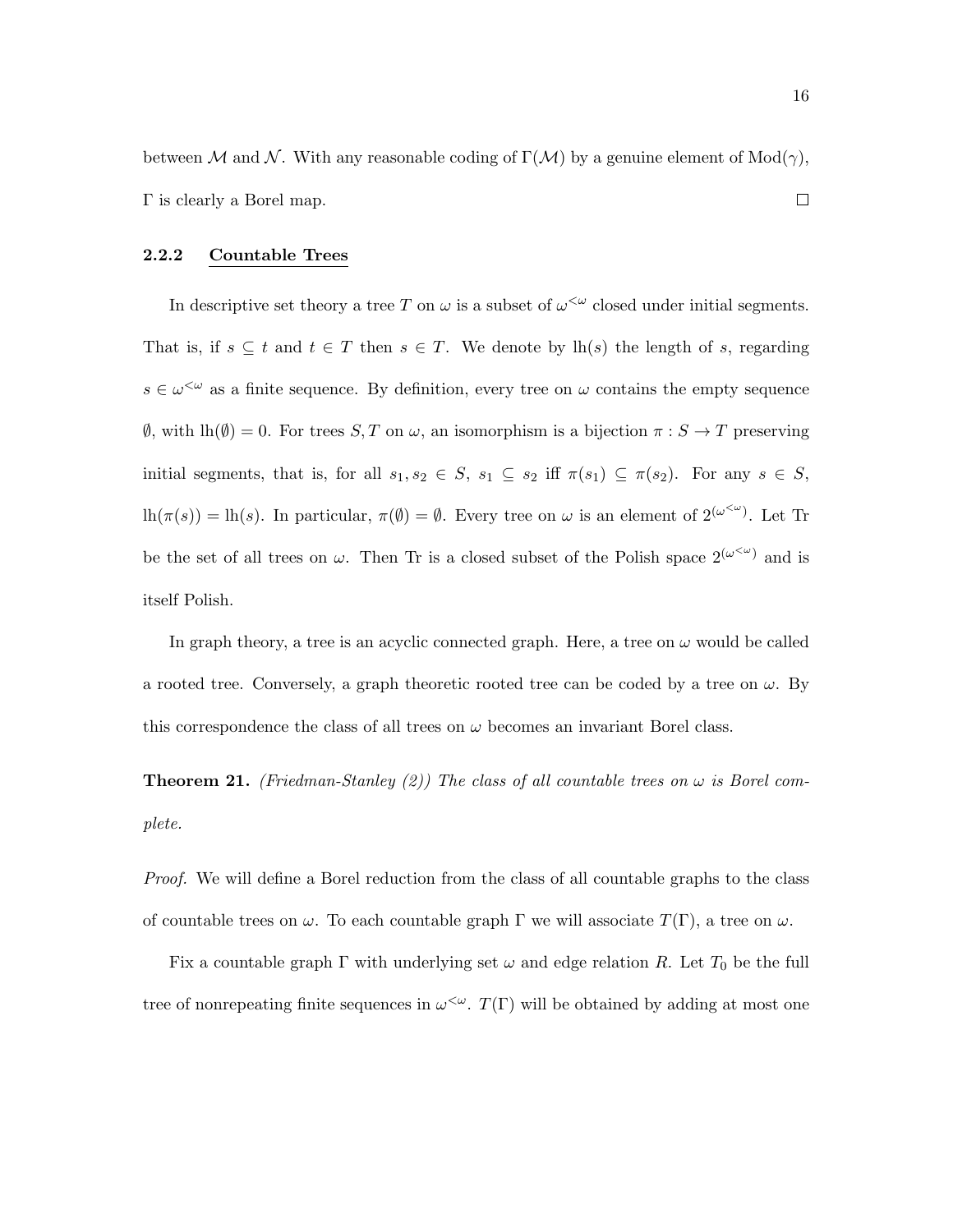between $\mathcal{M}$ and $\mathcal{N}$. With any reasonable coding of $\Gamma(\mathcal{M})$ by a genuine element of $\text{Mod}(\gamma)$, $\Gamma$ is clearly a Borel map. $\square$

### 2.2.2 Countable Trees

In descriptive set theory a tree $T$ on $\omega$ is a subset of $\omega^{<\omega}$ closed under initial segments. That is, if $s \subseteq t$ and $t \in T$ then $s \in T$. We denote by $\text{lh}(s)$ the length of $s$, regarding $s \in \omega^{<\omega}$ as a finite sequence. By definition, every tree on $\omega$ contains the empty sequence $\emptyset$, with $\text{lh}(\emptyset) = 0$. For trees $S, T$ on $\omega$, an isomorphism is a bijection $\pi : S \to T$ preserving initial segments, that is, for all $s_1, s_2 \in S$, $s_1 \subseteq s_2$ iff $\pi(s_1) \subseteq \pi(s_2)$. For any $s \in S$, $\text{lh}(\pi(s)) = \text{lh}(s)$. In particular, $\pi(\emptyset) = \emptyset$. Every tree on $\omega$ is an element of $2^{(\omega^{<\omega})}$. Let Tr be the set of all trees on $\omega$. Then Tr is a closed subset of the Polish space $2^{(\omega^{<\omega})}$ and is itself Polish.

In graph theory, a tree is an acyclic connected graph. Here, a tree on $\omega$ would be called a rooted tree. Conversely, a graph theoretic rooted tree can be coded by a tree on $\omega$. By this correspondence the class of all trees on $\omega$ becomes an invariant Borel class.

**Theorem 21.** *(Friedman-Stanley (2)) The class of all countable trees on $\omega$ is Borel complete.*

*Proof.* We will define a Borel reduction from the class of all countable graphs to the class of countable trees on $\omega$. To each countable graph $\Gamma$ we will associate $T(\Gamma)$, a tree on $\omega$.

Fix a countable graph $\Gamma$ with underlying set $\omega$ and edge relation $R$. Let $T_0$ be the full tree of nonrepeating finite sequences in $\omega^{<\omega}$. $T(\Gamma)$ will be obtained by adding at most one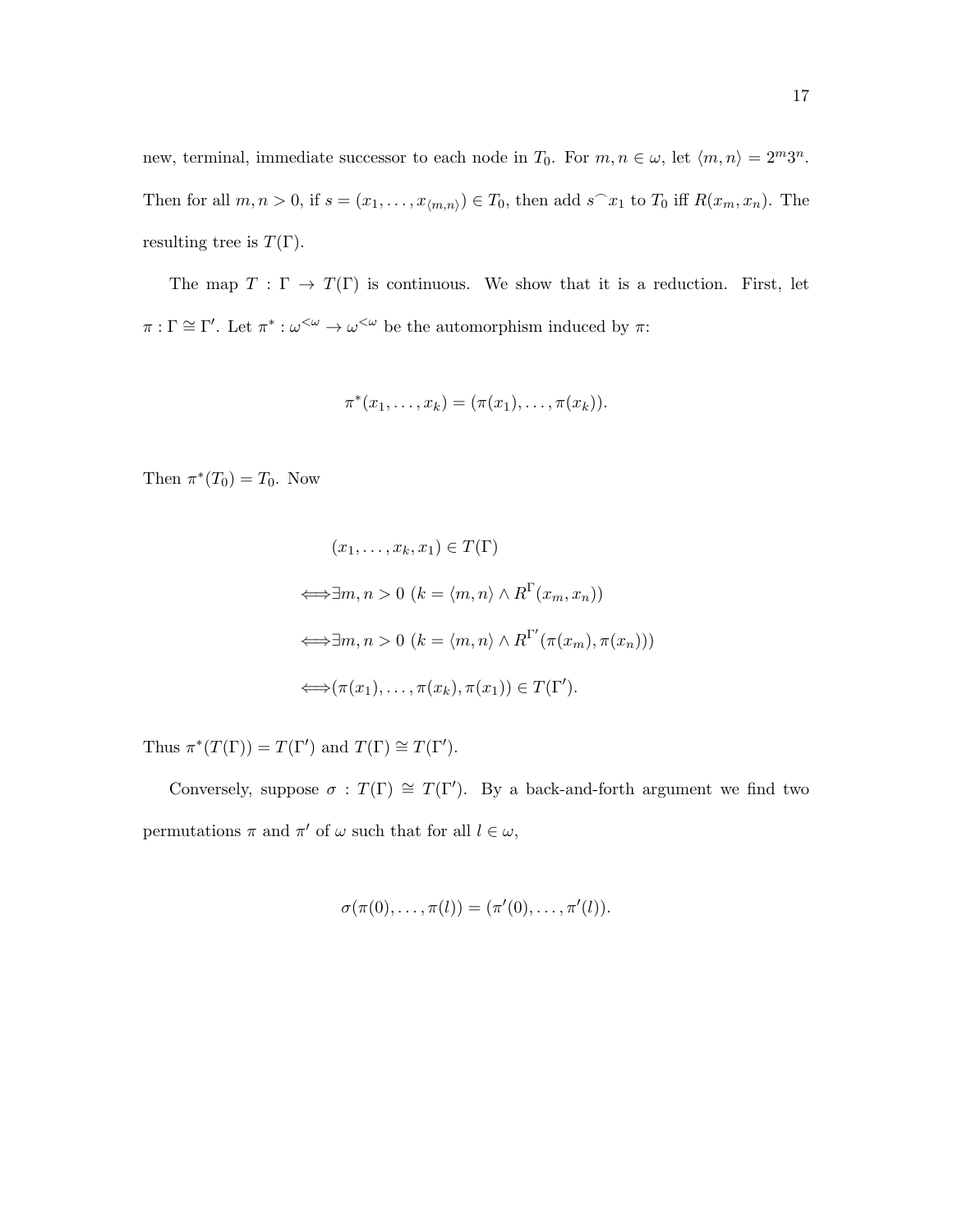new, terminal, immediate successor to each node in $T_0$. For $m, n \in \omega$, let $\langle m, n \rangle = 2^m 3^n$. Then for all $m, n > 0$, if $s = (x_1, \ldots, x_{\langle m,n \rangle}) \in T_0$, then add $s^\frown x_1$ to $T_0$ iff $R(x_m, x_n)$. The resulting tree is $T(\Gamma)$.

The map $T : \Gamma \to T(\Gamma)$ is continuous. We show that it is a reduction. First, let $\pi : \Gamma \cong \Gamma'$. Let $\pi^* : \omega^{<\omega} \to \omega^{<\omega}$ be the automorphism induced by $\pi$:

$$\pi^*(x_1, \ldots, x_k) = (\pi(x_1), \ldots, \pi(x_k)).$$

Then $\pi^*(T_0) = T_0$. Now

$$\begin{aligned}
&(x_1, \ldots, x_k, x_1) \in T(\Gamma) \\
\iff &\exists m, n > 0 \ (k = \langle m, n \rangle \wedge R^\Gamma(x_m, x_n)) \\
\iff &\exists m, n > 0 \ (k = \langle m, n \rangle \wedge R^{\Gamma'}(\pi(x_m), \pi(x_n))) \\
\iff &(\pi(x_1), \ldots, \pi(x_k), \pi(x_1)) \in T(\Gamma').
\end{aligned}$$

Thus $\pi^*(T(\Gamma)) = T(\Gamma')$ and $T(\Gamma) \cong T(\Gamma')$.

Conversely, suppose $\sigma : T(\Gamma) \cong T(\Gamma')$. By a back-and-forth argument we find two permutations $\pi$ and $\pi'$ of $\omega$ such that for all $l \in \omega$,

$$\sigma(\pi(0), \ldots, \pi(l)) = (\pi'(0), \ldots, \pi'(l)).$$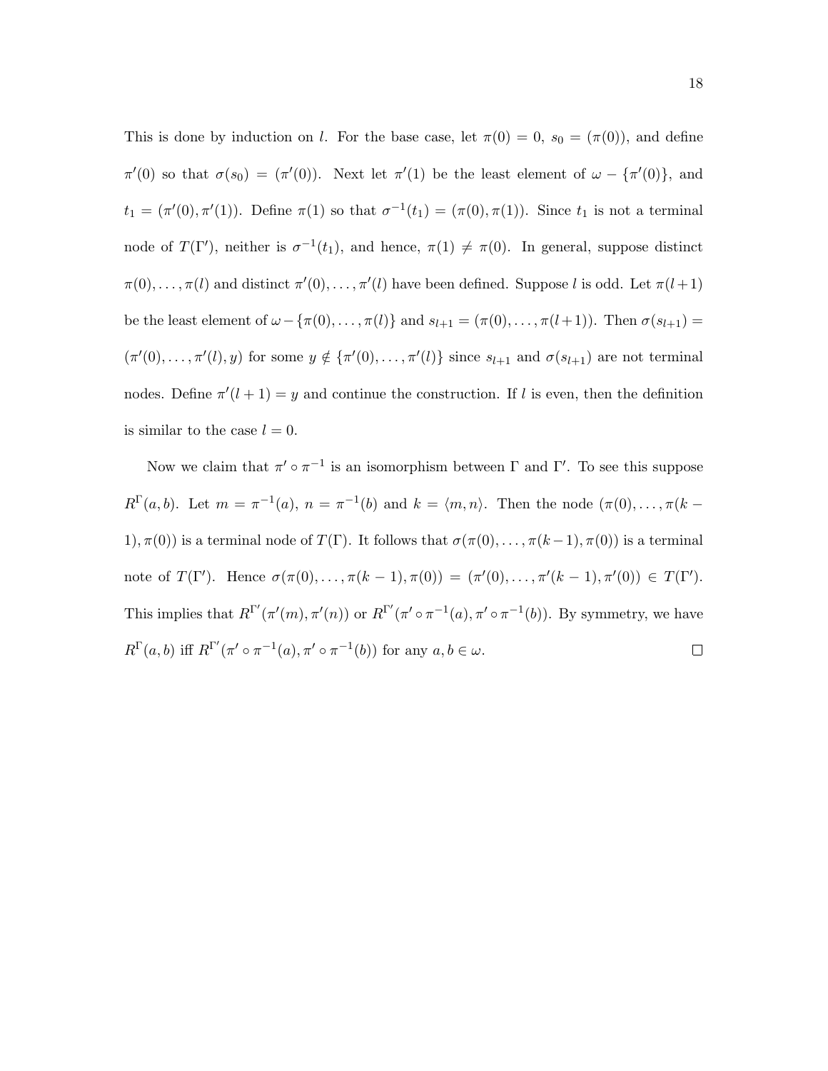This is done by induction on $l$. For the base case, let $\pi(0) = 0$, $s_0 = (\pi(0))$, and define $\pi'(0)$ so that $\sigma(s_0) = (\pi'(0))$. Next let $\pi'(1)$ be the least element of $\omega - \{\pi'(0)\}$, and $t_1 = (\pi'(0), \pi'(1))$. Define $\pi(1)$ so that $\sigma^{-1}(t_1) = (\pi(0), \pi(1))$. Since $t_1$ is not a terminal node of $T(\Gamma')$, neither is $\sigma^{-1}(t_1)$, and hence, $\pi(1) \neq \pi(0)$. In general, suppose distinct $\pi(0), \ldots, \pi(l)$ and distinct $\pi'(0), \ldots, \pi'(l)$ have been defined. Suppose $l$ is odd. Let $\pi(l+1)$ be the least element of $\omega - \{\pi(0), \ldots, \pi(l)\}$ and $s_{l+1} = (\pi(0), \ldots, \pi(l+1))$. Then $\sigma(s_{l+1}) = (\pi'(0), \ldots, \pi'(l), y)$ for some $y \notin \{\pi'(0), \ldots, \pi'(l)\}$ since $s_{l+1}$ and $\sigma(s_{l+1})$ are not terminal nodes. Define $\pi'(l+1) = y$ and continue the construction. If $l$ is even, then the definition is similar to the case $l = 0$.

Now we claim that $\pi' \circ \pi^{-1}$ is an isomorphism between $\Gamma$ and $\Gamma'$. To see this suppose $R^{\Gamma}(a, b)$. Let $m = \pi^{-1}(a)$, $n = \pi^{-1}(b)$ and $k = \langle m, n \rangle$. Then the node $(\pi(0), \ldots, \pi(k-1), \pi(0))$ is a terminal node of $T(\Gamma)$. It follows that $\sigma(\pi(0), \ldots, \pi(k-1), \pi(0))$ is a terminal note of $T(\Gamma')$. Hence $\sigma(\pi(0), \ldots, \pi(k-1), \pi(0)) = (\pi'(0), \ldots, \pi'(k-1), \pi'(0)) \in T(\Gamma')$. This implies that $R^{\Gamma'}(\pi'(m), \pi'(n))$ or $R^{\Gamma'}(\pi' \circ \pi^{-1}(a), \pi' \circ \pi^{-1}(b))$. By symmetry, we have $R^{\Gamma}(a, b)$ iff $R^{\Gamma'}(\pi' \circ \pi^{-1}(a), \pi' \circ \pi^{-1}(b))$ for any $a, b \in \omega$. $\square$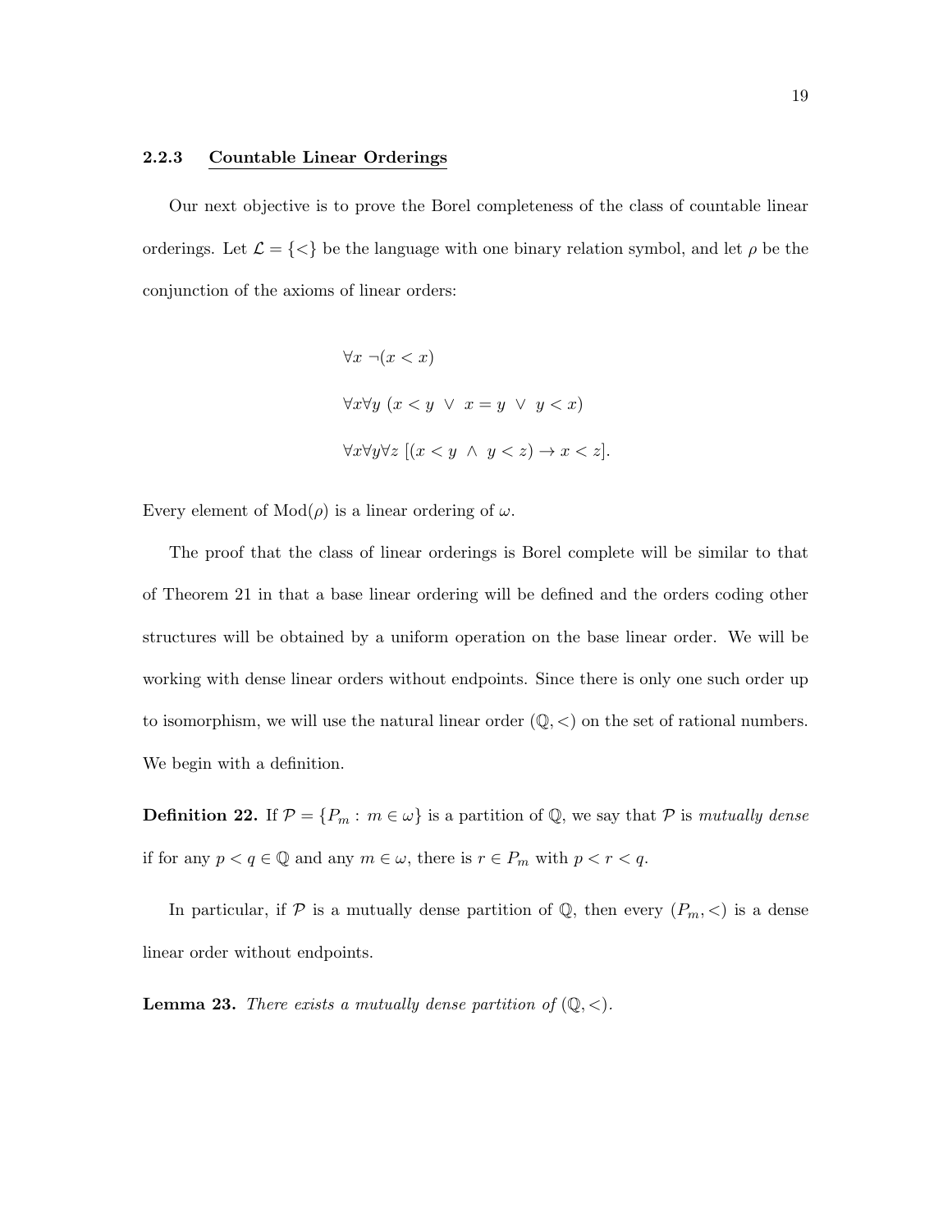### 2.2.3 Countable Linear Orderings

Our next objective is to prove the Borel completeness of the class of countable linear orderings. Let $\mathcal{L} = \{<\}$ be the language with one binary relation symbol, and let $\rho$ be the conjunction of the axioms of linear orders:

$$\forall x \; \neg(x < x)$$

$$\forall x \forall y \; (x < y \; \vee \; x = y \; \vee \; y < x)$$

$$\forall x \forall y \forall z \; [(x < y \; \wedge \; y < z) \rightarrow x < z].$$

Every element of $\mathrm{Mod}(\rho)$ is a linear ordering of $\omega$.

The proof that the class of linear orderings is Borel complete will be similar to that of Theorem 21 in that a base linear ordering will be defined and the orders coding other structures will be obtained by a uniform operation on the base linear order. We will be working with dense linear orders without endpoints. Since there is only one such order up to isomorphism, we will use the natural linear order $(\mathbb{Q}, <)$ on the set of rational numbers. We begin with a definition.

**Definition 22.** If $\mathcal{P} = \{P_m : m \in \omega\}$ is a partition of $\mathbb{Q}$, we say that $\mathcal{P}$ is *mutually dense* if for any $p < q \in \mathbb{Q}$ and any $m \in \omega$, there is $r \in P_m$ with $p < r < q$.

In particular, if $\mathcal{P}$ is a mutually dense partition of $\mathbb{Q}$, then every $(P_m, <)$ is a dense linear order without endpoints.

**Lemma 23.** *There exists a mutually dense partition of* $(\mathbb{Q}, <)$.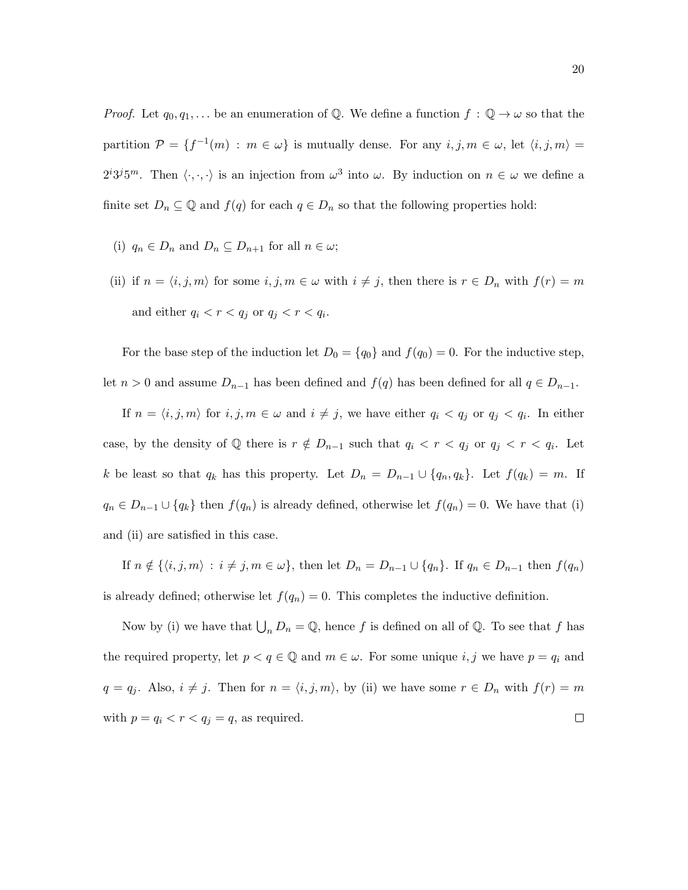*Proof.* Let $q_0, q_1, \ldots$ be an enumeration of $\mathbb{Q}$. We define a function $f : \mathbb{Q} \to \omega$ so that the partition $\mathcal{P} = \{f^{-1}(m) : m \in \omega\}$ is mutually dense. For any $i, j, m \in \omega$, let $\langle i, j, m\rangle = 2^i 3^j 5^m$. Then $\langle \cdot, \cdot, \cdot \rangle$ is an injection from $\omega^3$ into $\omega$. By induction on $n \in \omega$ we define a finite set $D_n \subseteq \mathbb{Q}$ and $f(q)$ for each $q \in D_n$ so that the following properties hold:

(i) $q_n \in D_n$ and $D_n \subseteq D_{n+1}$ for all $n \in \omega$;

(ii) if $n = \langle i, j, m\rangle$ for some $i, j, m \in \omega$ with $i \neq j$, then there is $r \in D_n$ with $f(r) = m$ and either $q_i < r < q_j$ or $q_j < r < q_i$.

For the base step of the induction let $D_0 = \{q_0\}$ and $f(q_0) = 0$. For the inductive step, let $n > 0$ and assume $D_{n-1}$ has been defined and $f(q)$ has been defined for all $q \in D_{n-1}$.

If $n = \langle i, j, m\rangle$ for $i, j, m \in \omega$ and $i \neq j$, we have either $q_i < q_j$ or $q_j < q_i$. In either case, by the density of $\mathbb{Q}$ there is $r \notin D_{n-1}$ such that $q_i < r < q_j$ or $q_j < r < q_i$. Let $k$ be least so that $q_k$ has this property. Let $D_n = D_{n-1} \cup \{q_n, q_k\}$. Let $f(q_k) = m$. If $q_n \in D_{n-1} \cup \{q_k\}$ then $f(q_n)$ is already defined, otherwise let $f(q_n) = 0$. We have that (i) and (ii) are satisfied in this case.

If $n \notin \{\langle i, j, m\rangle : i \neq j, m \in \omega\}$, then let $D_n = D_{n-1} \cup \{q_n\}$. If $q_n \in D_{n-1}$ then $f(q_n)$ is already defined; otherwise let $f(q_n) = 0$. This completes the inductive definition.

Now by (i) we have that $\bigcup_n D_n = \mathbb{Q}$, hence $f$ is defined on all of $\mathbb{Q}$. To see that $f$ has the required property, let $p < q \in \mathbb{Q}$ and $m \in \omega$. For some unique $i, j$ we have $p = q_i$ and $q = q_j$. Also, $i \neq j$. Then for $n = \langle i, j, m\rangle$, by (ii) we have some $r \in D_n$ with $f(r) = m$ with $p = q_i < r < q_j = q$, as required. $\square$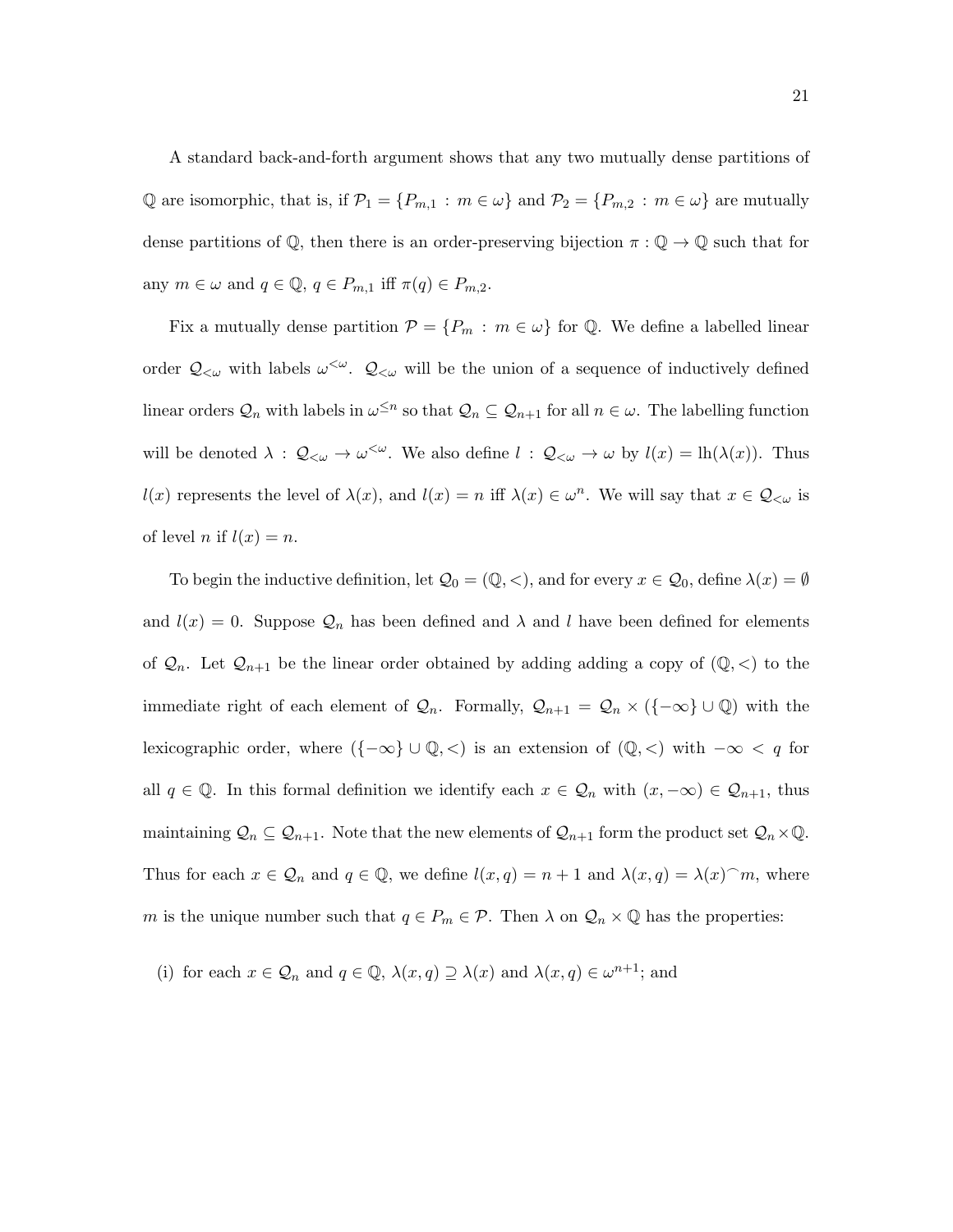A standard back-and-forth argument shows that any two mutually dense partitions of $\mathbb{Q}$ are isomorphic, that is, if $\mathcal{P}_1 = \{P_{m,1} : m \in \omega\}$ and $\mathcal{P}_2 = \{P_{m,2} : m \in \omega\}$ are mutually dense partitions of $\mathbb{Q}$, then there is an order-preserving bijection $\pi : \mathbb{Q} \to \mathbb{Q}$ such that for any $m \in \omega$ and $q \in \mathbb{Q}$, $q \in P_{m,1}$ iff $\pi(q) \in P_{m,2}$.

Fix a mutually dense partition $\mathcal{P} = \{P_m : m \in \omega\}$ for $\mathbb{Q}$. We define a labelled linear order $\mathcal{Q}_{<\omega}$ with labels $\omega^{<\omega}$. $\mathcal{Q}_{<\omega}$ will be the union of a sequence of inductively defined linear orders $\mathcal{Q}_n$ with labels in $\omega^{\leq n}$ so that $\mathcal{Q}_n \subseteq \mathcal{Q}_{n+1}$ for all $n \in \omega$. The labelling function will be denoted $\lambda : \mathcal{Q}_{<\omega} \to \omega^{<\omega}$. We also define $l : \mathcal{Q}_{<\omega} \to \omega$ by $l(x) = \mathrm{lh}(\lambda(x))$. Thus $l(x)$ represents the level of $\lambda(x)$, and $l(x) = n$ iff $\lambda(x) \in \omega^n$. We will say that $x \in \mathcal{Q}_{<\omega}$ is of level $n$ if $l(x) = n$.

To begin the inductive definition, let $\mathcal{Q}_0 = (\mathbb{Q}, <)$, and for every $x \in \mathcal{Q}_0$, define $\lambda(x) = \emptyset$ and $l(x) = 0$. Suppose $\mathcal{Q}_n$ has been defined and $\lambda$ and $l$ have been defined for elements of $\mathcal{Q}_n$. Let $\mathcal{Q}_{n+1}$ be the linear order obtained by adding adding a copy of $(\mathbb{Q}, <)$ to the immediate right of each element of $\mathcal{Q}_n$. Formally, $\mathcal{Q}_{n+1} = \mathcal{Q}_n \times (\{-\infty\} \cup \mathbb{Q})$ with the lexicographic order, where $(\{-\infty\} \cup \mathbb{Q}, <)$ is an extension of $(\mathbb{Q}, <)$ with $-\infty < q$ for all $q \in \mathbb{Q}$. In this formal definition we identify each $x \in \mathcal{Q}_n$ with $(x, -\infty) \in \mathcal{Q}_{n+1}$, thus maintaining $\mathcal{Q}_n \subseteq \mathcal{Q}_{n+1}$. Note that the new elements of $\mathcal{Q}_{n+1}$ form the product set $\mathcal{Q}_n \times \mathbb{Q}$. Thus for each $x \in \mathcal{Q}_n$ and $q \in \mathbb{Q}$, we define $l(x, q) = n + 1$ and $\lambda(x, q) = \lambda(x)^\frown m$, where $m$ is the unique number such that $q \in P_m \in \mathcal{P}$. Then $\lambda$ on $\mathcal{Q}_n \times \mathbb{Q}$ has the properties:

(i) for each $x \in \mathcal{Q}_n$ and $q \in \mathbb{Q}$, $\lambda(x, q) \supseteq \lambda(x)$ and $\lambda(x, q) \in \omega^{n+1}$; and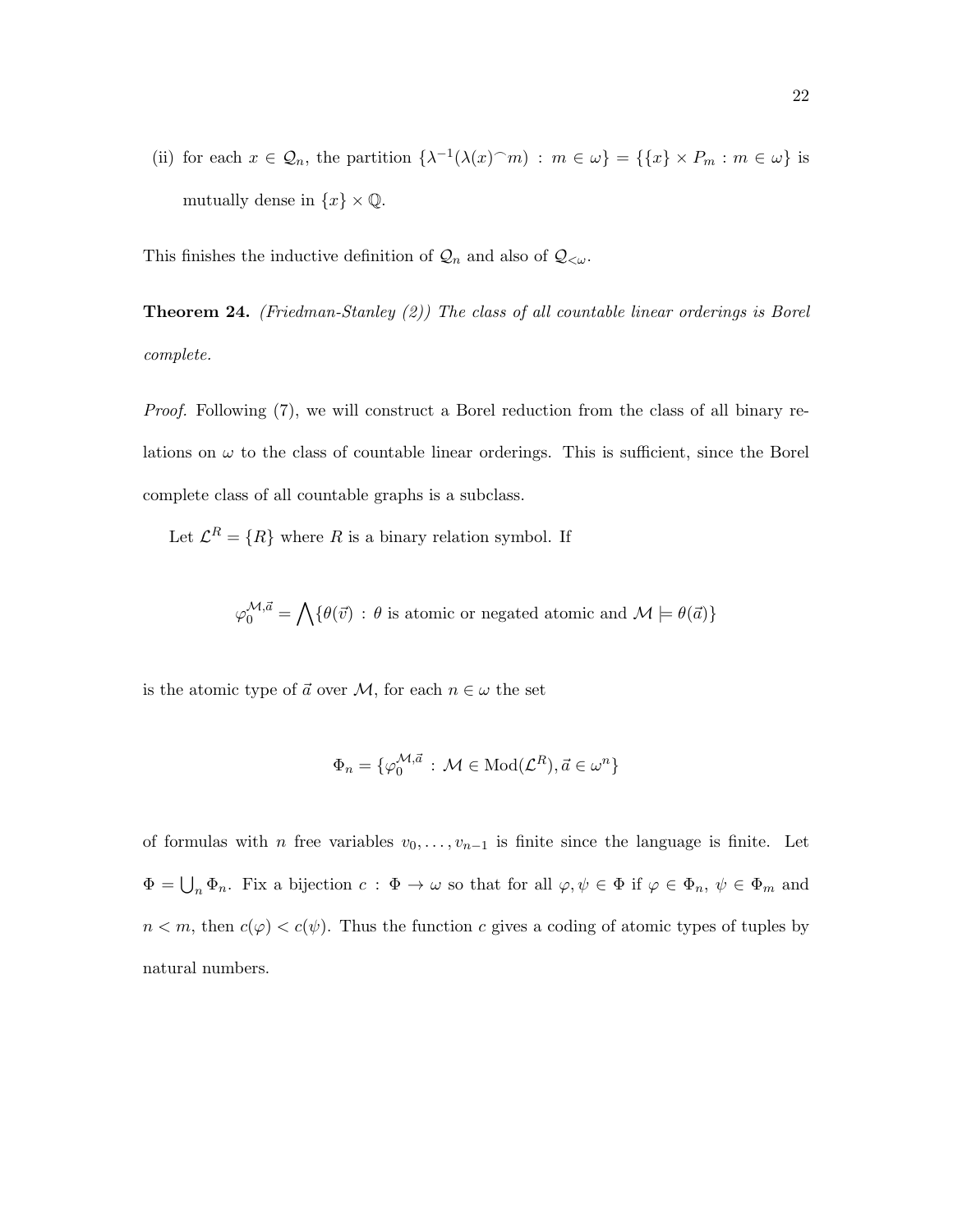(ii) for each $x \in \mathcal{Q}_n$, the partition $\{\lambda^{-1}(\lambda(x)^\frown m) : m \in \omega\} = \{\{x\} \times P_m : m \in \omega\}$ is mutually dense in $\{x\} \times \mathbb{Q}$.

This finishes the inductive definition of $\mathcal{Q}_n$ and also of $\mathcal{Q}_{<\omega}$.

**Theorem 24.** *(Friedman-Stanley (2)) The class of all countable linear orderings is Borel complete.*

*Proof.* Following (7), we will construct a Borel reduction from the class of all binary relations on $\omega$ to the class of countable linear orderings. This is sufficient, since the Borel complete class of all countable graphs is a subclass.

Let $\mathcal{L}^R = \{R\}$ where $R$ is a binary relation symbol. If

$$\varphi_0^{\mathcal{M},\vec{a}} = \bigwedge\{\theta(\vec{v}) : \theta \text{ is atomic or negated atomic and } \mathcal{M} \models \theta(\vec{a})\}$$

is the atomic type of $\vec{a}$ over $\mathcal{M}$, for each $n \in \omega$ the set

$$\Phi_n = \{\varphi_0^{\mathcal{M},\vec{a}} : \mathcal{M} \in \mathrm{Mod}(\mathcal{L}^R), \vec{a} \in \omega^n\}$$

of formulas with $n$ free variables $v_0, \ldots, v_{n-1}$ is finite since the language is finite. Let $\Phi = \bigcup_n \Phi_n$. Fix a bijection $c : \Phi \to \omega$ so that for all $\varphi, \psi \in \Phi$ if $\varphi \in \Phi_n$, $\psi \in \Phi_m$ and $n < m$, then $c(\varphi) < c(\psi)$. Thus the function $c$ gives a coding of atomic types of tuples by natural numbers.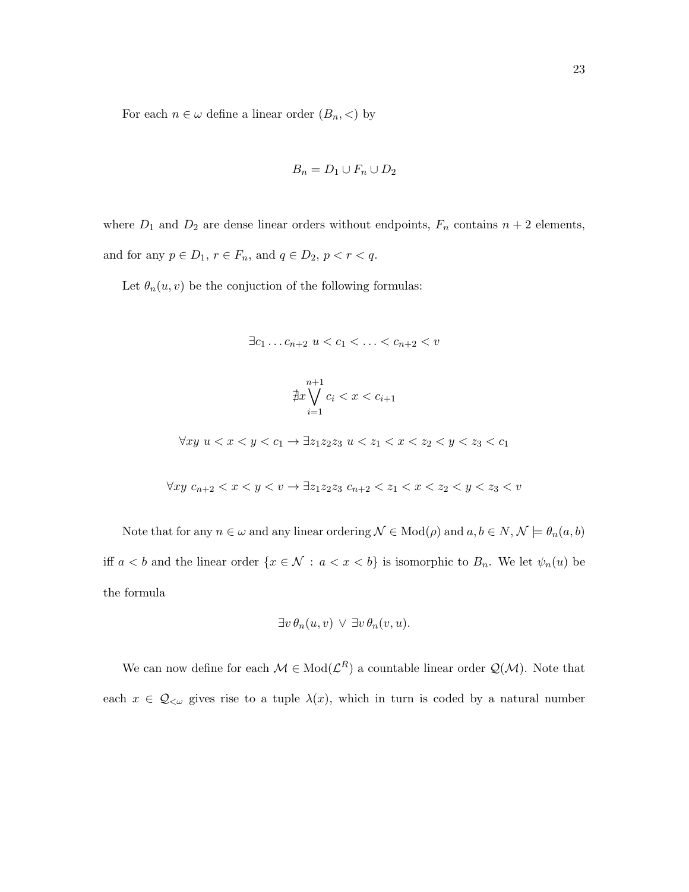For each $n \in \omega$ define a linear order $(B_n, <)$ by

$$B_n = D_1 \cup F_n \cup D_2$$

where $D_1$ and $D_2$ are dense linear orders without endpoints, $F_n$ contains $n+2$ elements, and for any $p \in D_1$, $r \in F_n$, and $q \in D_2$, $p < r < q$.

Let $\theta_n(u, v)$ be the conjuction of the following formulas:

$$\exists c_1 \ldots c_{n+2} \; u < c_1 < \ldots < c_{n+2} < v$$

$$\nexists x \bigvee_{i=1}^{n+1} c_i < x < c_{i+1}$$

$$\forall xy \; u < x < y < c_1 \rightarrow \exists z_1 z_2 z_3 \; u < z_1 < x < z_2 < y < z_3 < c_1$$

$$\forall xy \; c_{n+2} < x < y < v \rightarrow \exists z_1 z_2 z_3 \; c_{n+2} < z_1 < x < z_2 < y < z_3 < v$$

Note that for any $n \in \omega$ and any linear ordering $\mathcal{N} \in \mathrm{Mod}(\rho)$ and $a, b \in N$, $\mathcal{N} \models \theta_n(a, b)$ iff $a < b$ and the linear order $\{x \in \mathcal{N} : a < x < b\}$ is isomorphic to $B_n$. We let $\psi_n(u)$ be the formula

$$\exists v \, \theta_n(u, v) \; \vee \; \exists v \, \theta_n(v, u).$$

We can now define for each $\mathcal{M} \in \mathrm{Mod}(\mathcal{L}^R)$ a countable linear order $\mathcal{Q}(\mathcal{M})$. Note that each $x \in \mathcal{Q}_{<\omega}$ gives rise to a tuple $\lambda(x)$, which in turn is coded by a natural number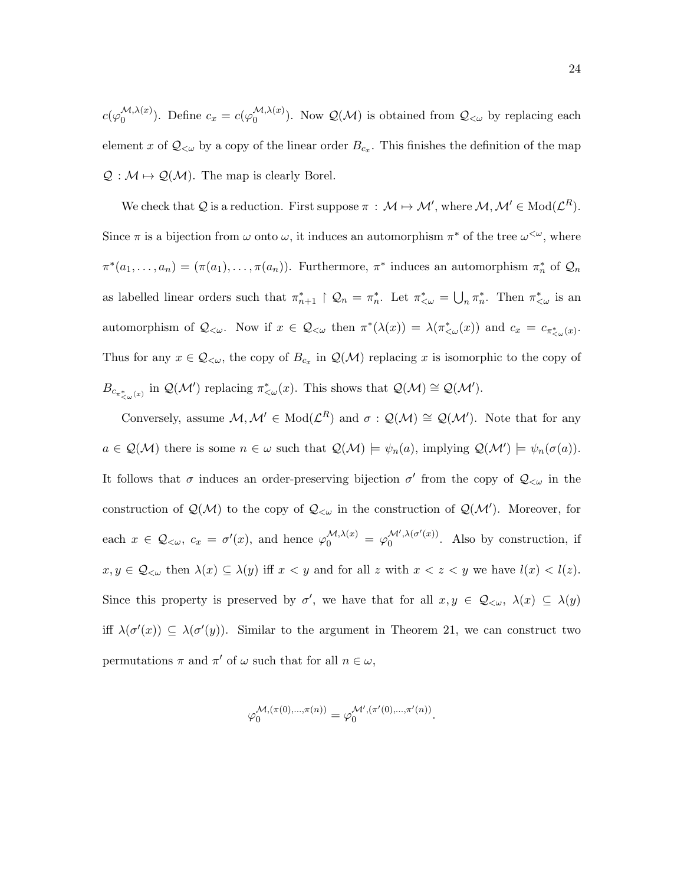$c(\varphi_0^{\mathcal{M},\lambda(x)})$. Define $c_x = c(\varphi_0^{\mathcal{M},\lambda(x)})$. Now $\mathcal{Q}(\mathcal{M})$ is obtained from $\mathcal{Q}_{<\omega}$ by replacing each element $x$ of $\mathcal{Q}_{<\omega}$ by a copy of the linear order $B_{c_x}$. This finishes the definition of the map $\mathcal{Q} : \mathcal{M} \mapsto \mathcal{Q}(\mathcal{M})$. The map is clearly Borel.

We check that $\mathcal{Q}$ is a reduction. First suppose $\pi : \mathcal{M} \mapsto \mathcal{M}'$, where $\mathcal{M}, \mathcal{M}' \in \mathrm{Mod}(\mathcal{L}^R)$. Since $\pi$ is a bijection from $\omega$ onto $\omega$, it induces an automorphism $\pi^*$ of the tree $\omega^{<\omega}$, where $\pi^*(a_1, \ldots, a_n) = (\pi(a_1), \ldots, \pi(a_n))$. Furthermore, $\pi^*$ induces an automorphism $\pi^*_n$ of $\mathcal{Q}_n$ as labelled linear orders such that $\pi^*_{n+1} \upharpoonright \mathcal{Q}_n = \pi^*_n$. Let $\pi^*_{<\omega} = \bigcup_n \pi^*_n$. Then $\pi^*_{<\omega}$ is an automorphism of $\mathcal{Q}_{<\omega}$. Now if $x \in \mathcal{Q}_{<\omega}$ then $\pi^*(\lambda(x)) = \lambda(\pi^*_{<\omega}(x))$ and $c_x = c_{\pi^*_{<\omega}(x)}$. Thus for any $x \in \mathcal{Q}_{<\omega}$, the copy of $B_{c_x}$ in $\mathcal{Q}(\mathcal{M})$ replacing $x$ is isomorphic to the copy of $B_{c_{\pi^*_{<\omega}(x)}}$ in $\mathcal{Q}(\mathcal{M}')$ replacing $\pi^*_{<\omega}(x)$. This shows that $\mathcal{Q}(\mathcal{M}) \cong \mathcal{Q}(\mathcal{M}')$.

Conversely, assume $\mathcal{M}, \mathcal{M}' \in \mathrm{Mod}(\mathcal{L}^R)$ and $\sigma : \mathcal{Q}(\mathcal{M}) \cong \mathcal{Q}(\mathcal{M}')$. Note that for any $a \in \mathcal{Q}(\mathcal{M})$ there is some $n \in \omega$ such that $\mathcal{Q}(\mathcal{M}) \models \psi_n(a)$, implying $\mathcal{Q}(\mathcal{M}') \models \psi_n(\sigma(a))$. It follows that $\sigma$ induces an order-preserving bijection $\sigma'$ from the copy of $\mathcal{Q}_{<\omega}$ in the construction of $\mathcal{Q}(\mathcal{M})$ to the copy of $\mathcal{Q}_{<\omega}$ in the construction of $\mathcal{Q}(\mathcal{M}')$. Moreover, for each $x \in \mathcal{Q}_{<\omega}$, $c_x = \sigma'(x)$, and hence $\varphi_0^{\mathcal{M},\lambda(x)} = \varphi_0^{\mathcal{M}',\lambda(\sigma'(x))}$. Also by construction, if $x, y \in \mathcal{Q}_{<\omega}$ then $\lambda(x) \subseteq \lambda(y)$ iff $x < y$ and for all $z$ with $x < z < y$ we have $l(x) < l(z)$. Since this property is preserved by $\sigma'$, we have that for all $x, y \in \mathcal{Q}_{<\omega}$, $\lambda(x) \subseteq \lambda(y)$ iff $\lambda(\sigma'(x)) \subseteq \lambda(\sigma'(y))$. Similar to the argument in Theorem 21, we can construct two permutations $\pi$ and $\pi'$ of $\omega$ such that for all $n \in \omega$,

$$\varphi_0^{\mathcal{M},(\pi(0),\ldots,\pi(n))} = \varphi_0^{\mathcal{M}',(\pi'(0),\ldots,\pi'(n))}.$$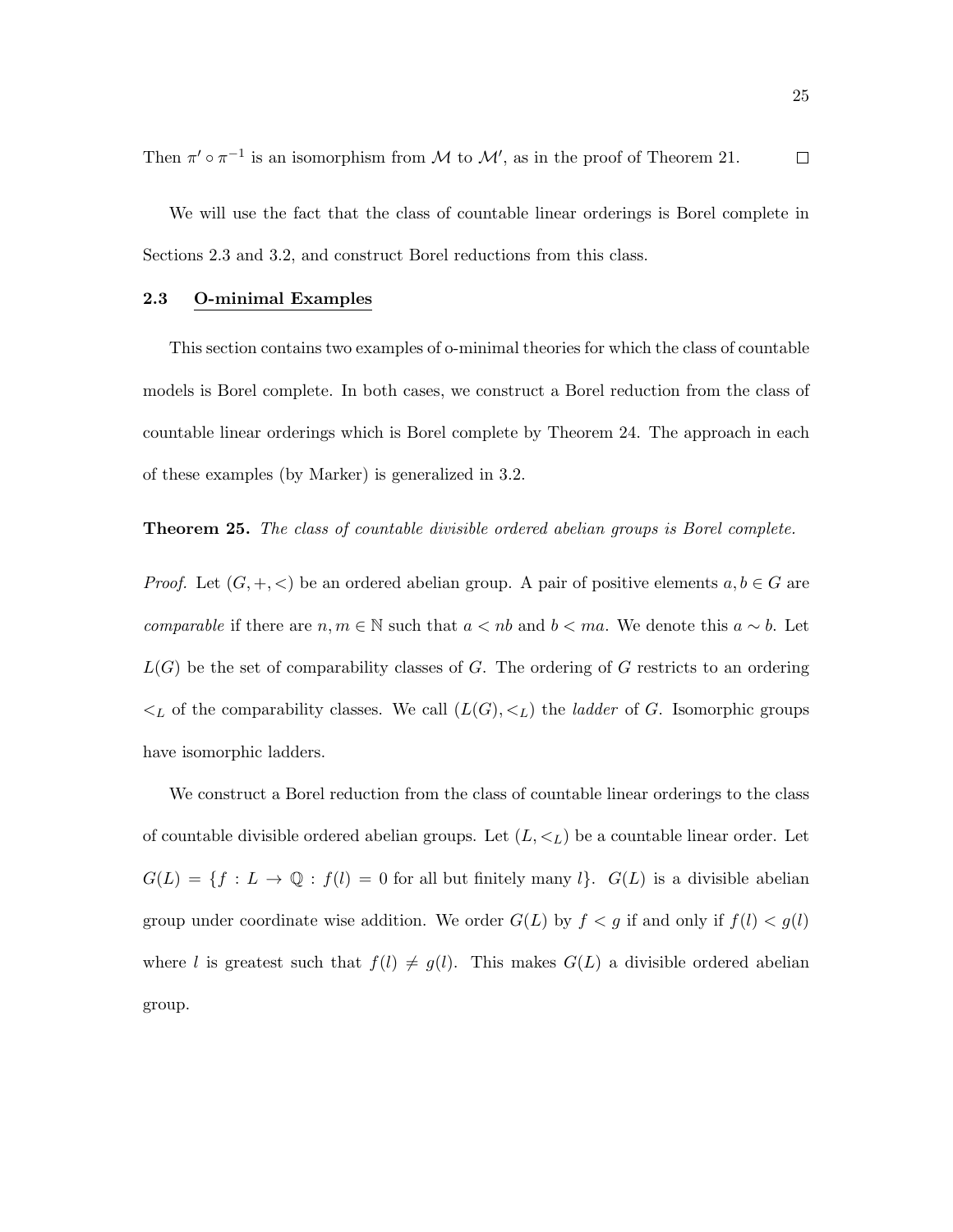Then $\pi' \circ \pi^{-1}$ is an isomorphism from $\mathcal{M}$ to $\mathcal{M}'$, as in the proof of Theorem 21. $\square$

We will use the fact that the class of countable linear orderings is Borel complete in Sections 2.3 and 3.2, and construct Borel reductions from this class.

### 2.3 O-minimal Examples

This section contains two examples of o-minimal theories for which the class of countable models is Borel complete. In both cases, we construct a Borel reduction from the class of countable linear orderings which is Borel complete by Theorem 24. The approach in each of these examples (by Marker) is generalized in 3.2.

**Theorem 25.** *The class of countable divisible ordered abelian groups is Borel complete.*

*Proof.* Let $(G, +, <)$ be an ordered abelian group. A pair of positive elements $a, b \in G$ are *comparable* if there are $n, m \in \mathbb{N}$ such that $a < nb$ and $b < ma$. We denote this $a \sim b$. Let $L(G)$ be the set of comparability classes of $G$. The ordering of $G$ restricts to an ordering $<_L$ of the comparability classes. We call $(L(G), <_L)$ the *ladder* of $G$. Isomorphic groups have isomorphic ladders.

We construct a Borel reduction from the class of countable linear orderings to the class of countable divisible ordered abelian groups. Let $(L, <_L)$ be a countable linear order. Let $G(L) = \{f : L \to \mathbb{Q} : f(l) = 0 \text{ for all but finitely many } l\}$. $G(L)$ is a divisible abelian group under coordinate wise addition. We order $G(L)$ by $f < g$ if and only if $f(l) < g(l)$ where $l$ is greatest such that $f(l) \neq g(l)$. This makes $G(L)$ a divisible ordered abelian group.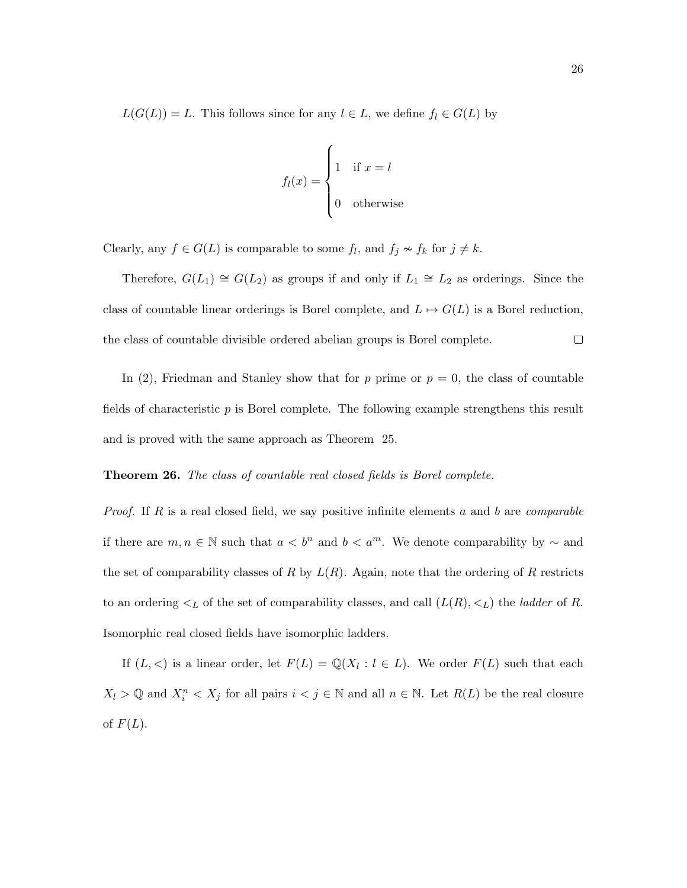$L(G(L)) = L$. This follows since for any $l \in L$, we define $f_l \in G(L)$ by

$$f_l(x) = \begin{cases} 1 & \text{if } x = l \\ 0 & \text{otherwise} \end{cases}$$

Clearly, any $f \in G(L)$ is comparable to some $f_l$, and $f_j \nsim f_k$ for $j \neq k$.

Therefore, $G(L_1) \cong G(L_2)$ as groups if and only if $L_1 \cong L_2$ as orderings. Since the class of countable linear orderings is Borel complete, and $L \mapsto G(L)$ is a Borel reduction, the class of countable divisible ordered abelian groups is Borel complete. □

In (2), Friedman and Stanley show that for $p$ prime or $p = 0$, the class of countable fields of characteristic $p$ is Borel complete. The following example strengthens this result and is proved with the same approach as Theorem 25.

**Theorem 26.** *The class of countable real closed fields is Borel complete.*

*Proof.* If $R$ is a real closed field, we say positive infinite elements $a$ and $b$ are *comparable* if there are $m, n \in \mathbb{N}$ such that $a < b^n$ and $b < a^m$. We denote comparability by $\sim$ and the set of comparability classes of $R$ by $L(R)$. Again, note that the ordering of $R$ restricts to an ordering $<_L$ of the set of comparability classes, and call $(L(R), <_L)$ the *ladder* of $R$. Isomorphic real closed fields have isomorphic ladders.

If $(L, <)$ is a linear order, let $F(L) = \mathbb{Q}(X_l : l \in L)$. We order $F(L)$ such that each $X_l > \mathbb{Q}$ and $X_i^n < X_j$ for all pairs $i < j \in \mathbb{N}$ and all $n \in \mathbb{N}$. Let $R(L)$ be the real closure of $F(L)$.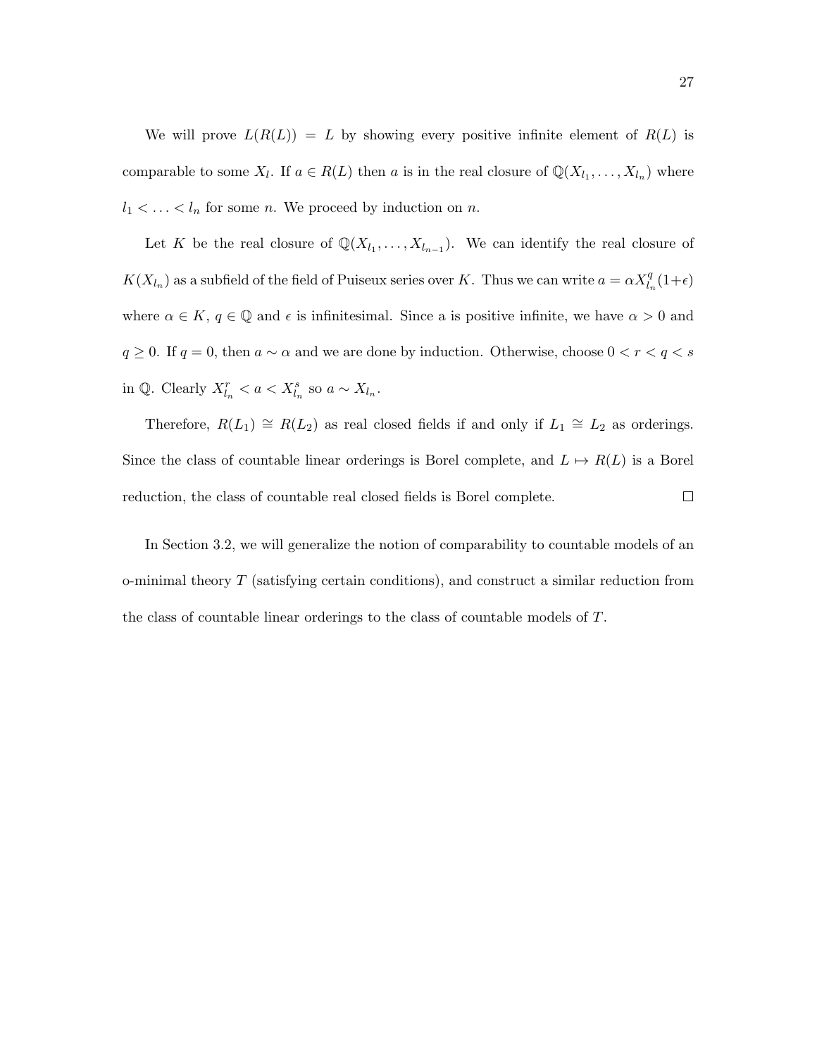We will prove $L(R(L)) = L$ by showing every positive infinite element of $R(L)$ is comparable to some $X_l$. If $a \in R(L)$ then $a$ is in the real closure of $\mathbb{Q}(X_{l_1}, \ldots, X_{l_n})$ where $l_1 < \ldots < l_n$ for some $n$. We proceed by induction on $n$.

Let $K$ be the real closure of $\mathbb{Q}(X_{l_1}, \ldots, X_{l_{n-1}})$. We can identify the real closure of $K(X_{l_n})$ as a subfield of the field of Puiseux series over $K$. Thus we can write $a = \alpha X_{l_n}^q (1+\epsilon)$ where $\alpha \in K$, $q \in \mathbb{Q}$ and $\epsilon$ is infinitesimal. Since a is positive infinite, we have $\alpha > 0$ and $q \geq 0$. If $q = 0$, then $a \sim \alpha$ and we are done by induction. Otherwise, choose $0 < r < q < s$ in $\mathbb{Q}$. Clearly $X_{l_n}^r < a < X_{l_n}^s$ so $a \sim X_{l_n}$.

Therefore, $R(L_1) \cong R(L_2)$ as real closed fields if and only if $L_1 \cong L_2$ as orderings. Since the class of countable linear orderings is Borel complete, and $L \mapsto R(L)$ is a Borel reduction, the class of countable real closed fields is Borel complete. □

In Section 3.2, we will generalize the notion of comparability to countable models of an o-minimal theory $T$ (satisfying certain conditions), and construct a similar reduction from the class of countable linear orderings to the class of countable models of $T$.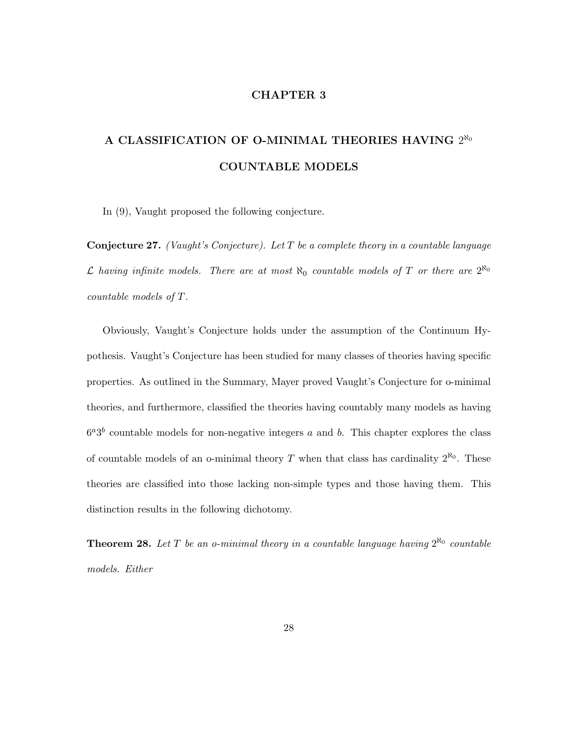# CHAPTER 3

## A CLASSIFICATION OF O-MINIMAL THEORIES HAVING $2^{\aleph_0}$ COUNTABLE MODELS

In (9), Vaught proposed the following conjecture.

**Conjecture 27.** *(Vaught's Conjecture). Let $T$ be a complete theory in a countable language $\mathcal{L}$ having infinite models. There are at most $\aleph_0$ countable models of $T$ or there are $2^{\aleph_0}$ countable models of $T$.*

Obviously, Vaught's Conjecture holds under the assumption of the Continuum Hypothesis. Vaught's Conjecture has been studied for many classes of theories having specific properties. As outlined in the Summary, Mayer proved Vaught's Conjecture for o-minimal theories, and furthermore, classified the theories having countably many models as having $6^a 3^b$ countable models for non-negative integers $a$ and $b$. This chapter explores the class of countable models of an o-minimal theory $T$ when that class has cardinality $2^{\aleph_0}$. These theories are classified into those lacking non-simple types and those having them. This distinction results in the following dichotomy.

**Theorem 28.** *Let $T$ be an o-minimal theory in a countable language having $2^{\aleph_0}$ countable models. Either*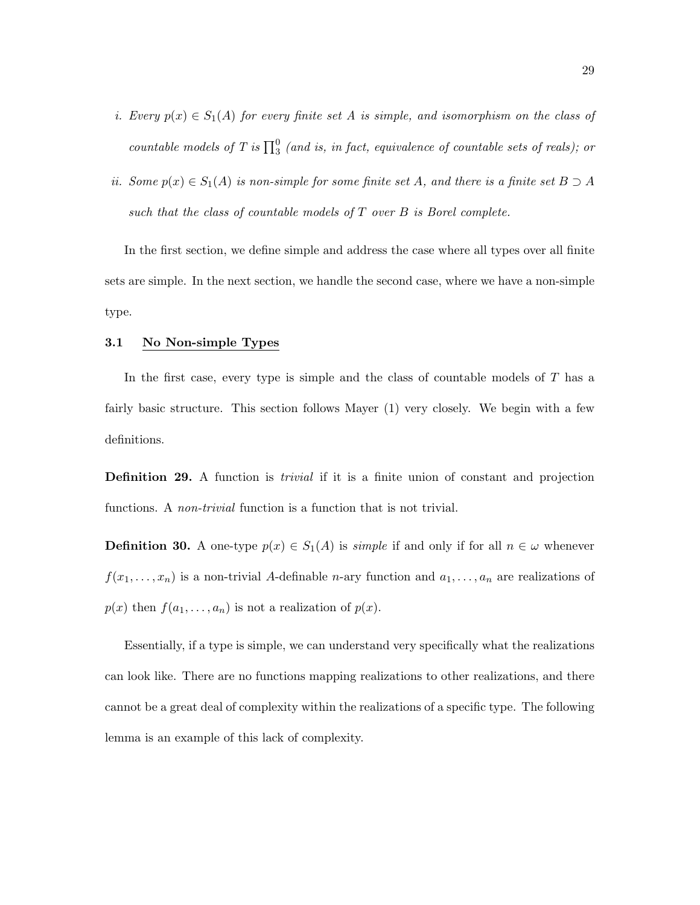*i. Every $p(x) \in S_1(A)$ for every finite set $A$ is simple, and isomorphism on the class of countable models of $T$ is $\prod_3^0$ (and is, in fact, equivalence of countable sets of reals); or*

*ii. Some $p(x) \in S_1(A)$ is non-simple for some finite set $A$, and there is a finite set $B \supset A$ such that the class of countable models of $T$ over $B$ is Borel complete.*

In the first section, we define simple and address the case where all types over all finite sets are simple. In the next section, we handle the second case, where we have a non-simple type.

### 3.1 No Non-simple Types

In the first case, every type is simple and the class of countable models of $T$ has a fairly basic structure. This section follows Mayer (1) very closely. We begin with a few definitions.

**Definition 29.** A function is *trivial* if it is a finite union of constant and projection functions. A *non-trivial* function is a function that is not trivial.

**Definition 30.** A one-type $p(x) \in S_1(A)$ is *simple* if and only if for all $n \in \omega$ whenever $f(x_1, \ldots, x_n)$ is a non-trivial $A$-definable $n$-ary function and $a_1, \ldots, a_n$ are realizations of $p(x)$ then $f(a_1, \ldots, a_n)$ is not a realization of $p(x)$.

Essentially, if a type is simple, we can understand very specifically what the realizations can look like. There are no functions mapping realizations to other realizations, and there cannot be a great deal of complexity within the realizations of a specific type. The following lemma is an example of this lack of complexity.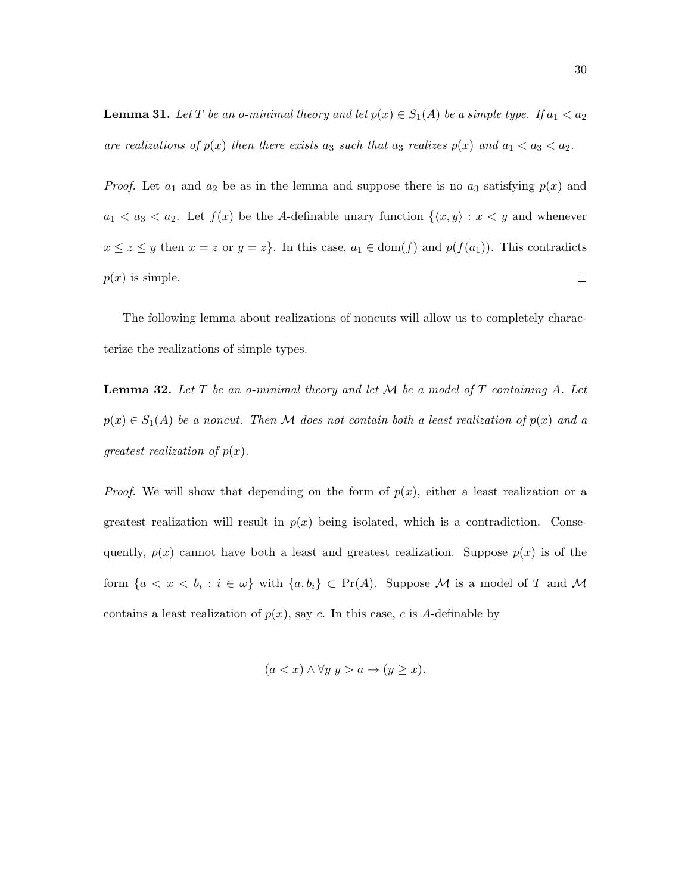**Lemma 31.** *Let $T$ be an o-minimal theory and let $p(x) \in S_1(A)$ be a simple type. If $a_1 < a_2$ are realizations of $p(x)$ then there exists $a_3$ such that $a_3$ realizes $p(x)$ and $a_1 < a_3 < a_2$.*

*Proof.* Let $a_1$ and $a_2$ be as in the lemma and suppose there is no $a_3$ satisfying $p(x)$ and $a_1 < a_3 < a_2$. Let $f(x)$ be the $A$-definable unary function $\{\langle x, y\rangle : x < y$ and whenever $x \leq z \leq y$ then $x = z$ or $y = z\}$. In this case, $a_1 \in \mathrm{dom}(f)$ and $p(f(a_1))$. This contradicts $p(x)$ is simple. $\square$

The following lemma about realizations of noncuts will allow us to completely characterize the realizations of simple types.

**Lemma 32.** *Let $T$ be an o-minimal theory and let $\mathcal{M}$ be a model of $T$ containing $A$. Let $p(x) \in S_1(A)$ be a noncut. Then $\mathcal{M}$ does not contain both a least realization of $p(x)$ and a greatest realization of $p(x)$.*

*Proof.* We will show that depending on the form of $p(x)$, either a least realization or a greatest realization will result in $p(x)$ being isolated, which is a contradiction. Consequently, $p(x)$ cannot have both a least and greatest realization. Suppose $p(x)$ is of the form $\{a < x < b_i : i \in \omega\}$ with $\{a, b_i\} \subset \mathrm{Pr}(A)$. Suppose $\mathcal{M}$ is a model of $T$ and $\mathcal{M}$ contains a least realization of $p(x)$, say $c$. In this case, $c$ is $A$-definable by

$$(a < x) \wedge \forall y\ y > a \to (y \geq x).$$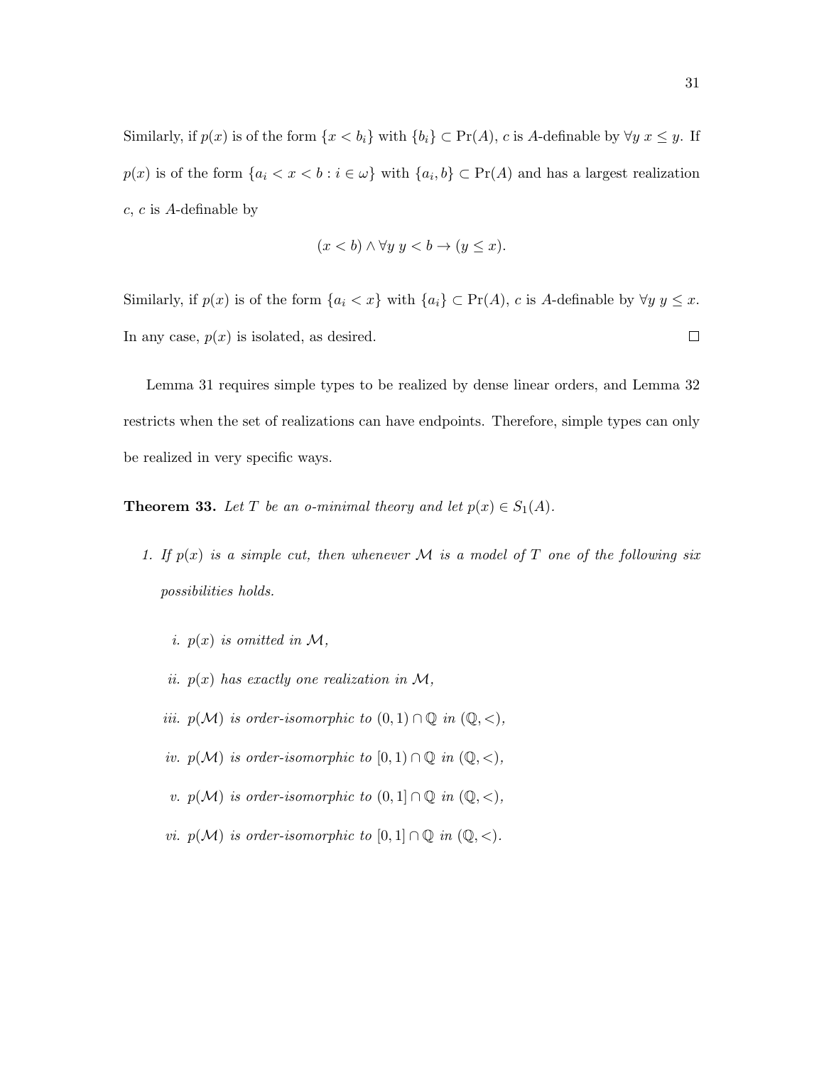Similarly, if $p(x)$ is of the form $\{x < b_i\}$ with $\{b_i\} \subset \Pr(A)$, $c$ is $A$-definable by $\forall y\; x \leq y$. If $p(x)$ is of the form $\{a_i < x < b : i \in \omega\}$ with $\{a_i, b\} \subset \Pr(A)$ and has a largest realization $c$, $c$ is $A$-definable by

$$(x < b) \wedge \forall y\; y < b \rightarrow (y \leq x).$$

Similarly, if $p(x)$ is of the form $\{a_i < x\}$ with $\{a_i\} \subset \Pr(A)$, $c$ is $A$-definable by $\forall y\; y \leq x$. In any case, $p(x)$ is isolated, as desired. $\square$

Lemma 31 requires simple types to be realized by dense linear orders, and Lemma 32 restricts when the set of realizations can have endpoints. Therefore, simple types can only be realized in very specific ways.

**Theorem 33.** *Let $T$ be an o-minimal theory and let $p(x) \in S_1(A)$.*

1. *If $p(x)$ is a simple cut, then whenever $\mathcal{M}$ is a model of $T$ one of the following six possibilities holds.*

   *i. $p(x)$ is omitted in $\mathcal{M}$,*

   *ii. $p(x)$ has exactly one realization in $\mathcal{M}$,*

   *iii. $p(\mathcal{M})$ is order-isomorphic to $(0,1) \cap \mathbb{Q}$ in $(\mathbb{Q}, <)$,*

   *iv. $p(\mathcal{M})$ is order-isomorphic to $[0,1) \cap \mathbb{Q}$ in $(\mathbb{Q}, <)$,*

   *v. $p(\mathcal{M})$ is order-isomorphic to $(0,1] \cap \mathbb{Q}$ in $(\mathbb{Q}, <)$,*

   *vi. $p(\mathcal{M})$ is order-isomorphic to $[0,1] \cap \mathbb{Q}$ in $(\mathbb{Q}, <)$.*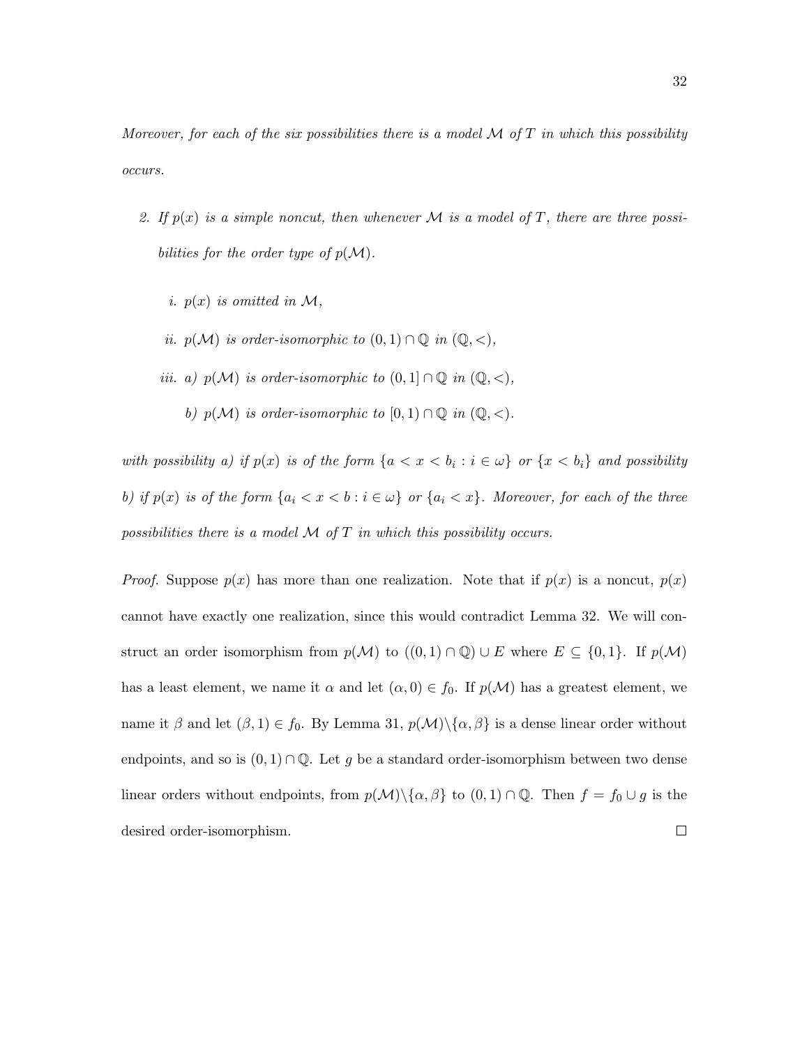*Moreover, for each of the six possibilities there is a model $\mathcal{M}$ of $T$ in which this possibility occurs.*

2. *If $p(x)$ is a simple noncut, then whenever $\mathcal{M}$ is a model of $T$, there are three possibilities for the order type of $p(\mathcal{M})$.*

   *i. $p(x)$ is omitted in $\mathcal{M}$,*

   *ii. $p(\mathcal{M})$ is order-isomorphic to $(0,1) \cap \mathbb{Q}$ in $(\mathbb{Q}, <)$,*

   *iii. a) $p(\mathcal{M})$ is order-isomorphic to $(0,1] \cap \mathbb{Q}$ in $(\mathbb{Q}, <)$,*

   *b) $p(\mathcal{M})$ is order-isomorphic to $[0,1) \cap \mathbb{Q}$ in $(\mathbb{Q}, <)$.*

*with possibility a) if $p(x)$ is of the form $\{a < x < b_i : i \in \omega\}$ or $\{x < b_i\}$ and possibility b) if $p(x)$ is of the form $\{a_i < x < b : i \in \omega\}$ or $\{a_i < x\}$. Moreover, for each of the three possibilities there is a model $\mathcal{M}$ of $T$ in which this possibility occurs.*

*Proof.* Suppose $p(x)$ has more than one realization. Note that if $p(x)$ is a noncut, $p(x)$ cannot have exactly one realization, since this would contradict Lemma 32. We will construct an order isomorphism from $p(\mathcal{M})$ to $((0,1) \cap \mathbb{Q}) \cup E$ where $E \subseteq \{0,1\}$. If $p(\mathcal{M})$ has a least element, we name it $\alpha$ and let $(\alpha, 0) \in f_0$. If $p(\mathcal{M})$ has a greatest element, we name it $\beta$ and let $(\beta, 1) \in f_0$. By Lemma 31, $p(\mathcal{M}) \backslash \{\alpha, \beta\}$ is a dense linear order without endpoints, and so is $(0,1) \cap \mathbb{Q}$. Let $g$ be a standard order-isomorphism between two dense linear orders without endpoints, from $p(\mathcal{M}) \backslash \{\alpha, \beta\}$ to $(0,1) \cap \mathbb{Q}$. Then $f = f_0 \cup g$ is the desired order-isomorphism. $\square$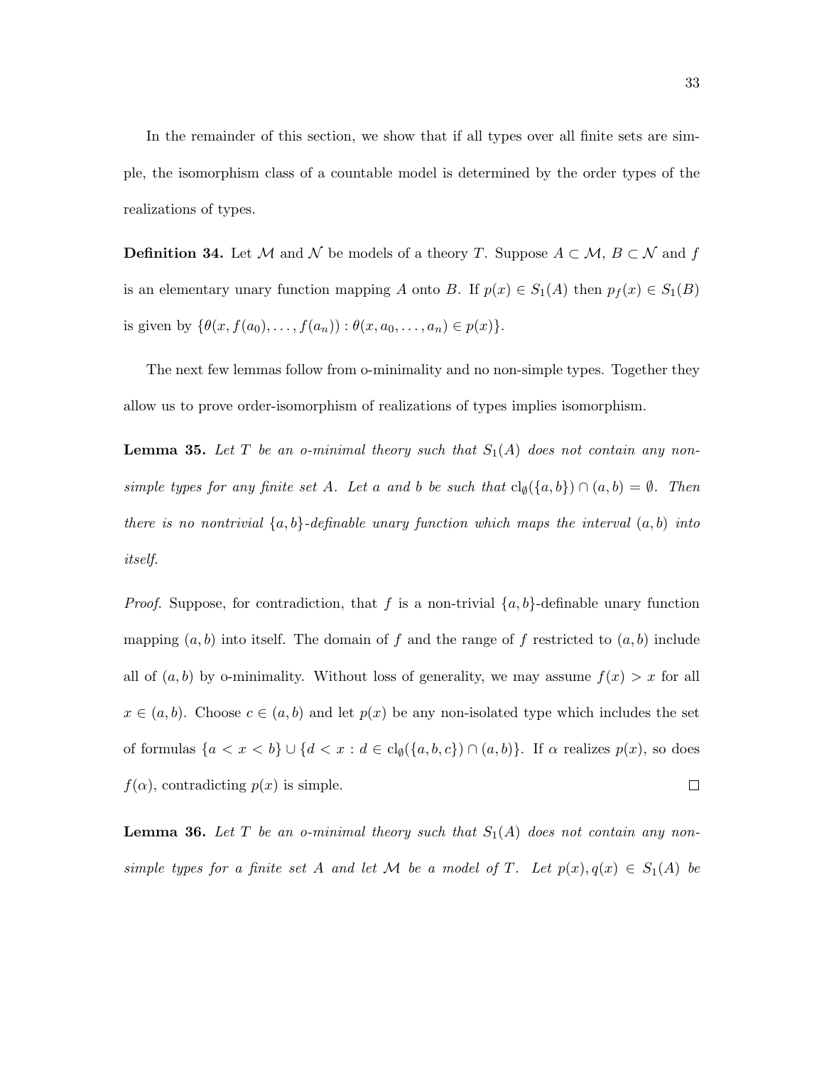In the remainder of this section, we show that if all types over all finite sets are simple, the isomorphism class of a countable model is determined by the order types of the realizations of types.

**Definition 34.** Let $\mathcal{M}$ and $\mathcal{N}$ be models of a theory $T$. Suppose $A \subset \mathcal{M}$, $B \subset \mathcal{N}$ and $f$ is an elementary unary function mapping $A$ onto $B$. If $p(x) \in S_1(A)$ then $p_f(x) \in S_1(B)$ is given by $\{\theta(x, f(a_0), \ldots, f(a_n)) : \theta(x, a_0, \ldots, a_n) \in p(x)\}$.

The next few lemmas follow from o-minimality and no non-simple types. Together they allow us to prove order-isomorphism of realizations of types implies isomorphism.

**Lemma 35.** *Let $T$ be an o-minimal theory such that $S_1(A)$ does not contain any non-simple types for any finite set $A$. Let $a$ and $b$ be such that $\mathrm{cl}_\emptyset(\{a, b\}) \cap (a, b) = \emptyset$. Then there is no nontrivial $\{a, b\}$-definable unary function which maps the interval $(a, b)$ into itself.*

*Proof.* Suppose, for contradiction, that $f$ is a non-trivial $\{a, b\}$-definable unary function mapping $(a, b)$ into itself. The domain of $f$ and the range of $f$ restricted to $(a, b)$ include all of $(a, b)$ by o-minimality. Without loss of generality, we may assume $f(x) > x$ for all $x \in (a, b)$. Choose $c \in (a, b)$ and let $p(x)$ be any non-isolated type which includes the set of formulas $\{a < x < b\} \cup \{d < x : d \in \mathrm{cl}_\emptyset(\{a, b, c\}) \cap (a, b)\}$. If $\alpha$ realizes $p(x)$, so does $f(\alpha)$, contradicting $p(x)$ is simple. $\square$

**Lemma 36.** *Let $T$ be an o-minimal theory such that $S_1(A)$ does not contain any non-simple types for a finite set $A$ and let $\mathcal{M}$ be a model of $T$. Let $p(x), q(x) \in S_1(A)$ be*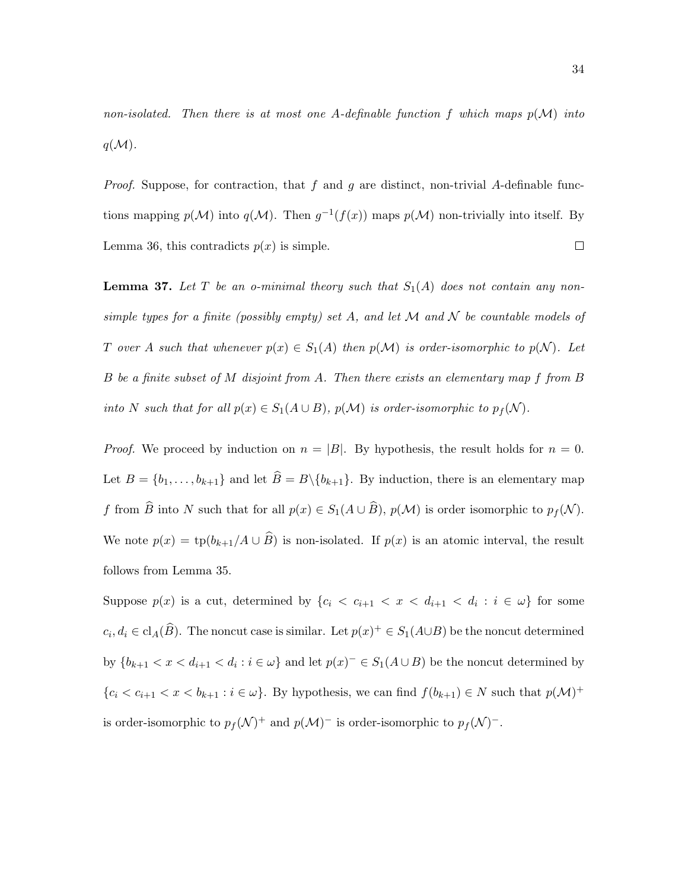*non-isolated. Then there is at most one $A$-definable function $f$ which maps $p(\mathcal{M})$ into $q(\mathcal{M})$.*

*Proof.* Suppose, for contraction, that $f$ and $g$ are distinct, non-trivial $A$-definable functions mapping $p(\mathcal{M})$ into $q(\mathcal{M})$. Then $g^{-1}(f(x))$ maps $p(\mathcal{M})$ non-trivially into itself. By Lemma 36, this contradicts $p(x)$ is simple. □

**Lemma 37.** *Let $T$ be an o-minimal theory such that $S_1(A)$ does not contain any non-simple types for a finite (possibly empty) set $A$, and let $\mathcal{M}$ and $\mathcal{N}$ be countable models of $T$ over $A$ such that whenever $p(x) \in S_1(A)$ then $p(\mathcal{M})$ is order-isomorphic to $p(\mathcal{N})$. Let $B$ be a finite subset of $M$ disjoint from $A$. Then there exists an elementary map $f$ from $B$ into $N$ such that for all $p(x) \in S_1(A \cup B)$, $p(\mathcal{M})$ is order-isomorphic to $p_f(\mathcal{N})$.*

*Proof.* We proceed by induction on $n = |B|$. By hypothesis, the result holds for $n = 0$. Let $B = \{b_1, \ldots, b_{k+1}\}$ and let $\widehat{B} = B \backslash \{b_{k+1}\}$. By induction, there is an elementary map $f$ from $\widehat{B}$ into $N$ such that for all $p(x) \in S_1(A \cup \widehat{B})$, $p(\mathcal{M})$ is order isomorphic to $p_f(\mathcal{N})$. We note $p(x) = \mathrm{tp}(b_{k+1}/A \cup \widehat{B})$ is non-isolated. If $p(x)$ is an atomic interval, the result follows from Lemma 35.

Suppose $p(x)$ is a cut, determined by $\{c_i < c_{i+1} < x < d_{i+1} < d_i : i \in \omega\}$ for some $c_i, d_i \in \mathrm{cl}_A(\widehat{B})$. The noncut case is similar. Let $p(x)^+ \in S_1(A \cup B)$ be the noncut determined by $\{b_{k+1} < x < d_{i+1} < d_i : i \in \omega\}$ and let $p(x)^- \in S_1(A \cup B)$ be the noncut determined by $\{c_i < c_{i+1} < x < b_{k+1} : i \in \omega\}$. By hypothesis, we can find $f(b_{k+1}) \in N$ such that $p(\mathcal{M})^+$ is order-isomorphic to $p_f(\mathcal{N})^+$ and $p(\mathcal{M})^-$ is order-isomorphic to $p_f(\mathcal{N})^-$.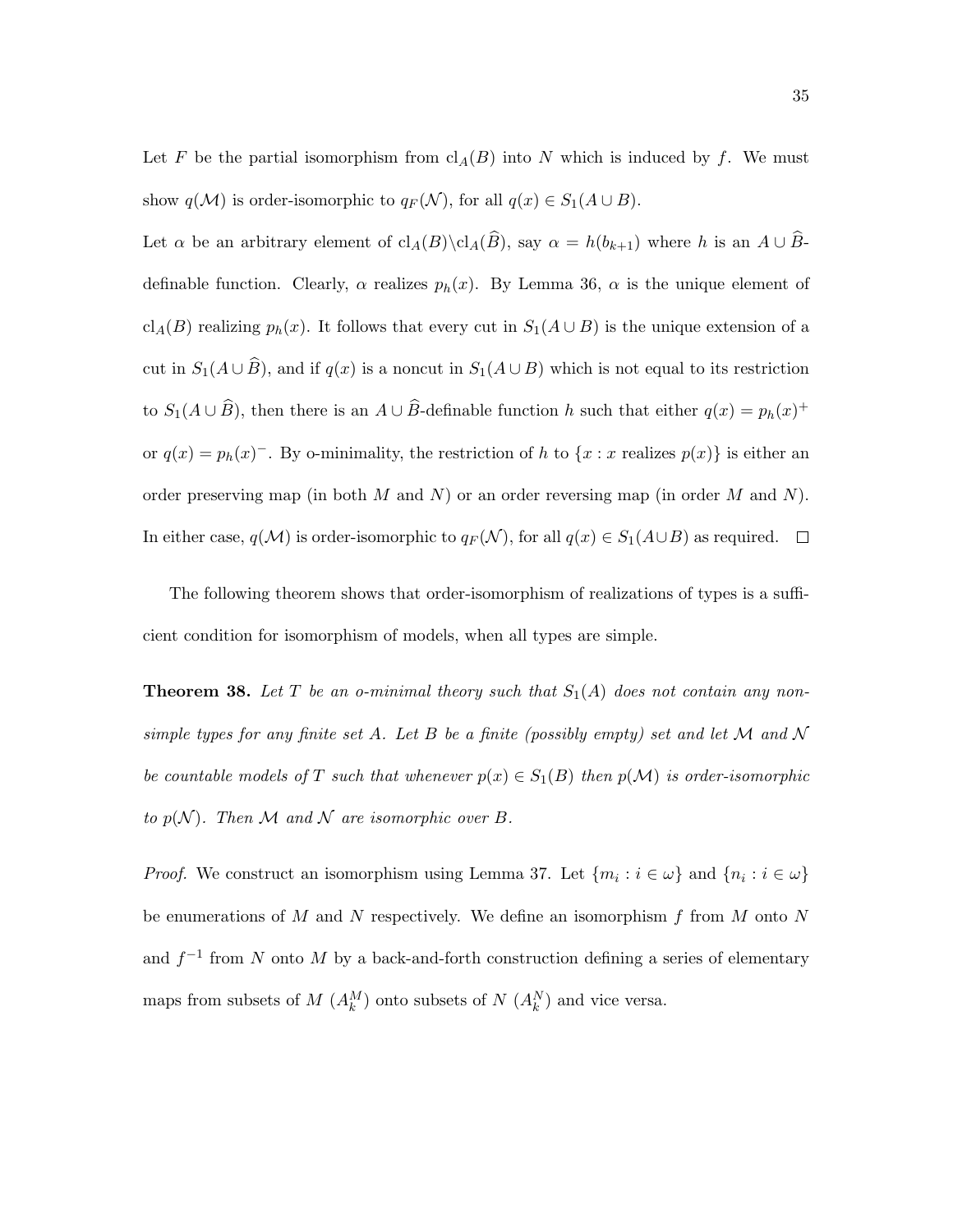Let $F$ be the partial isomorphism from $\mathrm{cl}_A(B)$ into $N$ which is induced by $f$. We must show $q(\mathcal{M})$ is order-isomorphic to $q_F(\mathcal{N})$, for all $q(x) \in S_1(A \cup B)$.

Let $\alpha$ be an arbitrary element of $\mathrm{cl}_A(B) \backslash \mathrm{cl}_A(\widehat{B})$, say $\alpha = h(b_{k+1})$ where $h$ is an $A \cup \widehat{B}$-definable function. Clearly, $\alpha$ realizes $p_h(x)$. By Lemma 36, $\alpha$ is the unique element of $\mathrm{cl}_A(B)$ realizing $p_h(x)$. It follows that every cut in $S_1(A \cup B)$ is the unique extension of a cut in $S_1(A \cup \widehat{B})$, and if $q(x)$ is a noncut in $S_1(A \cup B)$ which is not equal to its restriction to $S_1(A \cup \widehat{B})$, then there is an $A \cup \widehat{B}$-definable function $h$ such that either $q(x) = p_h(x)^+$ or $q(x) = p_h(x)^-$. By o-minimality, the restriction of $h$ to $\{x : x \text{ realizes } p(x)\}$ is either an order preserving map (in both $M$ and $N$) or an order reversing map (in order $M$ and $N$). In either case, $q(\mathcal{M})$ is order-isomorphic to $q_F(\mathcal{N})$, for all $q(x) \in S_1(A \cup B)$ as required. $\square$

The following theorem shows that order-isomorphism of realizations of types is a sufficient condition for isomorphism of models, when all types are simple.

**Theorem 38.** *Let $T$ be an o-minimal theory such that $S_1(A)$ does not contain any non-simple types for any finite set $A$. Let $B$ be a finite (possibly empty) set and let $\mathcal{M}$ and $\mathcal{N}$ be countable models of $T$ such that whenever $p(x) \in S_1(B)$ then $p(\mathcal{M})$ is order-isomorphic to $p(\mathcal{N})$. Then $\mathcal{M}$ and $\mathcal{N}$ are isomorphic over $B$.*

*Proof.* We construct an isomorphism using Lemma 37. Let $\{m_i : i \in \omega\}$ and $\{n_i : i \in \omega\}$ be enumerations of $M$ and $N$ respectively. We define an isomorphism $f$ from $M$ onto $N$ and $f^{-1}$ from $N$ onto $M$ by a back-and-forth construction defining a series of elementary maps from subsets of $M$ ($A_k^M$) onto subsets of $N$ ($A_k^N$) and vice versa.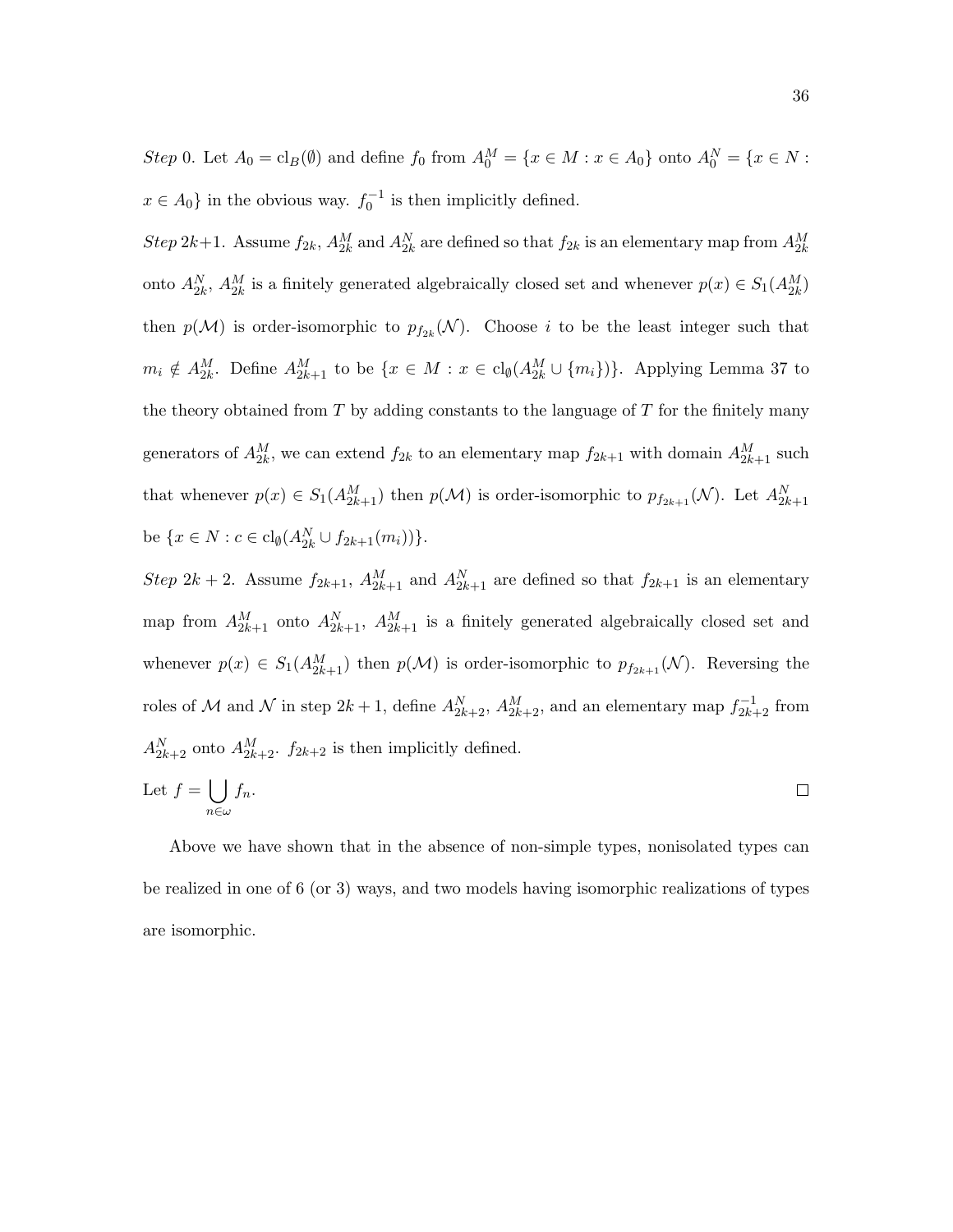*Step* 0. Let $A_0 = \mathrm{cl}_B(\emptyset)$ and define $f_0$ from $A_0^M = \{x \in M : x \in A_0\}$ onto $A_0^N = \{x \in N : x \in A_0\}$ in the obvious way. $f_0^{-1}$ is then implicitly defined.

*Step* $2k+1$. Assume $f_{2k}$, $A_{2k}^M$ and $A_{2k}^N$ are defined so that $f_{2k}$ is an elementary map from $A_{2k}^M$ onto $A_{2k}^N$, $A_{2k}^M$ is a finitely generated algebraically closed set and whenever $p(x) \in S_1(A_{2k}^M)$ then $p(\mathcal{M})$ is order-isomorphic to $p_{f_{2k}}(\mathcal{N})$. Choose $i$ to be the least integer such that $m_i \notin A_{2k}^M$. Define $A_{2k+1}^M$ to be $\{x \in M : x \in \mathrm{cl}_\emptyset(A_{2k}^M \cup \{m_i\})\}$. Applying Lemma 37 to the theory obtained from $T$ by adding constants to the language of $T$ for the finitely many generators of $A_{2k}^M$, we can extend $f_{2k}$ to an elementary map $f_{2k+1}$ with domain $A_{2k+1}^M$ such that whenever $p(x) \in S_1(A_{2k+1}^M)$ then $p(\mathcal{M})$ is order-isomorphic to $p_{f_{2k+1}}(\mathcal{N})$. Let $A_{2k+1}^N$ be $\{x \in N : c \in \mathrm{cl}_\emptyset(A_{2k}^N \cup f_{2k+1}(m_i))\}$.

*Step* $2k+2$. Assume $f_{2k+1}$, $A_{2k+1}^M$ and $A_{2k+1}^N$ are defined so that $f_{2k+1}$ is an elementary map from $A_{2k+1}^M$ onto $A_{2k+1}^N$, $A_{2k+1}^M$ is a finitely generated algebraically closed set and whenever $p(x) \in S_1(A_{2k+1}^M)$ then $p(\mathcal{M})$ is order-isomorphic to $p_{f_{2k+1}}(\mathcal{N})$. Reversing the roles of $\mathcal{M}$ and $\mathcal{N}$ in step $2k+1$, define $A_{2k+2}^N$, $A_{2k+2}^M$, and an elementary map $f_{2k+2}^{-1}$ from $A_{2k+2}^N$ onto $A_{2k+2}^M$. $f_{2k+2}$ is then implicitly defined.

Let $f = \bigcup_{n \in \omega} f_n$. □

Above we have shown that in the absence of non-simple types, nonisolated types can be realized in one of 6 (or 3) ways, and two models having isomorphic realizations of types are isomorphic.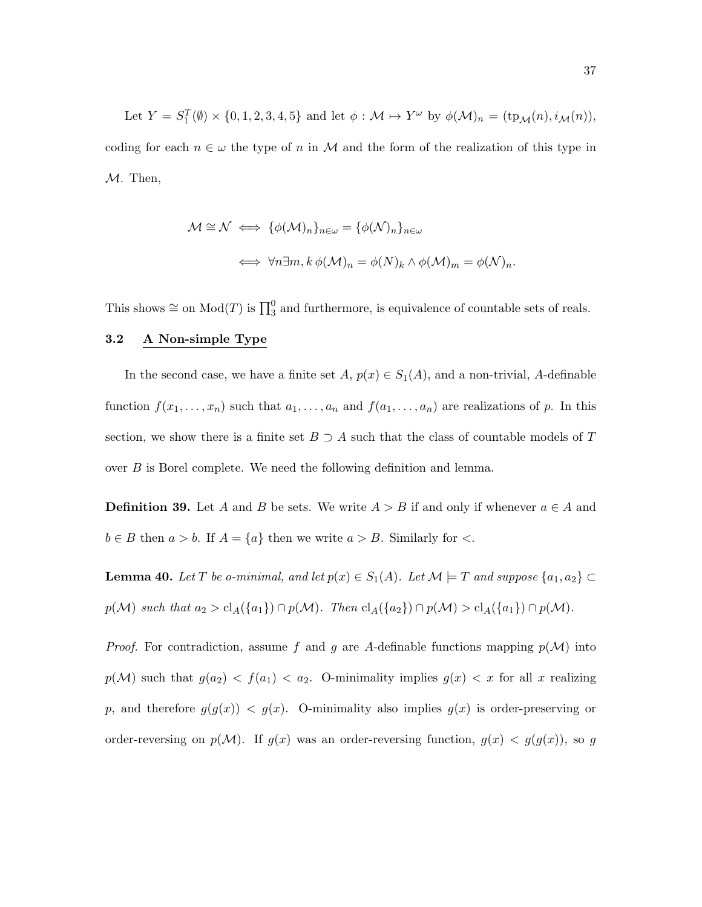Let $Y = S_1^T(\emptyset) \times \{0, 1, 2, 3, 4, 5\}$ and let $\phi : \mathcal{M} \mapsto Y^\omega$ by $\phi(\mathcal{M})_n = (\mathrm{tp}_\mathcal{M}(n), i_\mathcal{M}(n))$, coding for each $n \in \omega$ the type of $n$ in $\mathcal{M}$ and the form of the realization of this type in $\mathcal{M}$. Then,

$$
\begin{aligned}
\mathcal{M} \cong \mathcal{N} &\iff \{\phi(\mathcal{M})_n\}_{n\in\omega} = \{\phi(\mathcal{N})_n\}_{n\in\omega} \\
&\iff \forall n \exists m, k\, \phi(\mathcal{M})_n = \phi(N)_k \wedge \phi(\mathcal{M})_m = \phi(\mathcal{N})_n.
\end{aligned}
$$

This shows $\cong$ on $\mathrm{Mod}(T)$ is $\prod_3^0$ and furthermore, is equivalence of countable sets of reals.

### 3.2 A Non-simple Type

In the second case, we have a finite set $A$, $p(x) \in S_1(A)$, and a non-trivial, $A$-definable function $f(x_1, \ldots, x_n)$ such that $a_1, \ldots, a_n$ and $f(a_1, \ldots, a_n)$ are realizations of $p$. In this section, we show there is a finite set $B \supset A$ such that the class of countable models of $T$ over $B$ is Borel complete. We need the following definition and lemma.

**Definition 39.** Let $A$ and $B$ be sets. We write $A > B$ if and only if whenever $a \in A$ and $b \in B$ then $a > b$. If $A = \{a\}$ then we write $a > B$. Similarly for $<$.

**Lemma 40.** *Let $T$ be o-minimal, and let $p(x) \in S_1(A)$. Let $\mathcal{M} \models T$ and suppose $\{a_1, a_2\} \subset p(\mathcal{M})$ such that $a_2 > \mathrm{cl}_A(\{a_1\}) \cap p(\mathcal{M})$. Then $\mathrm{cl}_A(\{a_2\}) \cap p(\mathcal{M}) > \mathrm{cl}_A(\{a_1\}) \cap p(\mathcal{M})$.*

*Proof.* For contradiction, assume $f$ and $g$ are $A$-definable functions mapping $p(\mathcal{M})$ into $p(\mathcal{M})$ such that $g(a_2) < f(a_1) < a_2$. O-minimality implies $g(x) < x$ for all $x$ realizing $p$, and therefore $g(g(x)) < g(x)$. O-minimality also implies $g(x)$ is order-preserving or order-reversing on $p(\mathcal{M})$. If $g(x)$ was an order-reversing function, $g(x) < g(g(x))$, so $g$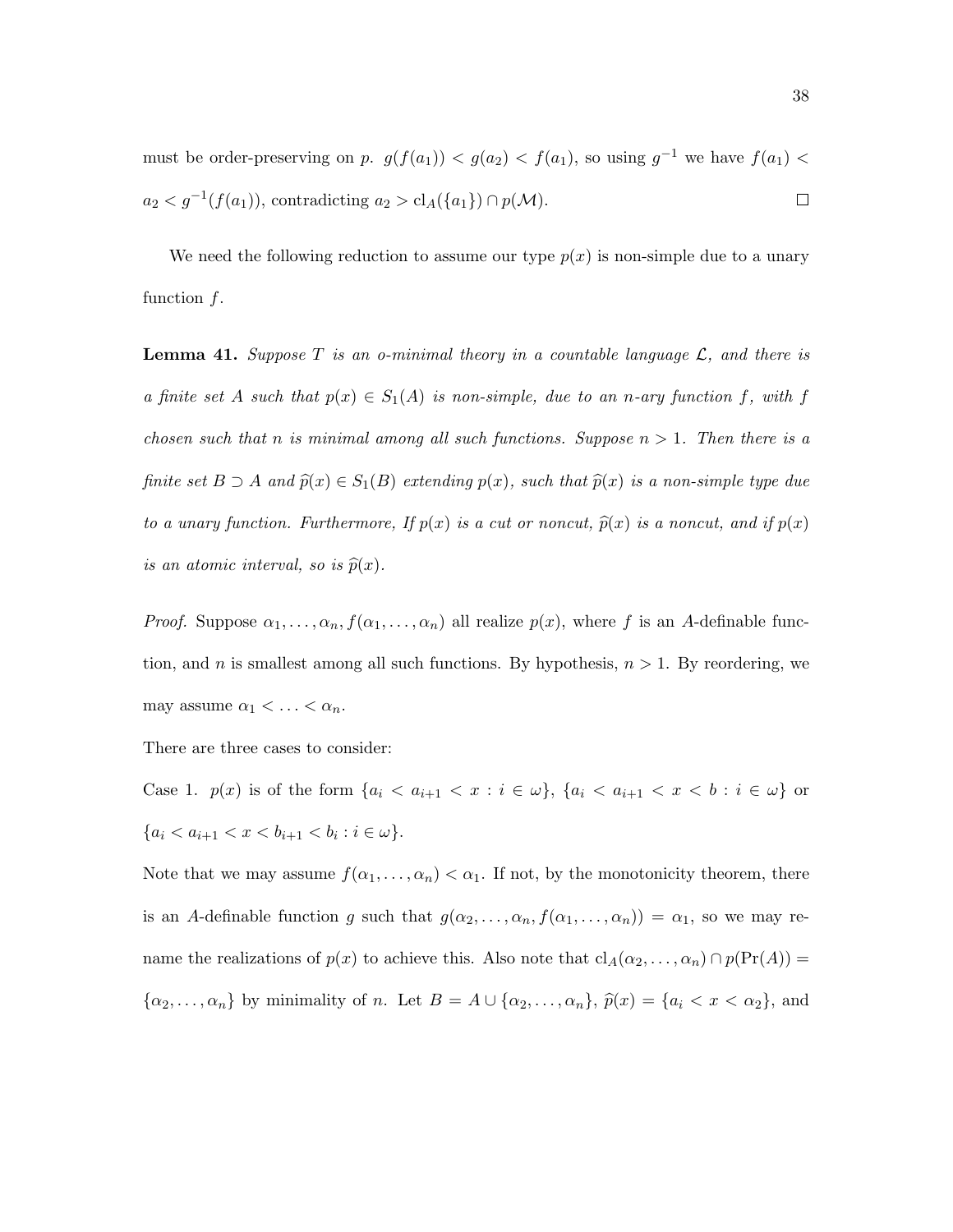must be order-preserving on $p$. $g(f(a_1)) < g(a_2) < f(a_1)$, so using $g^{-1}$ we have $f(a_1) < a_2 < g^{-1}(f(a_1))$, contradicting $a_2 > \mathrm{cl}_A(\{a_1\}) \cap p(\mathcal{M})$. $\square$

We need the following reduction to assume our type $p(x)$ is non-simple due to a unary function $f$.

**Lemma 41.** *Suppose $T$ is an o-minimal theory in a countable language $\mathcal{L}$, and there is a finite set $A$ such that $p(x) \in S_1(A)$ is non-simple, due to an $n$-ary function $f$, with $f$ chosen such that $n$ is minimal among all such functions. Suppose $n > 1$. Then there is a finite set $B \supset A$ and $\widehat{p}(x) \in S_1(B)$ extending $p(x)$, such that $\widehat{p}(x)$ is a non-simple type due to a unary function. Furthermore, If $p(x)$ is a cut or noncut, $\widehat{p}(x)$ is a noncut, and if $p(x)$ is an atomic interval, so is $\widehat{p}(x)$.*

*Proof.* Suppose $\alpha_1, \ldots, \alpha_n, f(\alpha_1, \ldots, \alpha_n)$ all realize $p(x)$, where $f$ is an $A$-definable function, and $n$ is smallest among all such functions. By hypothesis, $n > 1$. By reordering, we may assume $\alpha_1 < \ldots < \alpha_n$.

There are three cases to consider:

Case 1. $p(x)$ is of the form $\{a_i < a_{i+1} < x : i \in \omega\}$, $\{a_i < a_{i+1} < x < b : i \in \omega\}$ or $\{a_i < a_{i+1} < x < b_{i+1} < b_i : i \in \omega\}$.

Note that we may assume $f(\alpha_1, \ldots, \alpha_n) < \alpha_1$. If not, by the monotonicity theorem, there is an $A$-definable function $g$ such that $g(\alpha_2, \ldots, \alpha_n, f(\alpha_1, \ldots, \alpha_n)) = \alpha_1$, so we may rename the realizations of $p(x)$ to achieve this. Also note that $\mathrm{cl}_A(\alpha_2, \ldots, \alpha_n) \cap p(\mathrm{Pr}(A)) = \{\alpha_2, \ldots, \alpha_n\}$ by minimality of $n$. Let $B = A \cup \{\alpha_2, \ldots, \alpha_n\}$, $\widehat{p}(x) = \{a_i < x < \alpha_2\}$, and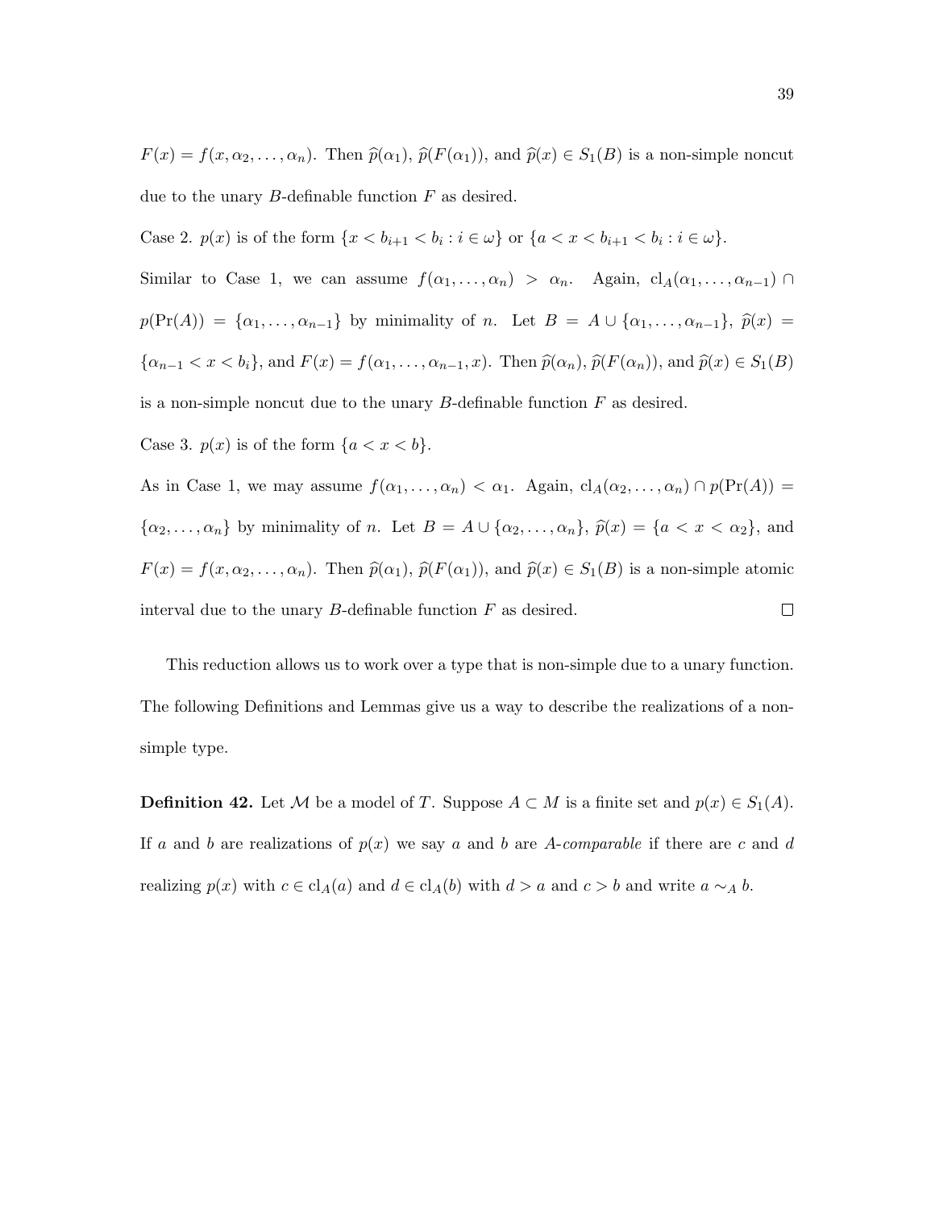$F(x) = f(x, \alpha_2, \ldots, \alpha_n)$. Then $\widehat{p}(\alpha_1)$, $\widehat{p}(F(\alpha_1))$, and $\widehat{p}(x) \in S_1(B)$ is a non-simple noncut due to the unary $B$-definable function $F$ as desired.

Case 2. $p(x)$ is of the form $\{x < b_{i+1} < b_i : i \in \omega\}$ or $\{a < x < b_{i+1} < b_i : i \in \omega\}$.

Similar to Case 1, we can assume $f(\alpha_1, \ldots, \alpha_n) > \alpha_n$. Again, $\mathrm{cl}_A(\alpha_1, \ldots, \alpha_{n-1}) \cap p(\Pr(A)) = \{\alpha_1, \ldots, \alpha_{n-1}\}$ by minimality of $n$. Let $B = A \cup \{\alpha_1, \ldots, \alpha_{n-1}\}$, $\widehat{p}(x) = \{\alpha_{n-1} < x < b_i\}$, and $F(x) = f(\alpha_1, \ldots, \alpha_{n-1}, x)$. Then $\widehat{p}(\alpha_n)$, $\widehat{p}(F(\alpha_n))$, and $\widehat{p}(x) \in S_1(B)$ is a non-simple noncut due to the unary $B$-definable function $F$ as desired.

Case 3. $p(x)$ is of the form $\{a < x < b\}$.

As in Case 1, we may assume $f(\alpha_1, \ldots, \alpha_n) < \alpha_1$. Again, $\mathrm{cl}_A(\alpha_2, \ldots, \alpha_n) \cap p(\Pr(A)) = \{\alpha_2, \ldots, \alpha_n\}$ by minimality of $n$. Let $B = A \cup \{\alpha_2, \ldots, \alpha_n\}$, $\widehat{p}(x) = \{a < x < \alpha_2\}$, and $F(x) = f(x, \alpha_2, \ldots, \alpha_n)$. Then $\widehat{p}(\alpha_1)$, $\widehat{p}(F(\alpha_1))$, and $\widehat{p}(x) \in S_1(B)$ is a non-simple atomic interval due to the unary $B$-definable function $F$ as desired. □

This reduction allows us to work over a type that is non-simple due to a unary function. The following Definitions and Lemmas give us a way to describe the realizations of a non-simple type.

**Definition 42.** Let $\mathcal{M}$ be a model of $T$. Suppose $A \subset M$ is a finite set and $p(x) \in S_1(A)$. If $a$ and $b$ are realizations of $p(x)$ we say $a$ and $b$ are *$A$-comparable* if there are $c$ and $d$ realizing $p(x)$ with $c \in \mathrm{cl}_A(a)$ and $d \in \mathrm{cl}_A(b)$ with $d > a$ and $c > b$ and write $a \sim_A b$.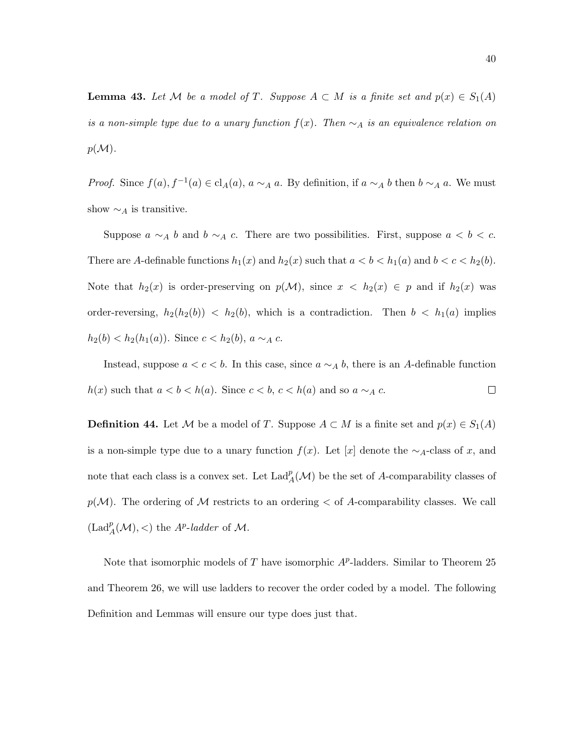**Lemma 43.** *Let $\mathcal{M}$ be a model of $T$. Suppose $A \subset M$ is a finite set and $p(x) \in S_1(A)$ is a non-simple type due to a unary function $f(x)$. Then $\sim_A$ is an equivalence relation on $p(\mathcal{M})$.*

*Proof.* Since $f(a), f^{-1}(a) \in \text{cl}_A(a)$, $a \sim_A a$. By definition, if $a \sim_A b$ then $b \sim_A a$. We must show $\sim_A$ is transitive.

Suppose $a \sim_A b$ and $b \sim_A c$. There are two possibilities. First, suppose $a < b < c$. There are $A$-definable functions $h_1(x)$ and $h_2(x)$ such that $a < b < h_1(a)$ and $b < c < h_2(b)$. Note that $h_2(x)$ is order-preserving on $p(\mathcal{M})$, since $x < h_2(x) \in p$ and if $h_2(x)$ was order-reversing, $h_2(h_2(b)) < h_2(b)$, which is a contradiction. Then $b < h_1(a)$ implies $h_2(b) < h_2(h_1(a))$. Since $c < h_2(b)$, $a \sim_A c$.

Instead, suppose $a < c < b$. In this case, since $a \sim_A b$, there is an $A$-definable function $h(x)$ such that $a < b < h(a)$. Since $c < b$, $c < h(a)$ and so $a \sim_A c$. $\square$

**Definition 44.** Let $\mathcal{M}$ be a model of $T$. Suppose $A \subset M$ is a finite set and $p(x) \in S_1(A)$ is a non-simple type due to a unary function $f(x)$. Let $[x]$ denote the $\sim_A$-class of $x$, and note that each class is a convex set. Let $\text{Lad}_A^p(\mathcal{M})$ be the set of $A$-comparability classes of $p(\mathcal{M})$. The ordering of $\mathcal{M}$ restricts to an ordering $<$ of $A$-comparability classes. We call $(\text{Lad}_A^p(\mathcal{M}), <)$ the $A^p$*-ladder* of $\mathcal{M}$.

Note that isomorphic models of $T$ have isomorphic $A^p$-ladders. Similar to Theorem 25 and Theorem 26, we will use ladders to recover the order coded by a model. The following Definition and Lemmas will ensure our type does just that.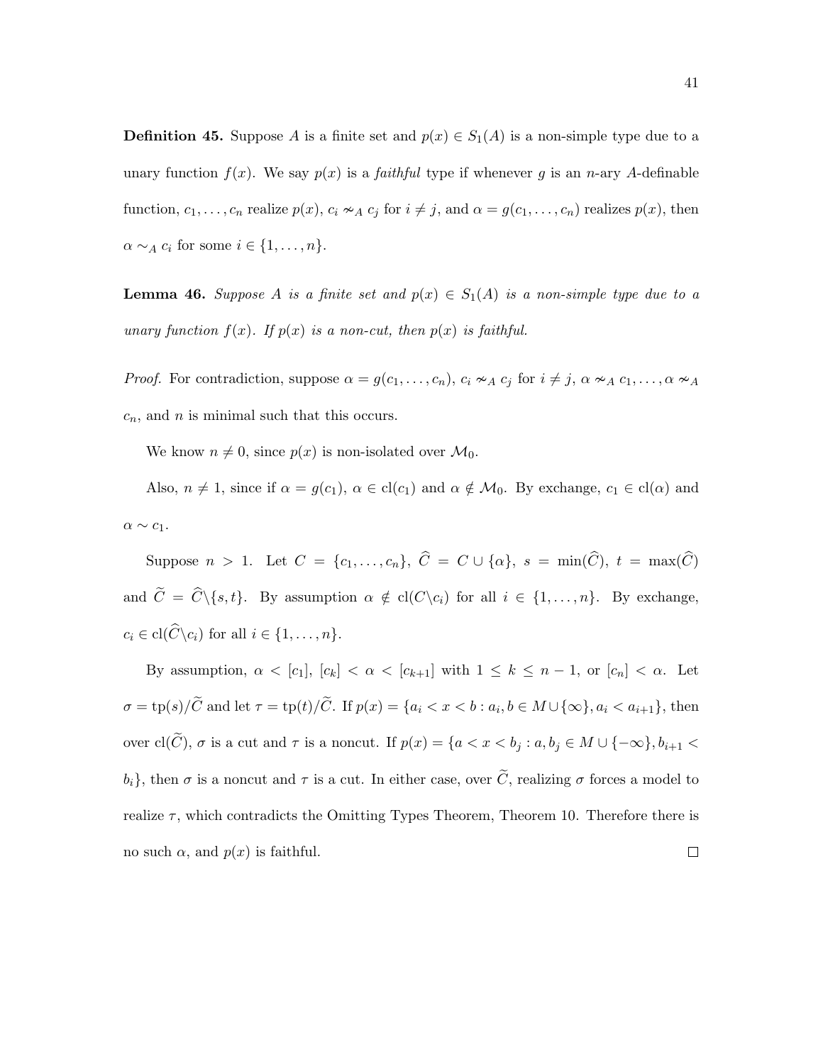**Definition 45.** Suppose $A$ is a finite set and $p(x) \in S_1(A)$ is a non-simple type due to a unary function $f(x)$. We say $p(x)$ is a *faithful* type if whenever $g$ is an $n$-ary $A$-definable function, $c_1, \ldots, c_n$ realize $p(x)$, $c_i \nsim_A c_j$ for $i \neq j$, and $\alpha = g(c_1, \ldots, c_n)$ realizes $p(x)$, then $\alpha \sim_A c_i$ for some $i \in \{1, \ldots, n\}$.

**Lemma 46.** *Suppose $A$ is a finite set and $p(x) \in S_1(A)$ is a non-simple type due to a unary function $f(x)$. If $p(x)$ is a non-cut, then $p(x)$ is faithful.*

*Proof.* For contradiction, suppose $\alpha = g(c_1, \ldots, c_n)$, $c_i \nsim_A c_j$ for $i \neq j$, $\alpha \nsim_A c_1, \ldots, \alpha \nsim_A c_n$, and $n$ is minimal such that this occurs.

We know $n \neq 0$, since $p(x)$ is non-isolated over $\mathcal{M}_0$.

Also, $n \neq 1$, since if $\alpha = g(c_1)$, $\alpha \in \text{cl}(c_1)$ and $\alpha \notin \mathcal{M}_0$. By exchange, $c_1 \in \text{cl}(\alpha)$ and $\alpha \sim c_1$.

Suppose $n > 1$. Let $C = \{c_1, \ldots, c_n\}$, $\widehat{C} = C \cup \{\alpha\}$, $s = \min(\widehat{C})$, $t = \max(\widehat{C})$ and $\widetilde{C} = \widehat{C} \backslash \{s, t\}$. By assumption $\alpha \notin \text{cl}(C \backslash c_i)$ for all $i \in \{1, \ldots, n\}$. By exchange, $c_i \in \text{cl}(\widehat{C} \backslash c_i)$ for all $i \in \{1, \ldots, n\}$.

By assumption, $\alpha < [c_1]$, $[c_k] < \alpha < [c_{k+1}]$ with $1 \leq k \leq n-1$, or $[c_n] < \alpha$. Let $\sigma = \text{tp}(s)/\widetilde{C}$ and let $\tau = \text{tp}(t)/\widetilde{C}$. If $p(x) = \{a_i < x < b : a_i, b \in M \cup \{\infty\}, a_i < a_{i+1}\}$, then over $\text{cl}(\widetilde{C})$, $\sigma$ is a cut and $\tau$ is a noncut. If $p(x) = \{a < x < b_j : a, b_j \in M \cup \{-\infty\}, b_{i+1} < b_i\}$, then $\sigma$ is a noncut and $\tau$ is a cut. In either case, over $\widetilde{C}$, realizing $\sigma$ forces a model to realize $\tau$, which contradicts the Omitting Types Theorem, Theorem 10. Therefore there is no such $\alpha$, and $p(x)$ is faithful. $\square$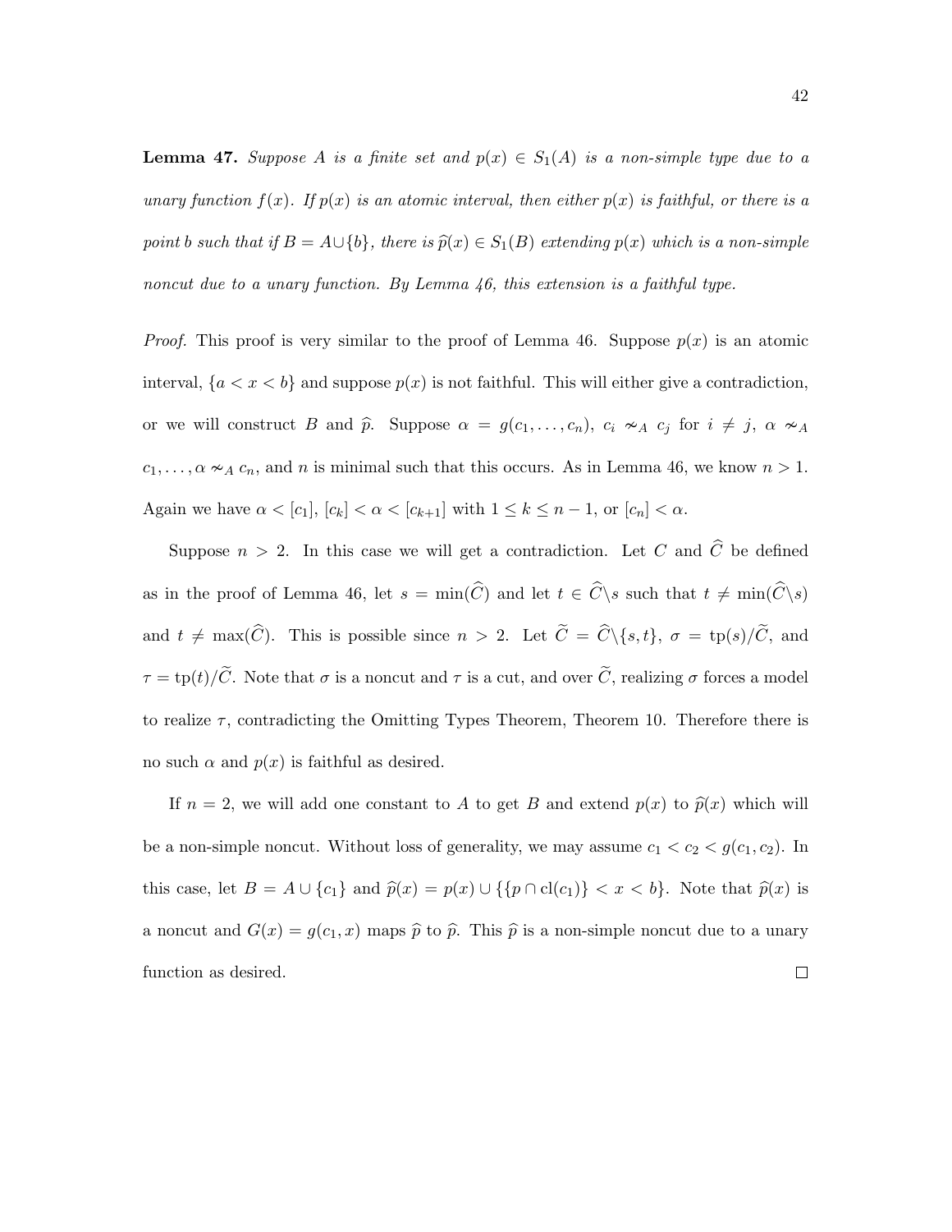**Lemma 47.** *Suppose $A$ is a finite set and $p(x) \in S_1(A)$ is a non-simple type due to a unary function $f(x)$. If $p(x)$ is an atomic interval, then either $p(x)$ is faithful, or there is a point $b$ such that if $B = A \cup \{b\}$, there is $\widehat{p}(x) \in S_1(B)$ extending $p(x)$ which is a non-simple noncut due to a unary function. By Lemma 46, this extension is a faithful type.*

*Proof.* This proof is very similar to the proof of Lemma 46. Suppose $p(x)$ is an atomic interval, $\{a < x < b\}$ and suppose $p(x)$ is not faithful. This will either give a contradiction, or we will construct $B$ and $\widehat{p}$. Suppose $\alpha = g(c_1, \ldots, c_n)$, $c_i \nsim_A c_j$ for $i \neq j$, $\alpha \nsim_A c_1, \ldots, \alpha \nsim_A c_n$, and $n$ is minimal such that this occurs. As in Lemma 46, we know $n > 1$. Again we have $\alpha < [c_1]$, $[c_k] < \alpha < [c_{k+1}]$ with $1 \leq k \leq n-1$, or $[c_n] < \alpha$.

Suppose $n > 2$. In this case we will get a contradiction. Let $C$ and $\widehat{C}$ be defined as in the proof of Lemma 46, let $s = \min(\widehat{C})$ and let $t \in \widehat{C} \backslash s$ such that $t \neq \min(\widehat{C} \backslash s)$ and $t \neq \max(\widehat{C})$. This is possible since $n > 2$. Let $\widetilde{C} = \widehat{C} \backslash \{s, t\}$, $\sigma = \mathrm{tp}(s)/\widetilde{C}$, and $\tau = \mathrm{tp}(t)/\widetilde{C}$. Note that $\sigma$ is a noncut and $\tau$ is a cut, and over $\widetilde{C}$, realizing $\sigma$ forces a model to realize $\tau$, contradicting the Omitting Types Theorem, Theorem 10. Therefore there is no such $\alpha$ and $p(x)$ is faithful as desired.

If $n = 2$, we will add one constant to $A$ to get $B$ and extend $p(x)$ to $\widehat{p}(x)$ which will be a non-simple noncut. Without loss of generality, we may assume $c_1 < c_2 < g(c_1, c_2)$. In this case, let $B = A \cup \{c_1\}$ and $\widehat{p}(x) = p(x) \cup \{\{p \cap \mathrm{cl}(c_1)\} < x < b\}$. Note that $\widehat{p}(x)$ is a noncut and $G(x) = g(c_1, x)$ maps $\widehat{p}$ to $\widehat{p}$. This $\widehat{p}$ is a non-simple noncut due to a unary function as desired. $\square$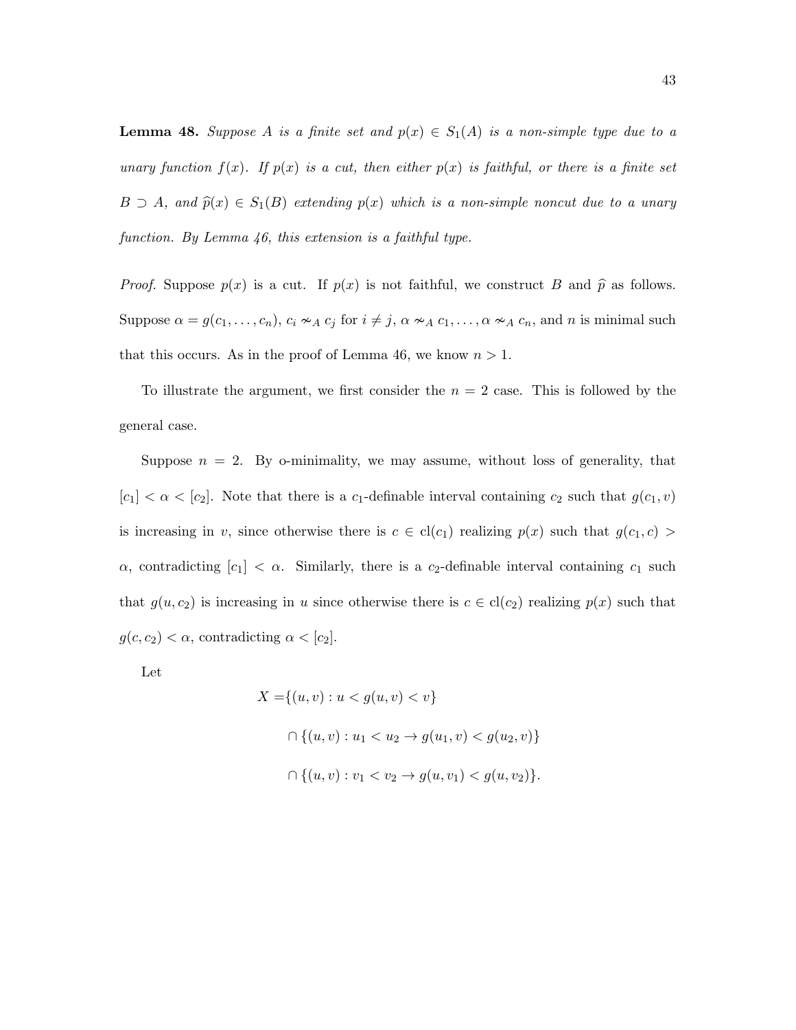**Lemma 48.** *Suppose $A$ is a finite set and $p(x) \in S_1(A)$ is a non-simple type due to a unary function $f(x)$. If $p(x)$ is a cut, then either $p(x)$ is faithful, or there is a finite set $B \supset A$, and $\widehat{p}(x) \in S_1(B)$ extending $p(x)$ which is a non-simple noncut due to a unary function. By Lemma 46, this extension is a faithful type.*

*Proof.* Suppose $p(x)$ is a cut. If $p(x)$ is not faithful, we construct $B$ and $\widehat{p}$ as follows. Suppose $\alpha = g(c_1, \ldots, c_n)$, $c_i \nsim_A c_j$ for $i \neq j$, $\alpha \nsim_A c_1, \ldots, \alpha \nsim_A c_n$, and $n$ is minimal such that this occurs. As in the proof of Lemma 46, we know $n > 1$.

To illustrate the argument, we first consider the $n = 2$ case. This is followed by the general case.

Suppose $n = 2$. By o-minimality, we may assume, without loss of generality, that $[c_1] < \alpha < [c_2]$. Note that there is a $c_1$-definable interval containing $c_2$ such that $g(c_1, v)$ is increasing in $v$, since otherwise there is $c \in \text{cl}(c_1)$ realizing $p(x)$ such that $g(c_1, c) > \alpha$, contradicting $[c_1] < \alpha$. Similarly, there is a $c_2$-definable interval containing $c_1$ such that $g(u, c_2)$ is increasing in $u$ since otherwise there is $c \in \text{cl}(c_2)$ realizing $p(x)$ such that $g(c, c_2) < \alpha$, contradicting $\alpha < [c_2]$.

Let

$$
\begin{aligned}
X =& \{(u, v) : u < g(u, v) < v\} \\
&\cap \{(u, v) : u_1 < u_2 \rightarrow g(u_1, v) < g(u_2, v)\} \\
&\cap \{(u, v) : v_1 < v_2 \rightarrow g(u, v_1) < g(u, v_2)\}.
\end{aligned}
$$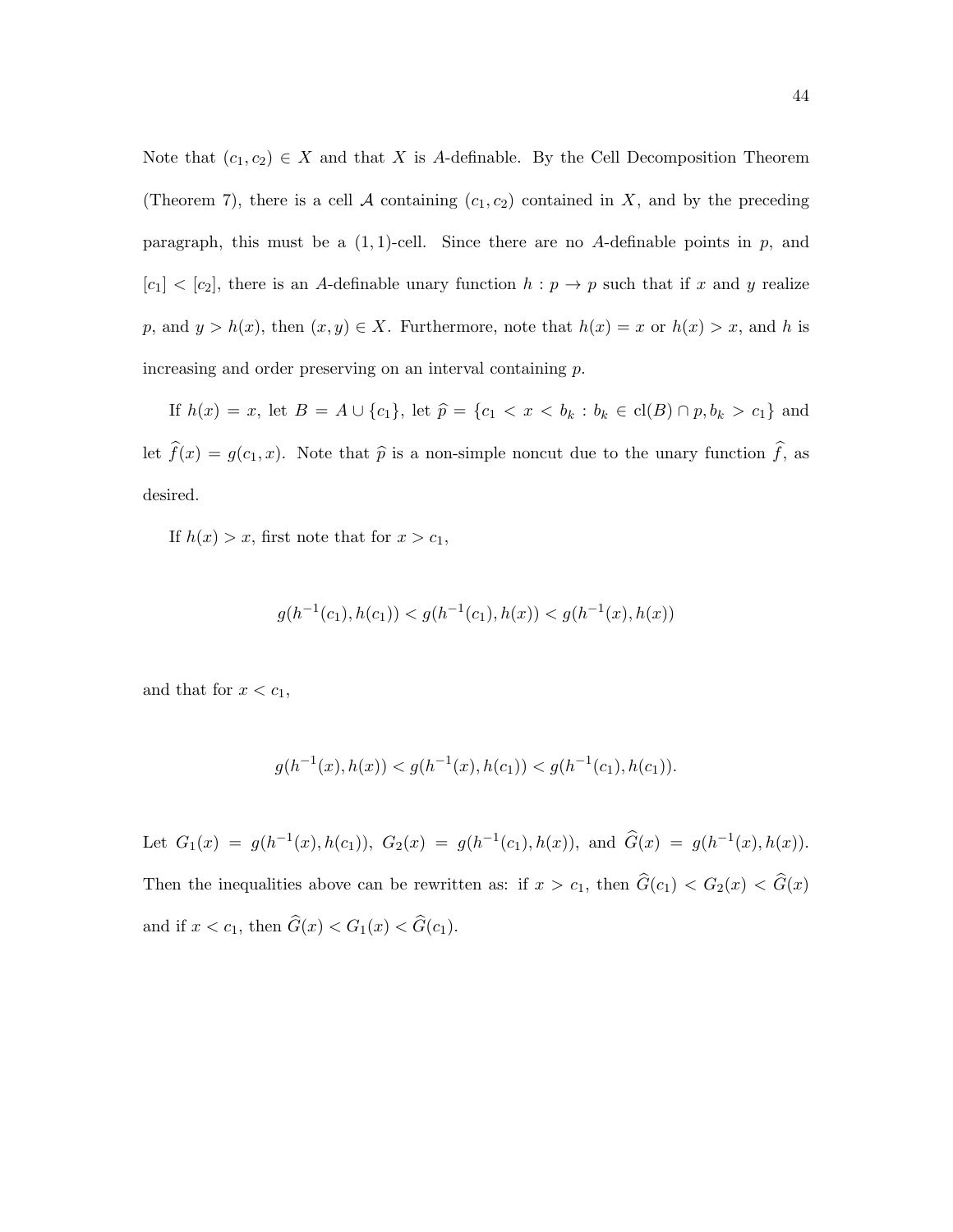Note that $(c_1, c_2) \in X$ and that $X$ is $A$-definable. By the Cell Decomposition Theorem (Theorem 7), there is a cell $\mathcal{A}$ containing $(c_1, c_2)$ contained in $X$, and by the preceding paragraph, this must be a $(1,1)$-cell. Since there are no $A$-definable points in $p$, and $[c_1] < [c_2]$, there is an $A$-definable unary function $h : p \to p$ such that if $x$ and $y$ realize $p$, and $y > h(x)$, then $(x, y) \in X$. Furthermore, note that $h(x) = x$ or $h(x) > x$, and $h$ is increasing and order preserving on an interval containing $p$.

If $h(x) = x$, let $B = A \cup \{c_1\}$, let $\widehat{p} = \{c_1 < x < b_k : b_k \in \text{cl}(B) \cap p, b_k > c_1\}$ and let $\widehat{f}(x) = g(c_1, x)$. Note that $\widehat{p}$ is a non-simple noncut due to the unary function $\widehat{f}$, as desired.

If $h(x) > x$, first note that for $x > c_1$,

$$g(h^{-1}(c_1), h(c_1)) < g(h^{-1}(c_1), h(x)) < g(h^{-1}(x), h(x))$$

and that for $x < c_1$,

$$g(h^{-1}(x), h(x)) < g(h^{-1}(x), h(c_1)) < g(h^{-1}(c_1), h(c_1)).$$

Let $G_1(x) = g(h^{-1}(x), h(c_1))$, $G_2(x) = g(h^{-1}(c_1), h(x))$, and $\widehat{G}(x) = g(h^{-1}(x), h(x))$. Then the inequalities above can be rewritten as: if $x > c_1$, then $\widehat{G}(c_1) < G_2(x) < \widehat{G}(x)$ and if $x < c_1$, then $\widehat{G}(x) < G_1(x) < \widehat{G}(c_1)$.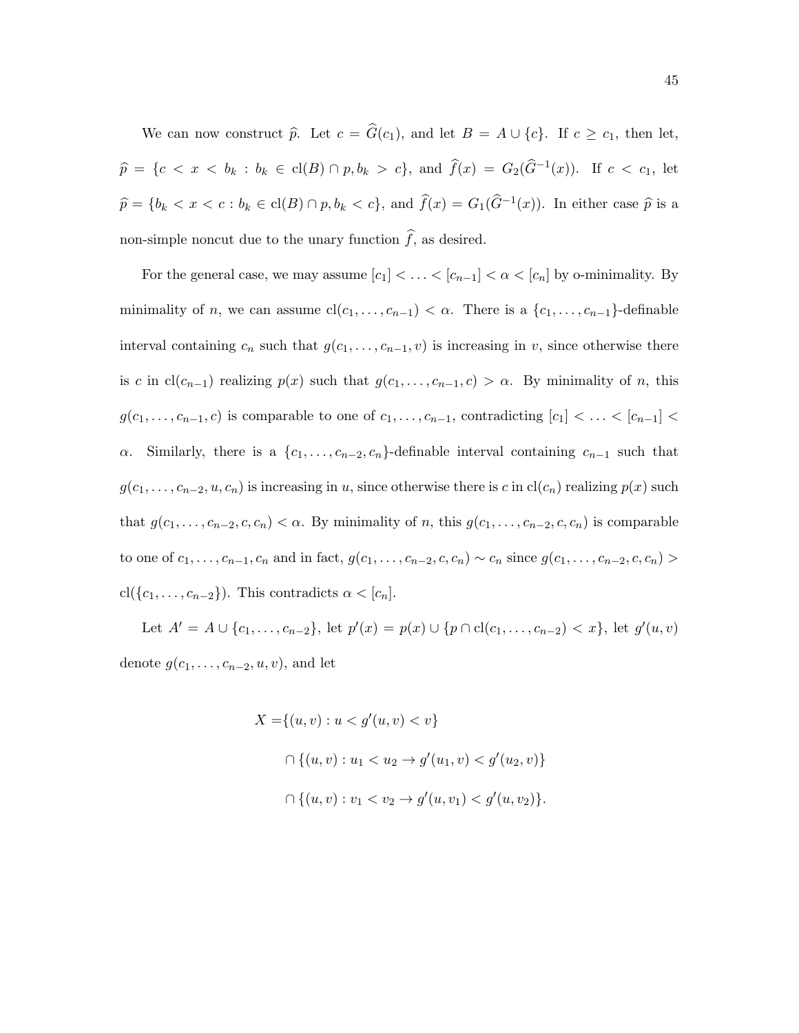We can now construct $\widehat{p}$. Let $c = \widehat{G}(c_1)$, and let $B = A \cup \{c\}$. If $c \geq c_1$, then let, $\widehat{p} = \{c < x < b_k : b_k \in \text{cl}(B) \cap p, b_k > c\}$, and $\widehat{f}(x) = G_2(\widehat{G}^{-1}(x))$. If $c < c_1$, let $\widehat{p} = \{b_k < x < c : b_k \in \text{cl}(B) \cap p, b_k < c\}$, and $\widehat{f}(x) = G_1(\widehat{G}^{-1}(x))$. In either case $\widehat{p}$ is a non-simple noncut due to the unary function $\widehat{f}$, as desired.

For the general case, we may assume $[c_1] < \ldots < [c_{n-1}] < \alpha < [c_n]$ by o-minimality. By minimality of $n$, we can assume $\text{cl}(c_1, \ldots, c_{n-1}) < \alpha$. There is a $\{c_1, \ldots, c_{n-1}\}$-definable interval containing $c_n$ such that $g(c_1, \ldots, c_{n-1}, v)$ is increasing in $v$, since otherwise there is $c$ in $\text{cl}(c_{n-1})$ realizing $p(x)$ such that $g(c_1, \ldots, c_{n-1}, c) > \alpha$. By minimality of $n$, this $g(c_1, \ldots, c_{n-1}, c)$ is comparable to one of $c_1, \ldots, c_{n-1}$, contradicting $[c_1] < \ldots < [c_{n-1}] < \alpha$. Similarly, there is a $\{c_1, \ldots, c_{n-2}, c_n\}$-definable interval containing $c_{n-1}$ such that $g(c_1, \ldots, c_{n-2}, u, c_n)$ is increasing in $u$, since otherwise there is $c$ in $\text{cl}(c_n)$ realizing $p(x)$ such that $g(c_1, \ldots, c_{n-2}, c, c_n) < \alpha$. By minimality of $n$, this $g(c_1, \ldots, c_{n-2}, c, c_n)$ is comparable to one of $c_1, \ldots, c_{n-1}, c_n$ and in fact, $g(c_1, \ldots, c_{n-2}, c, c_n) \sim c_n$ since $g(c_1, \ldots, c_{n-2}, c, c_n) > \text{cl}(\{c_1, \ldots, c_{n-2}\})$. This contradicts $\alpha < [c_n]$.

Let $A' = A \cup \{c_1, \ldots, c_{n-2}\}$, let $p'(x) = p(x) \cup \{p \cap \text{cl}(c_1, \ldots, c_{n-2}) < x\}$, let $g'(u, v)$ denote $g(c_1, \ldots, c_{n-2}, u, v)$, and let

$$
\begin{aligned}
X = &\{(u, v) : u < g'(u, v) < v\} \\
&\cap \{(u, v) : u_1 < u_2 \rightarrow g'(u_1, v) < g'(u_2, v)\} \\
&\cap \{(u, v) : v_1 < v_2 \rightarrow g'(u, v_1) < g'(u, v_2)\}.
\end{aligned}
$$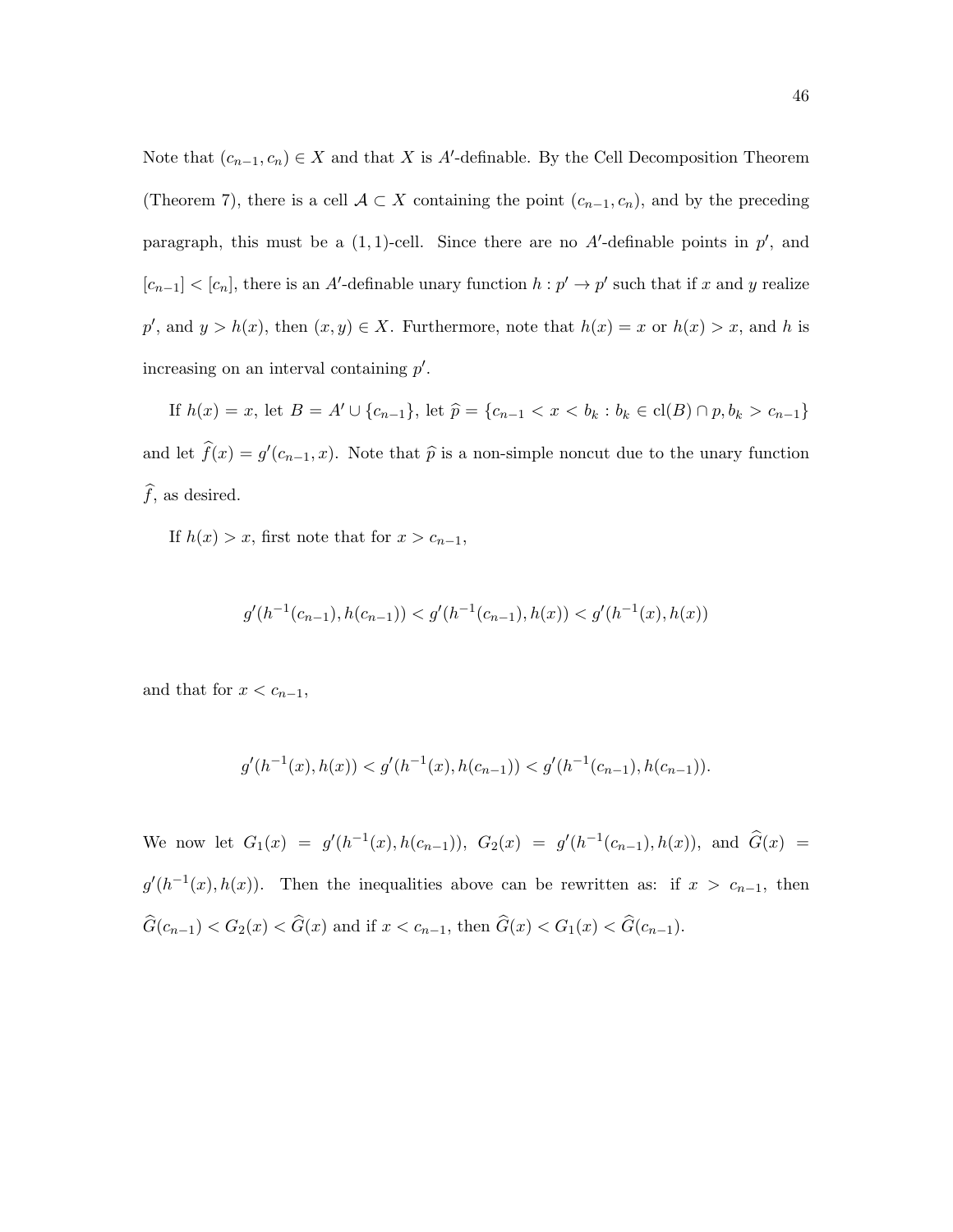Note that $(c_{n-1}, c_n) \in X$ and that $X$ is $A'$-definable. By the Cell Decomposition Theorem (Theorem 7), there is a cell $\mathcal{A} \subset X$ containing the point $(c_{n-1}, c_n)$, and by the preceding paragraph, this must be a $(1,1)$-cell. Since there are no $A'$-definable points in $p'$, and $[c_{n-1}] < [c_n]$, there is an $A'$-definable unary function $h : p' \to p'$ such that if $x$ and $y$ realize $p'$, and $y > h(x)$, then $(x, y) \in X$. Furthermore, note that $h(x) = x$ or $h(x) > x$, and $h$ is increasing on an interval containing $p'$.

If $h(x) = x$, let $B = A' \cup \{c_{n-1}\}$, let $\widehat{p} = \{c_{n-1} < x < b_k : b_k \in \text{cl}(B) \cap p, b_k > c_{n-1}\}$ and let $\widehat{f}(x) = g'(c_{n-1}, x)$. Note that $\widehat{p}$ is a non-simple noncut due to the unary function $\widehat{f}$, as desired.

If $h(x) > x$, first note that for $x > c_{n-1}$,

$$g'(h^{-1}(c_{n-1}), h(c_{n-1})) < g'(h^{-1}(c_{n-1}), h(x)) < g'(h^{-1}(x), h(x))$$

and that for $x < c_{n-1}$,

$$g'(h^{-1}(x), h(x)) < g'(h^{-1}(x), h(c_{n-1})) < g'(h^{-1}(c_{n-1}), h(c_{n-1})).$$

We now let $G_1(x) = g'(h^{-1}(x), h(c_{n-1}))$, $G_2(x) = g'(h^{-1}(c_{n-1}), h(x))$, and $\widehat{G}(x) = g'(h^{-1}(x), h(x))$. Then the inequalities above can be rewritten as: if $x > c_{n-1}$, then $\widehat{G}(c_{n-1}) < G_2(x) < \widehat{G}(x)$ and if $x < c_{n-1}$, then $\widehat{G}(x) < G_1(x) < \widehat{G}(c_{n-1})$.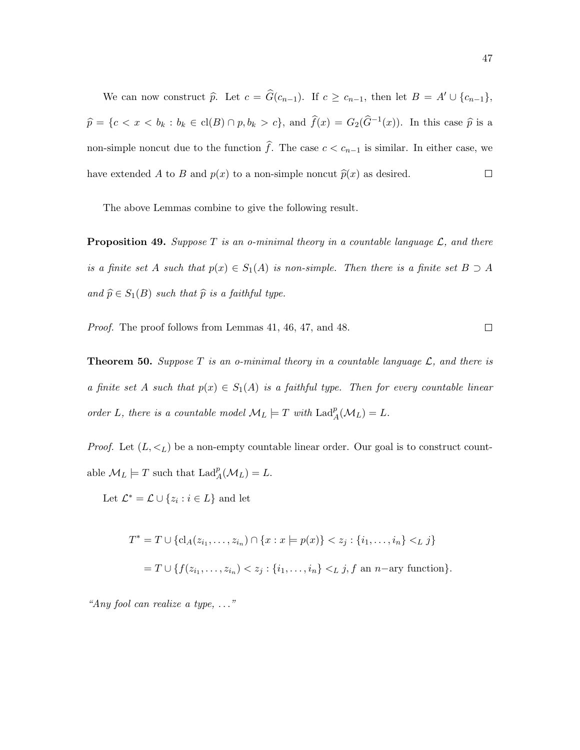We can now construct $\widehat{p}$. Let $c = \widehat{G}(c_{n-1})$. If $c \geq c_{n-1}$, then let $B = A' \cup \{c_{n-1}\}$, $\widehat{p} = \{c < x < b_k : b_k \in \mathrm{cl}(B) \cap p, b_k > c\}$, and $\widehat{f}(x) = G_2(\widehat{G}^{-1}(x))$. In this case $\widehat{p}$ is a non-simple noncut due to the function $\widehat{f}$. The case $c < c_{n-1}$ is similar. In either case, we have extended $A$ to $B$ and $p(x)$ to a non-simple noncut $\widehat{p}(x)$ as desired. □

The above Lemmas combine to give the following result.

**Proposition 49.** *Suppose $T$ is an o-minimal theory in a countable language $\mathcal{L}$, and there is a finite set $A$ such that $p(x) \in S_1(A)$ is non-simple. Then there is a finite set $B \supset A$ and $\widehat{p} \in S_1(B)$ such that $\widehat{p}$ is a faithful type.*

*Proof.* The proof follows from Lemmas 41, 46, 47, and 48. □

**Theorem 50.** *Suppose $T$ is an o-minimal theory in a countable language $\mathcal{L}$, and there is a finite set $A$ such that $p(x) \in S_1(A)$ is a faithful type. Then for every countable linear order $L$, there is a countable model $\mathcal{M}_L \models T$ with $\mathrm{Lad}^p_A(\mathcal{M}_L) = L$.*

*Proof.* Let $(L, <_L)$ be a non-empty countable linear order. Our goal is to construct countable $\mathcal{M}_L \models T$ such that $\mathrm{Lad}^p_A(\mathcal{M}_L) = L$.

Let $\mathcal{L}^* = \mathcal{L} \cup \{z_i : i \in L\}$ and let

$$
\begin{aligned}
T^* &= T \cup \{\mathrm{cl}_A(z_{i_1}, \ldots, z_{i_n}) \cap \{x : x \models p(x)\} < z_j : \{i_1, \ldots, i_n\} <_L j\} \\
&= T \cup \{f(z_{i_1}, \ldots, z_{i_n}) < z_j : \{i_1, \ldots, i_n\} <_L j, f \text{ an } n\text{−ary function}\}.
\end{aligned}
$$

*"Any fool can realize a type, ..."*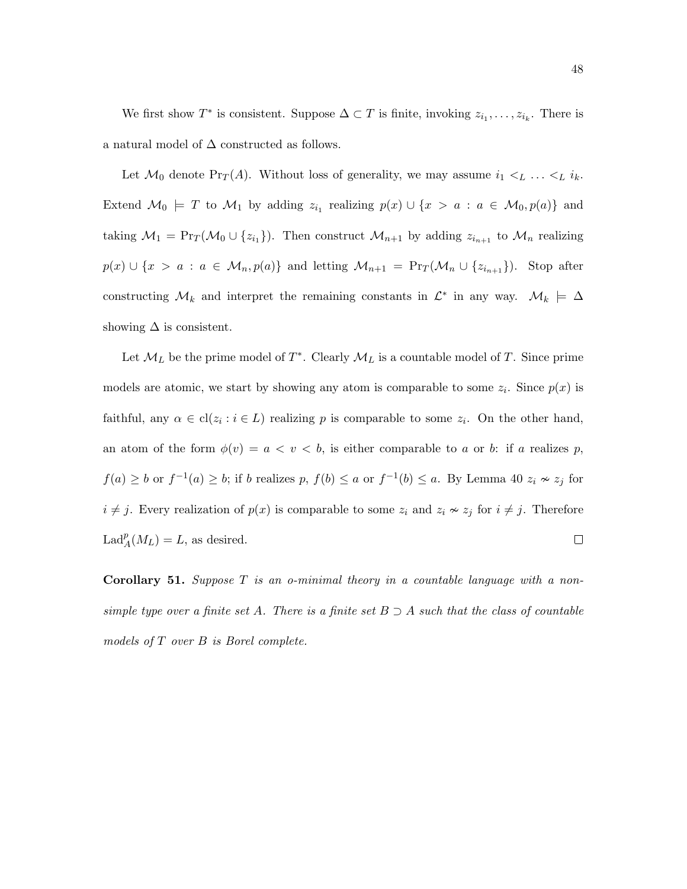We first show $T^*$ is consistent. Suppose $\Delta \subset T$ is finite, invoking $z_{i_1}, \ldots, z_{i_k}$. There is a natural model of $\Delta$ constructed as follows.

Let $\mathcal{M}_0$ denote $\mathrm{Pr}_T(A)$. Without loss of generality, we may assume $i_1 <_L \ldots <_L i_k$. Extend $\mathcal{M}_0 \models T$ to $\mathcal{M}_1$ by adding $z_{i_1}$ realizing $p(x) \cup \{x > a : a \in \mathcal{M}_0, p(a)\}$ and taking $\mathcal{M}_1 = \mathrm{Pr}_T(\mathcal{M}_0 \cup \{z_{i_1}\})$. Then construct $\mathcal{M}_{n+1}$ by adding $z_{i_{n+1}}$ to $\mathcal{M}_n$ realizing $p(x) \cup \{x > a : a \in \mathcal{M}_n, p(a)\}$ and letting $\mathcal{M}_{n+1} = \mathrm{Pr}_T(\mathcal{M}_n \cup \{z_{i_{n+1}}\})$. Stop after constructing $\mathcal{M}_k$ and interpret the remaining constants in $\mathcal{L}^*$ in any way. $\mathcal{M}_k \models \Delta$ showing $\Delta$ is consistent.

Let $\mathcal{M}_L$ be the prime model of $T^*$. Clearly $\mathcal{M}_L$ is a countable model of $T$. Since prime models are atomic, we start by showing any atom is comparable to some $z_i$. Since $p(x)$ is faithful, any $\alpha \in \mathrm{cl}(z_i : i \in L)$ realizing $p$ is comparable to some $z_i$. On the other hand, an atom of the form $\phi(v) = a < v < b$, is either comparable to $a$ or $b$: if $a$ realizes $p$, $f(a) \geq b$ or $f^{-1}(a) \geq b$; if $b$ realizes $p$, $f(b) \leq a$ or $f^{-1}(b) \leq a$. By Lemma 40 $z_i \nsim z_j$ for $i \neq j$. Every realization of $p(x)$ is comparable to some $z_i$ and $z_i \nsim z_j$ for $i \neq j$. Therefore $\mathrm{Lad}_A^p(M_L) = L$, as desired. $\square$

**Corollary 51.** *Suppose $T$ is an o-minimal theory in a countable language with a non-simple type over a finite set $A$. There is a finite set $B \supset A$ such that the class of countable models of $T$ over $B$ is Borel complete.*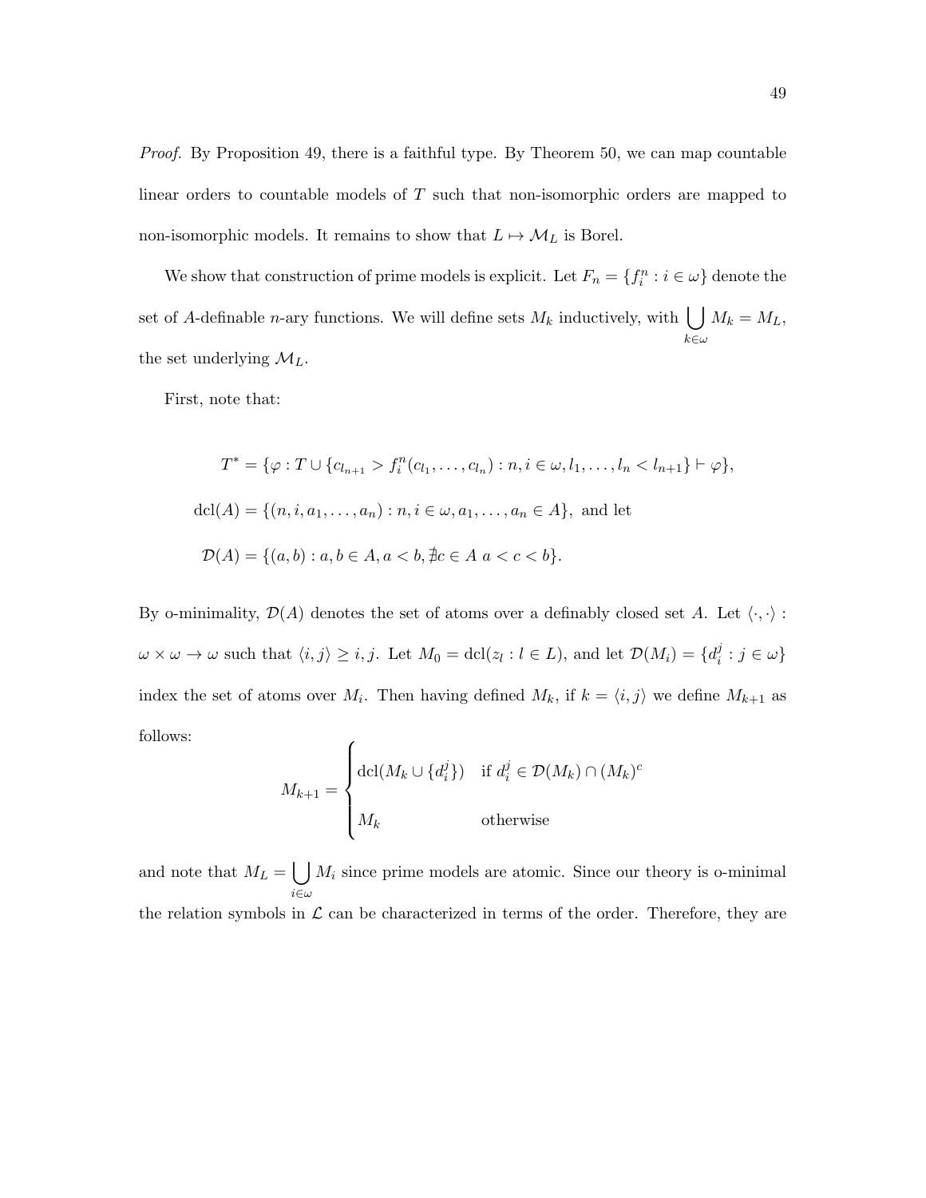*Proof.* By Proposition 49, there is a faithful type. By Theorem 50, we can map countable linear orders to countable models of $T$ such that non-isomorphic orders are mapped to non-isomorphic models. It remains to show that $L \mapsto \mathcal{M}_L$ is Borel.

We show that construction of prime models is explicit. Let $F_n = \{f_i^n : i \in \omega\}$ denote the set of $A$-definable $n$-ary functions. We will define sets $M_k$ inductively, with $\bigcup_{k \in \omega} M_k = M_L$, the set underlying $\mathcal{M}_L$.

First, note that:

$$T^* = \{\varphi : T \cup \{c_{l_{n+1}} > f_i^n(c_{l_1}, \ldots, c_{l_n}) : n, i \in \omega, l_1, \ldots, l_n < l_{n+1}\} \vdash \varphi\},$$

$$\mathrm{dcl}(A) = \{(n, i, a_1, \ldots, a_n) : n, i \in \omega, a_1, \ldots, a_n \in A\}, \text{ and let}$$

$$\mathcal{D}(A) = \{(a, b) : a, b \in A, a < b, \nexists c \in A \; a < c < b\}.$$

By o-minimality, $\mathcal{D}(A)$ denotes the set of atoms over a definably closed set $A$. Let $\langle \cdot, \cdot \rangle : \omega \times \omega \to \omega$ such that $\langle i, j \rangle \geq i, j$. Let $M_0 = \mathrm{dcl}(z_l : l \in L)$, and let $\mathcal{D}(M_i) = \{d_i^j : j \in \omega\}$ index the set of atoms over $M_i$. Then having defined $M_k$, if $k = \langle i, j \rangle$ we define $M_{k+1}$ as follows:

$$M_{k+1} = \begin{cases} \mathrm{dcl}(M_k \cup \{d_i^j\}) & \text{if } d_i^j \in \mathcal{D}(M_k) \cap (M_k)^c \\ M_k & \text{otherwise} \end{cases}$$

and note that $M_L = \bigcup_{i \in \omega} M_i$ since prime models are atomic. Since our theory is o-minimal the relation symbols in $\mathcal{L}$ can be characterized in terms of the order. Therefore, they are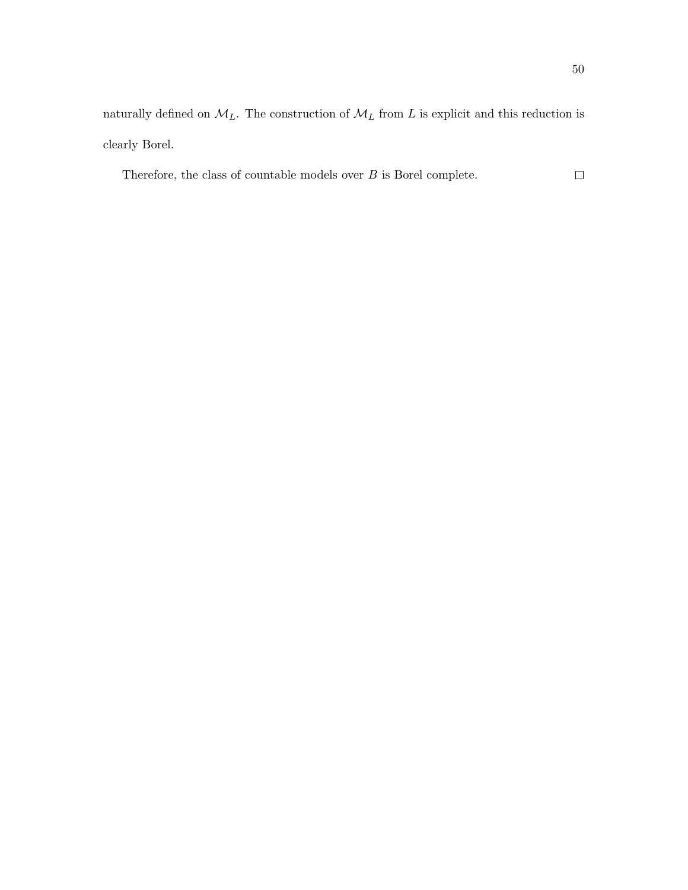naturally defined on $\mathcal{M}_L$. The construction of $\mathcal{M}_L$ from $L$ is explicit and this reduction is clearly Borel.

Therefore, the class of countable models over $B$ is Borel complete. $\square$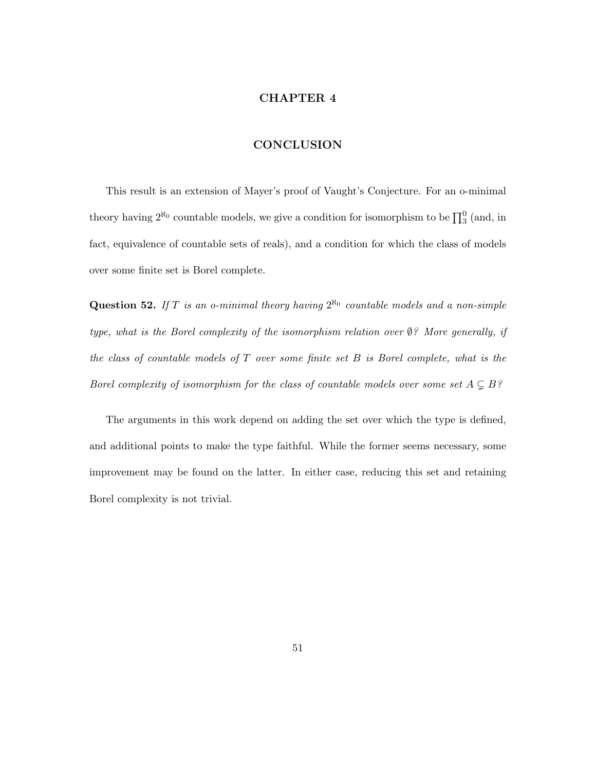# CHAPTER 4

## CONCLUSION

This result is an extension of Mayer's proof of Vaught's Conjecture. For an o-minimal theory having $2^{\aleph_0}$ countable models, we give a condition for isomorphism to be $\prod_3^0$ (and, in fact, equivalence of countable sets of reals), and a condition for which the class of models over some finite set is Borel complete.

**Question 52.** *If $T$ is an o-minimal theory having $2^{\aleph_0}$ countable models and a non-simple type, what is the Borel complexity of the isomorphism relation over $\emptyset$? More generally, if the class of countable models of $T$ over some finite set $B$ is Borel complete, what is the Borel complexity of isomorphism for the class of countable models over some set $A \subsetneq B$?*

The arguments in this work depend on adding the set over which the type is defined, and additional points to make the type faithful. While the former seems necessary, some improvement may be found on the latter. In either case, reducing this set and retaining Borel complexity is not trivial.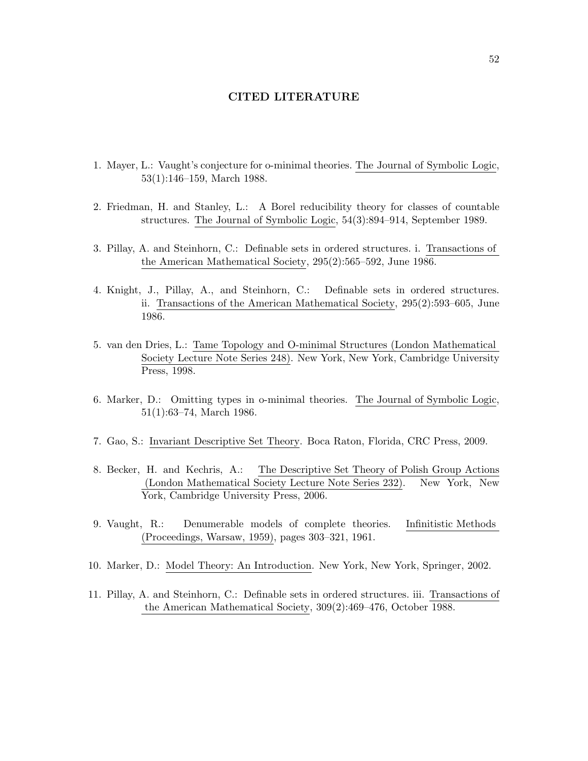# CITED LITERATURE

1. Mayer, L.: Vaught's conjecture for o-minimal theories. The Journal of Symbolic Logic, 53(1):146–159, March 1988.

2. Friedman, H. and Stanley, L.: A Borel reducibility theory for classes of countable structures. The Journal of Symbolic Logic, 54(3):894–914, September 1989.

3. Pillay, A. and Steinhorn, C.: Definable sets in ordered structures. i. Transactions of the American Mathematical Society, 295(2):565–592, June 1986.

4. Knight, J., Pillay, A., and Steinhorn, C.: Definable sets in ordered structures. ii. Transactions of the American Mathematical Society, 295(2):593–605, June 1986.

5. van den Dries, L.: Tame Topology and O-minimal Structures (London Mathematical Society Lecture Note Series 248). New York, New York, Cambridge University Press, 1998.

6. Marker, D.: Omitting types in o-minimal theories. The Journal of Symbolic Logic, 51(1):63–74, March 1986.

7. Gao, S.: Invariant Descriptive Set Theory. Boca Raton, Florida, CRC Press, 2009.

8. Becker, H. and Kechris, A.: The Descriptive Set Theory of Polish Group Actions (London Mathematical Society Lecture Note Series 232). New York, New York, Cambridge University Press, 2006.

9. Vaught, R.: Denumerable models of complete theories. Infinitistic Methods (Proceedings, Warsaw, 1959), pages 303–321, 1961.

10. Marker, D.: Model Theory: An Introduction. New York, New York, Springer, 2002.

11. Pillay, A. and Steinhorn, C.: Definable sets in ordered structures. iii. Transactions of the American Mathematical Society, 309(2):469–476, October 1988.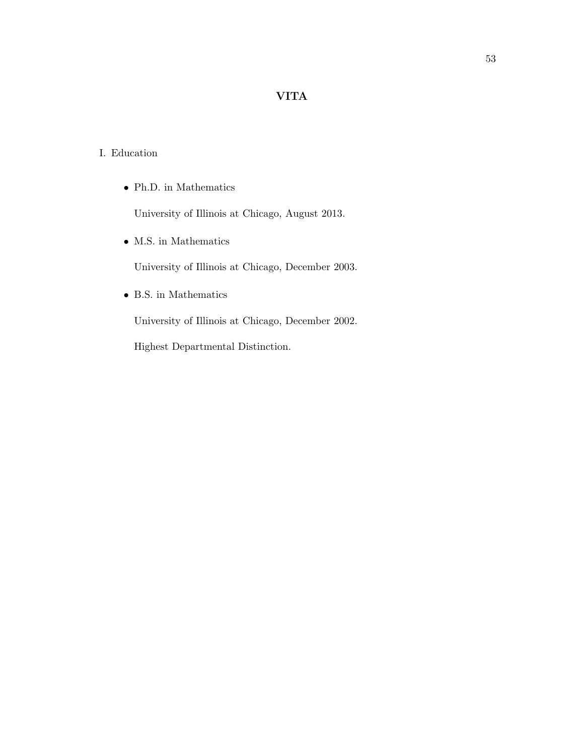# VITA

I. Education

- Ph.D. in Mathematics

  University of Illinois at Chicago, August 2013.

- M.S. in Mathematics

  University of Illinois at Chicago, December 2003.

- B.S. in Mathematics

  University of Illinois at Chicago, December 2002.

  Highest Departmental Distinction.